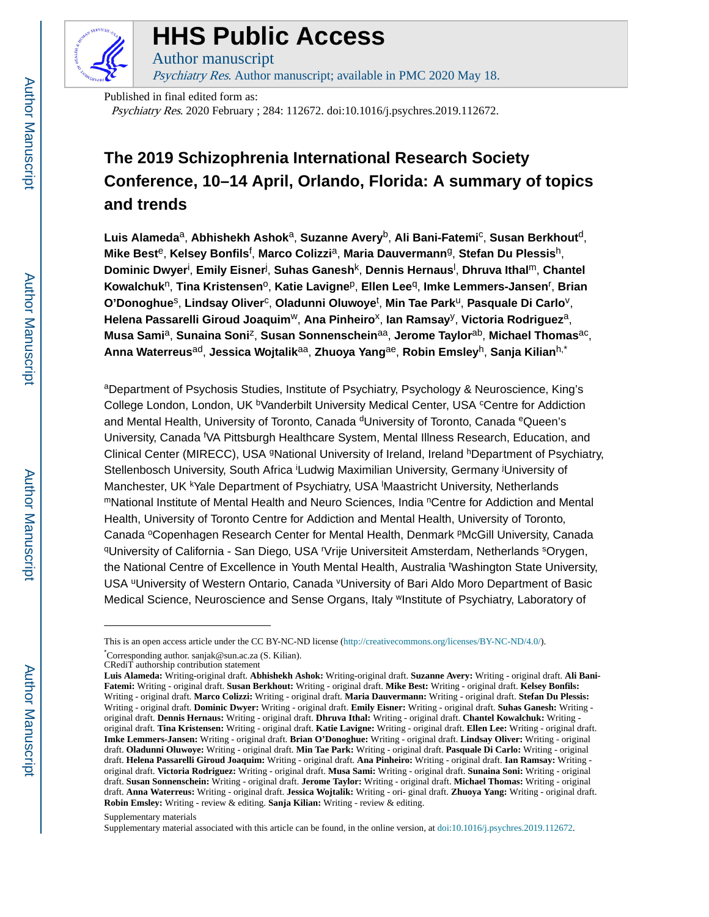# HHS Public Access

Author manuscript

*Psychiatry Res*. Author manuscript; available in PMC 2020 May 18.

Published in final edited form as:

*Psychiatry Res*. 2020 February ; 284: 112672. doi:10.1016/j.psychres.2019.112672.

# The 2019 Schizophrenia International Research Society Conference, 10–14 April, Orlando, Florida: A summary of topics and trends

**Luis Alameda**[a], **Abhishekh Ashok**[a], **Suzanne Avery**[b], **Ali Bani-Fatemi**[c], **Susan Berkhout**[d], **Mike Best**[e], **Kelsey Bonfils**[f], **Marco Colizzi**[a], **Maria Dauvermann**[g], **Stefan Du Plessis**[h], **Dominic Dwyer**[i], **Emily Eisner**[j], **Suhas Ganesh**[k], **Dennis Hernaus**[l], **Dhruva Ithal**[m], **Chantel Kowalchuk**[n], **Tina Kristensen**[o], **Katie Lavigne**[p], **Ellen Lee**[q], **Imke Lemmers-Jansen**[r], **Brian O'Donoghue**[s], **Lindsay Oliver**[c], **Oladunni Oluwoye**[t], **Min Tae Park**[u], **Pasquale Di Carlo**[v], **Helena Passarelli Giroud Joaquim**[w], **Ana Pinheiro**[x], **Ian Ramsay**[y], **Victoria Rodriguez**[a], **Musa Sami**[a], **Sunaina Soni**[z], **Susan Sonnenschein**[aa], **Jerome Taylor**[ab], **Michael Thomas**[ac], **Anna Waterreus**[ad], **Jessica Wojtalik**[aa], **Zhuoya Yang**[ae], **Robin Emsley**[h], **Sanja Kilian**[h,*]

[a]Department of Psychosis Studies, Institute of Psychiatry, Psychology & Neuroscience, King's College London, London, UK [b]Vanderbilt University Medical Center, USA [c]Centre for Addiction and Mental Health, University of Toronto, Canada [d]University of Toronto, Canada [e]Queen's University, Canada [f]VA Pittsburgh Healthcare System, Mental Illness Research, Education, and Clinical Center (MIRECC), USA [g]National University of Ireland, Ireland [h]Department of Psychiatry, Stellenbosch University, South Africa [i]Ludwig Maximilian University, Germany [j]University of Manchester, UK [k]Yale Department of Psychiatry, USA [l]Maastricht University, Netherlands [m]National Institute of Mental Health and Neuro Sciences, India [n]Centre for Addiction and Mental Health, University of Toronto Centre for Addiction and Mental Health, University of Toronto, Canada [o]Copenhagen Research Center for Mental Health, Denmark [p]McGill University, Canada [q]University of California - San Diego, USA [r]Vrije Universiteit Amsterdam, Netherlands [s]Orygen, the National Centre of Excellence in Youth Mental Health, Australia [t]Washington State University, USA [u]University of Western Ontario, Canada [v]University of Bari Aldo Moro Department of Basic Medical Science, Neuroscience and Sense Organs, Italy [w]Institute of Psychiatry, Laboratory of

---

This is an open access article under the CC BY-NC-ND license (http://creativecommons.org/licenses/BY-NC-ND/4.0/).

*Corresponding author. sanjak@sun.ac.za (S. Kilian).

CRediT authorship contribution statement

**Luis Alameda:** Writing-original draft. **Abhishekh Ashok:** Writing-original draft. **Suzanne Avery:** Writing - original draft. **Ali Bani-Fatemi:** Writing - original draft. **Susan Berkhout:** Writing - original draft. **Mike Best:** Writing - original draft. **Kelsey Bonfils:** Writing - original draft. **Marco Colizzi:** Writing - original draft. **Maria Dauvermann:** Writing - original draft. **Stefan Du Plessis:** Writing - original draft. **Dominic Dwyer:** Writing - original draft. **Emily Eisner:** Writing - original draft. **Suhas Ganesh:** Writing - original draft. **Dennis Hernaus:** Writing - original draft. **Dhruva Ithal:** Writing - original draft. **Chantel Kowalchuk:** Writing - original draft. **Tina Kristensen:** Writing - original draft. **Katie Lavigne:** Writing - original draft. **Ellen Lee:** Writing - original draft. **Imke Lemmers-Jansen:** Writing - original draft. **Brian O'Donoghue:** Writing - original draft. **Lindsay Oliver:** Writing - original draft. **Oladunni Oluwoye:** Writing - original draft. **Min Tae Park:** Writing - original draft. **Pasquale Di Carlo:** Writing - original draft. **Helena Passarelli Giroud Joaquim:** Writing - original draft. **Ana Pinheiro:** Writing - original draft. **Ian Ramsay:** Writing - original draft. **Victoria Rodriguez:** Writing - original draft. **Musa Sami:** Writing - original draft. **Sunaina Soni:** Writing - original draft. **Susan Sonnenschein:** Writing - original draft. **Jerome Taylor:** Writing - original draft. **Michael Thomas:** Writing - original draft. **Anna Waterreus:** Writing - original draft. **Jessica Wojtalik:** Writing - ori- ginal draft. **Zhuoya Yang:** Writing - original draft. **Robin Emsley:** Writing - review & editing. **Sanja Kilian:** Writing - review & editing.

Supplementary materials

Supplementary material associated with this article can be found, in the online version, at doi:10.1016/j.psychres.2019.112672.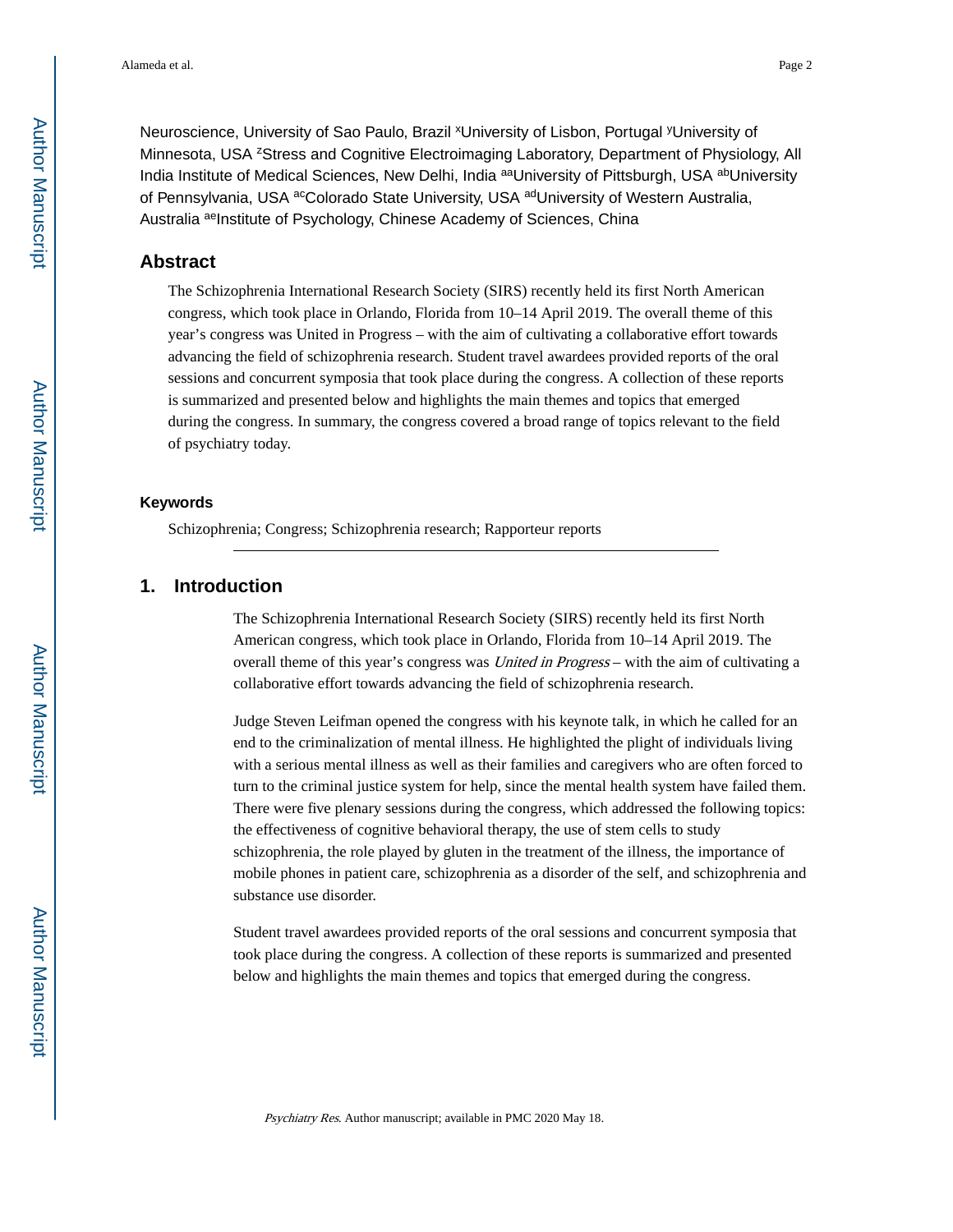Neuroscience, University of Sao Paulo, Brazil [x]University of Lisbon, Portugal [y]University of Minnesota, USA [z]Stress and Cognitive Electroimaging Laboratory, Department of Physiology, All India Institute of Medical Sciences, New Delhi, India [aa]University of Pittsburgh, USA [ab]University of Pennsylvania, USA [ac]Colorado State University, USA [ad]University of Western Australia, Australia [ae]Institute of Psychology, Chinese Academy of Sciences, China

## Abstract

The Schizophrenia International Research Society (SIRS) recently held its first North American congress, which took place in Orlando, Florida from 10–14 April 2019. The overall theme of this year's congress was United in Progress – with the aim of cultivating a collaborative effort towards advancing the field of schizophrenia research. Student travel awardees provided reports of the oral sessions and concurrent symposia that took place during the congress. A collection of these reports is summarized and presented below and highlights the main themes and topics that emerged during the congress. In summary, the congress covered a broad range of topics relevant to the field of psychiatry today.

### Keywords

Schizophrenia; Congress; Schizophrenia research; Rapporteur reports

## 1. Introduction

The Schizophrenia International Research Society (SIRS) recently held its first North American congress, which took place in Orlando, Florida from 10–14 April 2019. The overall theme of this year's congress was *United in Progress* – with the aim of cultivating a collaborative effort towards advancing the field of schizophrenia research.

Judge Steven Leifman opened the congress with his keynote talk, in which he called for an end to the criminalization of mental illness. He highlighted the plight of individuals living with a serious mental illness as well as their families and caregivers who are often forced to turn to the criminal justice system for help, since the mental health system have failed them. There were five plenary sessions during the congress, which addressed the following topics: the effectiveness of cognitive behavioral therapy, the use of stem cells to study schizophrenia, the role played by gluten in the treatment of the illness, the importance of mobile phones in patient care, schizophrenia as a disorder of the self, and schizophrenia and substance use disorder.

Student travel awardees provided reports of the oral sessions and concurrent symposia that took place during the congress. A collection of these reports is summarized and presented below and highlights the main themes and topics that emerged during the congress.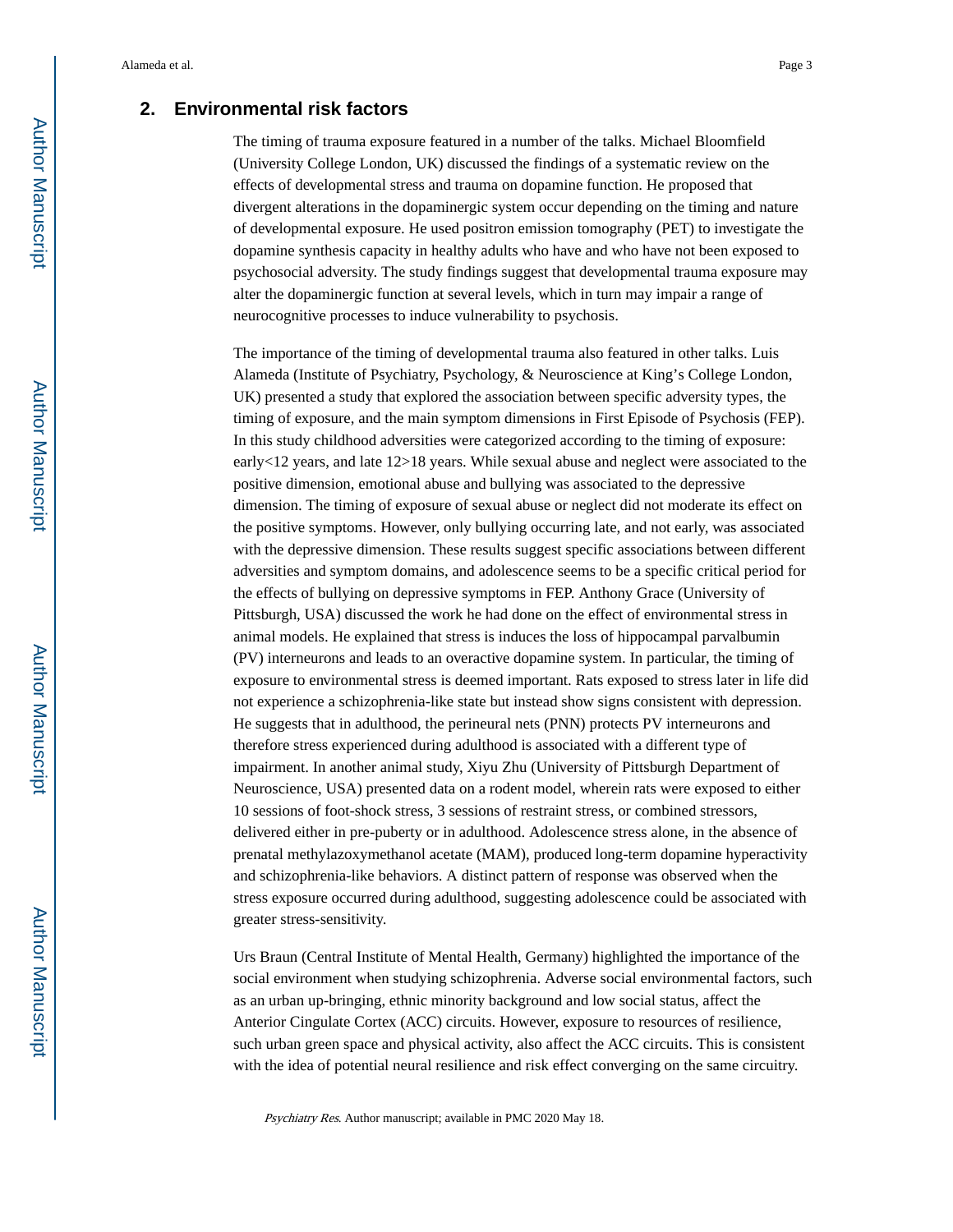## 2. Environmental risk factors

The timing of trauma exposure featured in a number of the talks. Michael Bloomfield (University College London, UK) discussed the findings of a systematic review on the effects of developmental stress and trauma on dopamine function. He proposed that divergent alterations in the dopaminergic system occur depending on the timing and nature of developmental exposure. He used positron emission tomography (PET) to investigate the dopamine synthesis capacity in healthy adults who have and who have not been exposed to psychosocial adversity. The study findings suggest that developmental trauma exposure may alter the dopaminergic function at several levels, which in turn may impair a range of neurocognitive processes to induce vulnerability to psychosis.

The importance of the timing of developmental trauma also featured in other talks. Luis Alameda (Institute of Psychiatry, Psychology, & Neuroscience at King's College London, UK) presented a study that explored the association between specific adversity types, the timing of exposure, and the main symptom dimensions in First Episode of Psychosis (FEP). In this study childhood adversities were categorized according to the timing of exposure: early<12 years, and late 12>18 years. While sexual abuse and neglect were associated to the positive dimension, emotional abuse and bullying was associated to the depressive dimension. The timing of exposure of sexual abuse or neglect did not moderate its effect on the positive symptoms. However, only bullying occurring late, and not early, was associated with the depressive dimension. These results suggest specific associations between different adversities and symptom domains, and adolescence seems to be a specific critical period for the effects of bullying on depressive symptoms in FEP. Anthony Grace (University of Pittsburgh, USA) discussed the work he had done on the effect of environmental stress in animal models. He explained that stress is induces the loss of hippocampal parvalbumin (PV) interneurons and leads to an overactive dopamine system. In particular, the timing of exposure to environmental stress is deemed important. Rats exposed to stress later in life did not experience a schizophrenia-like state but instead show signs consistent with depression. He suggests that in adulthood, the perineural nets (PNN) protects PV interneurons and therefore stress experienced during adulthood is associated with a different type of impairment. In another animal study, Xiyu Zhu (University of Pittsburgh Department of Neuroscience, USA) presented data on a rodent model, wherein rats were exposed to either 10 sessions of foot-shock stress, 3 sessions of restraint stress, or combined stressors, delivered either in pre-puberty or in adulthood. Adolescence stress alone, in the absence of prenatal methylazoxymethanol acetate (MAM), produced long-term dopamine hyperactivity and schizophrenia-like behaviors. A distinct pattern of response was observed when the stress exposure occurred during adulthood, suggesting adolescence could be associated with greater stress-sensitivity.

Urs Braun (Central Institute of Mental Health, Germany) highlighted the importance of the social environment when studying schizophrenia. Adverse social environmental factors, such as an urban up-bringing, ethnic minority background and low social status, affect the Anterior Cingulate Cortex (ACC) circuits. However, exposure to resources of resilience, such urban green space and physical activity, also affect the ACC circuits. This is consistent with the idea of potential neural resilience and risk effect converging on the same circuitry.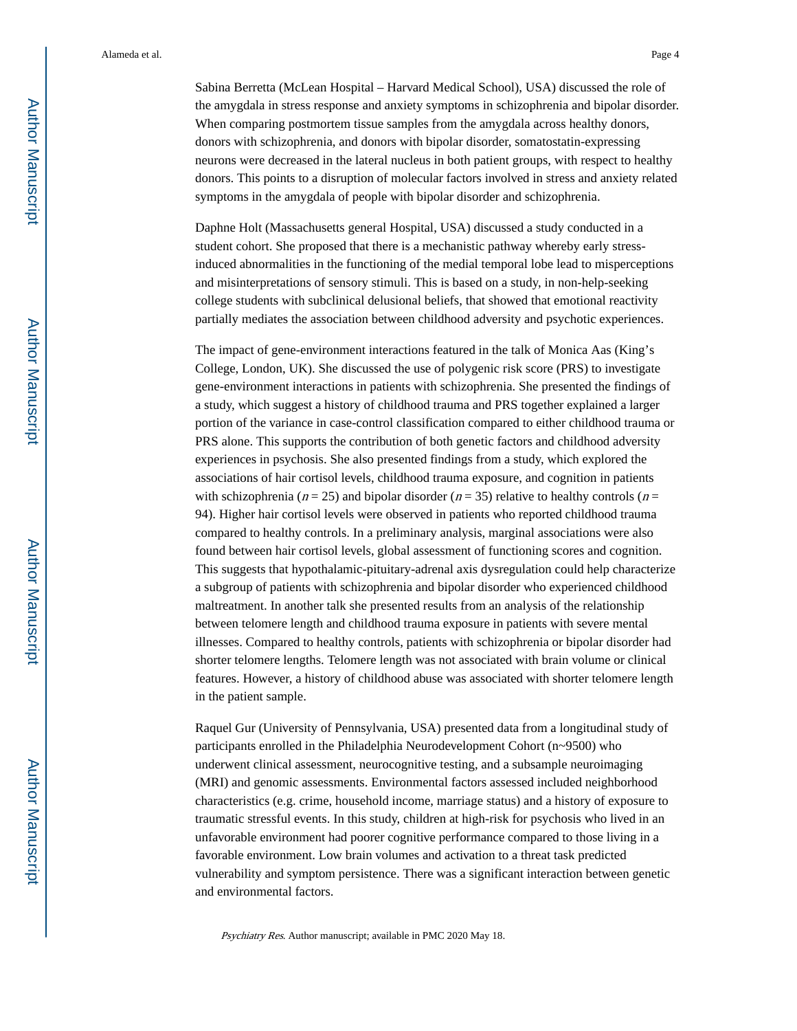Sabina Berretta (McLean Hospital – Harvard Medical School), USA) discussed the role of the amygdala in stress response and anxiety symptoms in schizophrenia and bipolar disorder. When comparing postmortem tissue samples from the amygdala across healthy donors, donors with schizophrenia, and donors with bipolar disorder, somatostatin-expressing neurons were decreased in the lateral nucleus in both patient groups, with respect to healthy donors. This points to a disruption of molecular factors involved in stress and anxiety related symptoms in the amygdala of people with bipolar disorder and schizophrenia.

Daphne Holt (Massachusetts general Hospital, USA) discussed a study conducted in a student cohort. She proposed that there is a mechanistic pathway whereby early stress-induced abnormalities in the functioning of the medial temporal lobe lead to misperceptions and misinterpretations of sensory stimuli. This is based on a study, in non-help-seeking college students with subclinical delusional beliefs, that showed that emotional reactivity partially mediates the association between childhood adversity and psychotic experiences.

The impact of gene-environment interactions featured in the talk of Monica Aas (King's College, London, UK). She discussed the use of polygenic risk score (PRS) to investigate gene-environment interactions in patients with schizophrenia. She presented the findings of a study, which suggest a history of childhood trauma and PRS together explained a larger portion of the variance in case-control classification compared to either childhood trauma or PRS alone. This supports the contribution of both genetic factors and childhood adversity experiences in psychosis. She also presented findings from a study, which explored the associations of hair cortisol levels, childhood trauma exposure, and cognition in patients with schizophrenia ($n = 25$) and bipolar disorder ($n = 35$) relative to healthy controls ($n = 94$). Higher hair cortisol levels were observed in patients who reported childhood trauma compared to healthy controls. In a preliminary analysis, marginal associations were also found between hair cortisol levels, global assessment of functioning scores and cognition. This suggests that hypothalamic-pituitary-adrenal axis dysregulation could help characterize a subgroup of patients with schizophrenia and bipolar disorder who experienced childhood maltreatment. In another talk she presented results from an analysis of the relationship between telomere length and childhood trauma exposure in patients with severe mental illnesses. Compared to healthy controls, patients with schizophrenia or bipolar disorder had shorter telomere lengths. Telomere length was not associated with brain volume or clinical features. However, a history of childhood abuse was associated with shorter telomere length in the patient sample.

Raquel Gur (University of Pennsylvania, USA) presented data from a longitudinal study of participants enrolled in the Philadelphia Neurodevelopment Cohort (n~9500) who underwent clinical assessment, neurocognitive testing, and a subsample neuroimaging (MRI) and genomic assessments. Environmental factors assessed included neighborhood characteristics (e.g. crime, household income, marriage status) and a history of exposure to traumatic stressful events. In this study, children at high-risk for psychosis who lived in an unfavorable environment had poorer cognitive performance compared to those living in a favorable environment. Low brain volumes and activation to a threat task predicted vulnerability and symptom persistence. There was a significant interaction between genetic and environmental factors.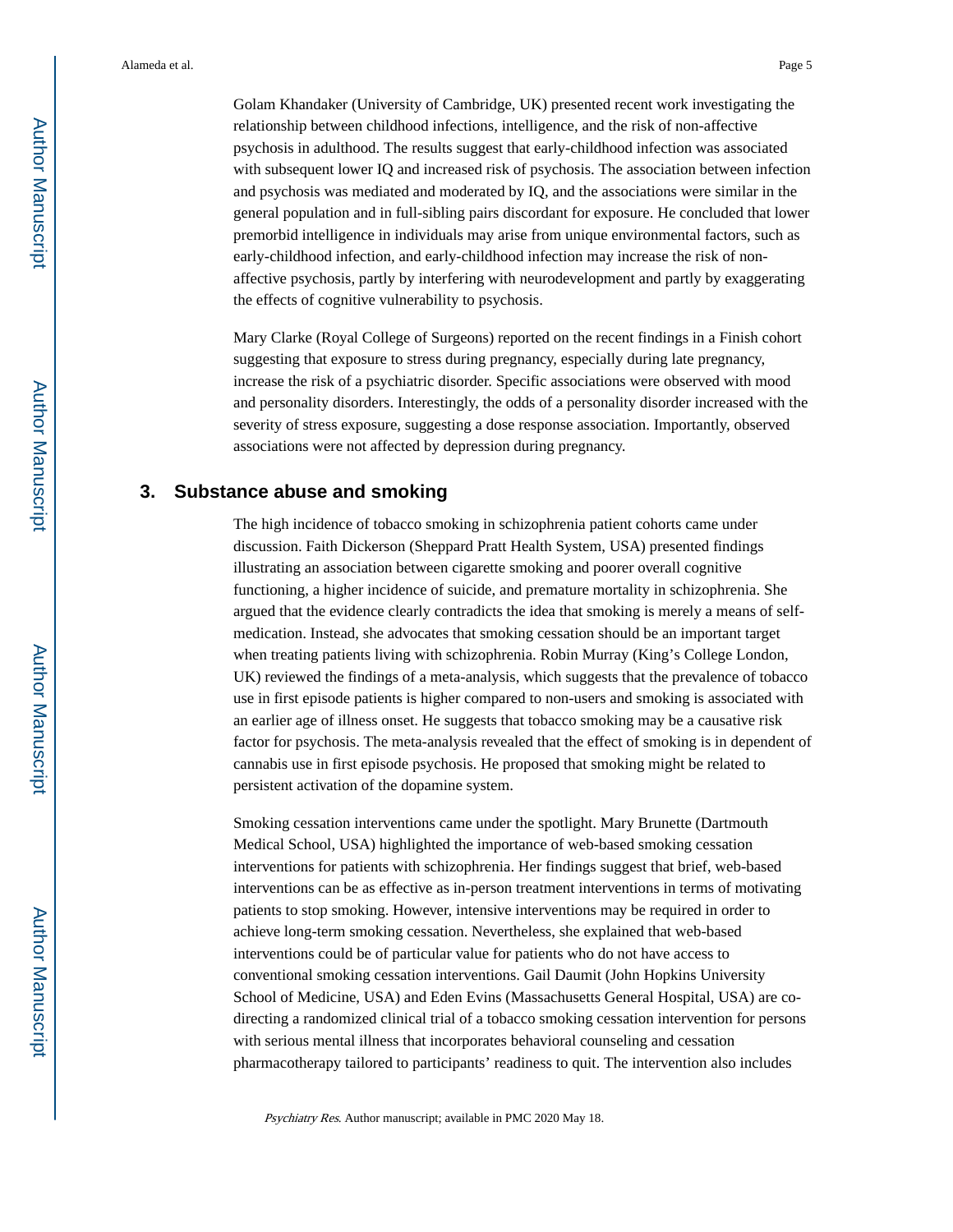Golam Khandaker (University of Cambridge, UK) presented recent work investigating the relationship between childhood infections, intelligence, and the risk of non-affective psychosis in adulthood. The results suggest that early-childhood infection was associated with subsequent lower IQ and increased risk of psychosis. The association between infection and psychosis was mediated and moderated by IQ, and the associations were similar in the general population and in full-sibling pairs discordant for exposure. He concluded that lower premorbid intelligence in individuals may arise from unique environmental factors, such as early-childhood infection, and early-childhood infection may increase the risk of non-affective psychosis, partly by interfering with neurodevelopment and partly by exaggerating the effects of cognitive vulnerability to psychosis.

Mary Clarke (Royal College of Surgeons) reported on the recent findings in a Finish cohort suggesting that exposure to stress during pregnancy, especially during late pregnancy, increase the risk of a psychiatric disorder. Specific associations were observed with mood and personality disorders. Interestingly, the odds of a personality disorder increased with the severity of stress exposure, suggesting a dose response association. Importantly, observed associations were not affected by depression during pregnancy.

## 3. Substance abuse and smoking

The high incidence of tobacco smoking in schizophrenia patient cohorts came under discussion. Faith Dickerson (Sheppard Pratt Health System, USA) presented findings illustrating an association between cigarette smoking and poorer overall cognitive functioning, a higher incidence of suicide, and premature mortality in schizophrenia. She argued that the evidence clearly contradicts the idea that smoking is merely a means of self-medication. Instead, she advocates that smoking cessation should be an important target when treating patients living with schizophrenia. Robin Murray (King's College London, UK) reviewed the findings of a meta-analysis, which suggests that the prevalence of tobacco use in first episode patients is higher compared to non-users and smoking is associated with an earlier age of illness onset. He suggests that tobacco smoking may be a causative risk factor for psychosis. The meta-analysis revealed that the effect of smoking is in dependent of cannabis use in first episode psychosis. He proposed that smoking might be related to persistent activation of the dopamine system.

Smoking cessation interventions came under the spotlight. Mary Brunette (Dartmouth Medical School, USA) highlighted the importance of web-based smoking cessation interventions for patients with schizophrenia. Her findings suggest that brief, web-based interventions can be as effective as in-person treatment interventions in terms of motivating patients to stop smoking. However, intensive interventions may be required in order to achieve long-term smoking cessation. Nevertheless, she explained that web-based interventions could be of particular value for patients who do not have access to conventional smoking cessation interventions. Gail Daumit (John Hopkins University School of Medicine, USA) and Eden Evins (Massachusetts General Hospital, USA) are co-directing a randomized clinical trial of a tobacco smoking cessation intervention for persons with serious mental illness that incorporates behavioral counseling and cessation pharmacotherapy tailored to participants' readiness to quit. The intervention also includes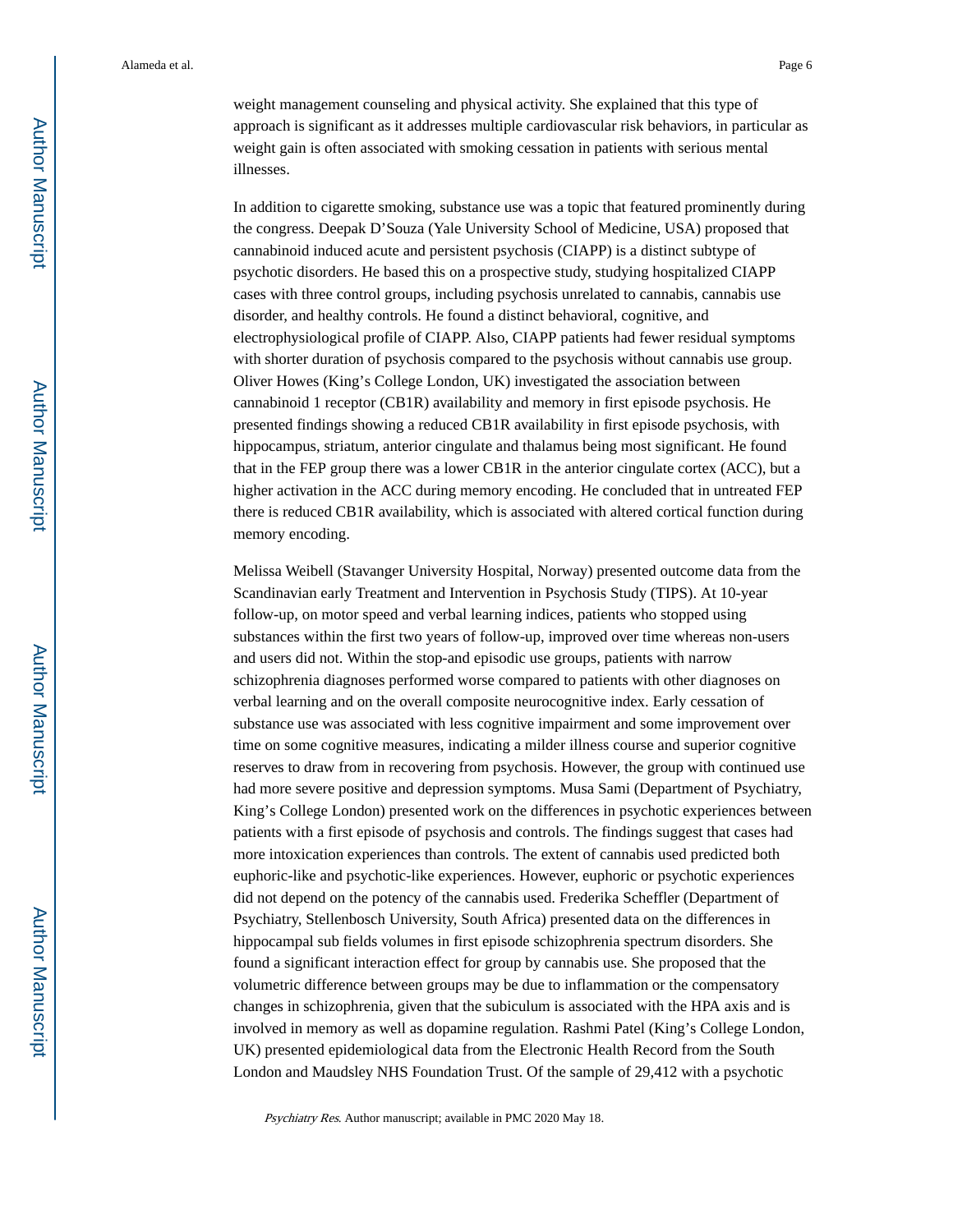weight management counseling and physical activity. She explained that this type of approach is significant as it addresses multiple cardiovascular risk behaviors, in particular as weight gain is often associated with smoking cessation in patients with serious mental illnesses.

In addition to cigarette smoking, substance use was a topic that featured prominently during the congress. Deepak D'Souza (Yale University School of Medicine, USA) proposed that cannabinoid induced acute and persistent psychosis (CIAPP) is a distinct subtype of psychotic disorders. He based this on a prospective study, studying hospitalized CIAPP cases with three control groups, including psychosis unrelated to cannabis, cannabis use disorder, and healthy controls. He found a distinct behavioral, cognitive, and electrophysiological profile of CIAPP. Also, CIAPP patients had fewer residual symptoms with shorter duration of psychosis compared to the psychosis without cannabis use group. Oliver Howes (King's College London, UK) investigated the association between cannabinoid 1 receptor (CB1R) availability and memory in first episode psychosis. He presented findings showing a reduced CB1R availability in first episode psychosis, with hippocampus, striatum, anterior cingulate and thalamus being most significant. He found that in the FEP group there was a lower CB1R in the anterior cingulate cortex (ACC), but a higher activation in the ACC during memory encoding. He concluded that in untreated FEP there is reduced CB1R availability, which is associated with altered cortical function during memory encoding.

Melissa Weibell (Stavanger University Hospital, Norway) presented outcome data from the Scandinavian early Treatment and Intervention in Psychosis Study (TIPS). At 10-year follow-up, on motor speed and verbal learning indices, patients who stopped using substances within the first two years of follow-up, improved over time whereas non-users and users did not. Within the stop-and episodic use groups, patients with narrow schizophrenia diagnoses performed worse compared to patients with other diagnoses on verbal learning and on the overall composite neurocognitive index. Early cessation of substance use was associated with less cognitive impairment and some improvement over time on some cognitive measures, indicating a milder illness course and superior cognitive reserves to draw from in recovering from psychosis. However, the group with continued use had more severe positive and depression symptoms. Musa Sami (Department of Psychiatry, King's College London) presented work on the differences in psychotic experiences between patients with a first episode of psychosis and controls. The findings suggest that cases had more intoxication experiences than controls. The extent of cannabis used predicted both euphoric-like and psychotic-like experiences. However, euphoric or psychotic experiences did not depend on the potency of the cannabis used. Frederika Scheffler (Department of Psychiatry, Stellenbosch University, South Africa) presented data on the differences in hippocampal sub fields volumes in first episode schizophrenia spectrum disorders. She found a significant interaction effect for group by cannabis use. She proposed that the volumetric difference between groups may be due to inflammation or the compensatory changes in schizophrenia, given that the subiculum is associated with the HPA axis and is involved in memory as well as dopamine regulation. Rashmi Patel (King's College London, UK) presented epidemiological data from the Electronic Health Record from the South London and Maudsley NHS Foundation Trust. Of the sample of 29,412 with a psychotic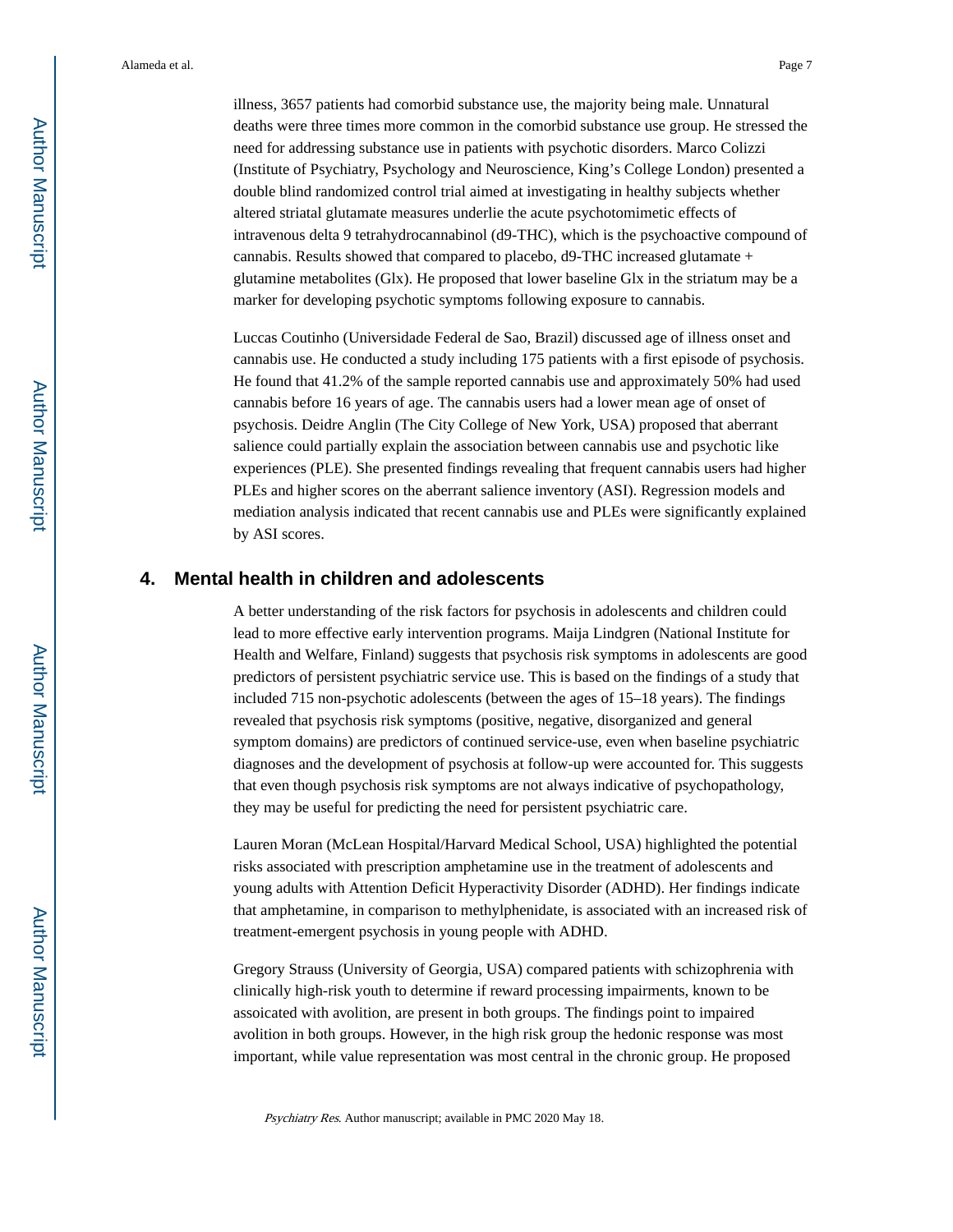illness, 3657 patients had comorbid substance use, the majority being male. Unnatural deaths were three times more common in the comorbid substance use group. He stressed the need for addressing substance use in patients with psychotic disorders. Marco Colizzi (Institute of Psychiatry, Psychology and Neuroscience, King's College London) presented a double blind randomized control trial aimed at investigating in healthy subjects whether altered striatal glutamate measures underlie the acute psychotomimetic effects of intravenous delta 9 tetrahydrocannabinol (d9-THC), which is the psychoactive compound of cannabis. Results showed that compared to placebo, d9-THC increased glutamate + glutamine metabolites (Glx). He proposed that lower baseline Glx in the striatum may be a marker for developing psychotic symptoms following exposure to cannabis.

Luccas Coutinho (Universidade Federal de Sao, Brazil) discussed age of illness onset and cannabis use. He conducted a study including 175 patients with a first episode of psychosis. He found that 41.2% of the sample reported cannabis use and approximately 50% had used cannabis before 16 years of age. The cannabis users had a lower mean age of onset of psychosis. Deidre Anglin (The City College of New York, USA) proposed that aberrant salience could partially explain the association between cannabis use and psychotic like experiences (PLE). She presented findings revealing that frequent cannabis users had higher PLEs and higher scores on the aberrant salience inventory (ASI). Regression models and mediation analysis indicated that recent cannabis use and PLEs were significantly explained by ASI scores.

## 4. Mental health in children and adolescents

A better understanding of the risk factors for psychosis in adolescents and children could lead to more effective early intervention programs. Maija Lindgren (National Institute for Health and Welfare, Finland) suggests that psychosis risk symptoms in adolescents are good predictors of persistent psychiatric service use. This is based on the findings of a study that included 715 non-psychotic adolescents (between the ages of 15–18 years). The findings revealed that psychosis risk symptoms (positive, negative, disorganized and general symptom domains) are predictors of continued service-use, even when baseline psychiatric diagnoses and the development of psychosis at follow-up were accounted for. This suggests that even though psychosis risk symptoms are not always indicative of psychopathology, they may be useful for predicting the need for persistent psychiatric care.

Lauren Moran (McLean Hospital/Harvard Medical School, USA) highlighted the potential risks associated with prescription amphetamine use in the treatment of adolescents and young adults with Attention Deficit Hyperactivity Disorder (ADHD). Her findings indicate that amphetamine, in comparison to methylphenidate, is associated with an increased risk of treatment-emergent psychosis in young people with ADHD.

Gregory Strauss (University of Georgia, USA) compared patients with schizophrenia with clinically high-risk youth to determine if reward processing impairments, known to be assoicated with avolition, are present in both groups. The findings point to impaired avolition in both groups. However, in the high risk group the hedonic response was most important, while value representation was most central in the chronic group. He proposed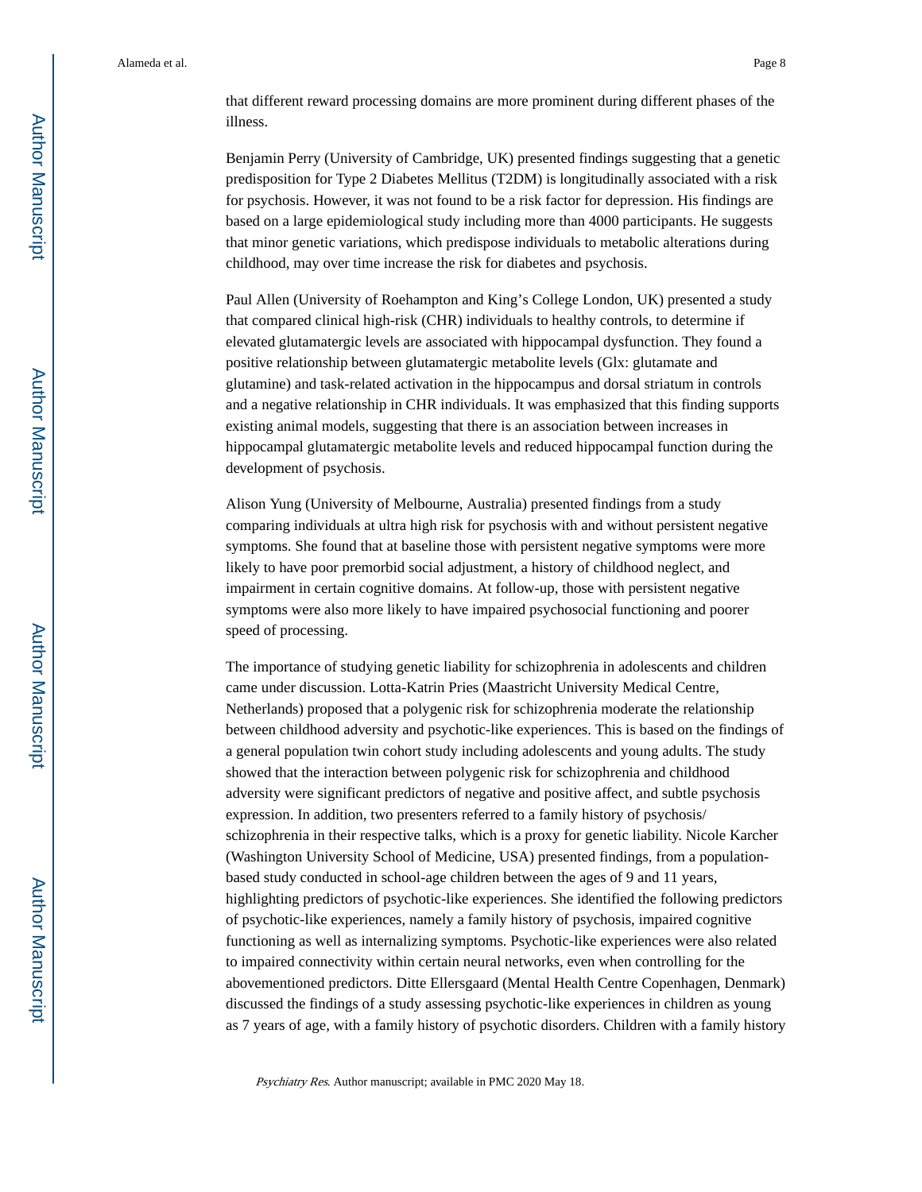that different reward processing domains are more prominent during different phases of the illness.

Benjamin Perry (University of Cambridge, UK) presented findings suggesting that a genetic predisposition for Type 2 Diabetes Mellitus (T2DM) is longitudinally associated with a risk for psychosis. However, it was not found to be a risk factor for depression. His findings are based on a large epidemiological study including more than 4000 participants. He suggests that minor genetic variations, which predispose individuals to metabolic alterations during childhood, may over time increase the risk for diabetes and psychosis.

Paul Allen (University of Roehampton and King's College London, UK) presented a study that compared clinical high-risk (CHR) individuals to healthy controls, to determine if elevated glutamatergic levels are associated with hippocampal dysfunction. They found a positive relationship between glutamatergic metabolite levels (Glx: glutamate and glutamine) and task-related activation in the hippocampus and dorsal striatum in controls and a negative relationship in CHR individuals. It was emphasized that this finding supports existing animal models, suggesting that there is an association between increases in hippocampal glutamatergic metabolite levels and reduced hippocampal function during the development of psychosis.

Alison Yung (University of Melbourne, Australia) presented findings from a study comparing individuals at ultra high risk for psychosis with and without persistent negative symptoms. She found that at baseline those with persistent negative symptoms were more likely to have poor premorbid social adjustment, a history of childhood neglect, and impairment in certain cognitive domains. At follow-up, those with persistent negative symptoms were also more likely to have impaired psychosocial functioning and poorer speed of processing.

The importance of studying genetic liability for schizophrenia in adolescents and children came under discussion. Lotta-Katrin Pries (Maastricht University Medical Centre, Netherlands) proposed that a polygenic risk for schizophrenia moderate the relationship between childhood adversity and psychotic-like experiences. This is based on the findings of a general population twin cohort study including adolescents and young adults. The study showed that the interaction between polygenic risk for schizophrenia and childhood adversity were significant predictors of negative and positive affect, and subtle psychosis expression. In addition, two presenters referred to a family history of psychosis/schizophrenia in their respective talks, which is a proxy for genetic liability. Nicole Karcher (Washington University School of Medicine, USA) presented findings, from a population-based study conducted in school-age children between the ages of 9 and 11 years, highlighting predictors of psychotic-like experiences. She identified the following predictors of psychotic-like experiences, namely a family history of psychosis, impaired cognitive functioning as well as internalizing symptoms. Psychotic-like experiences were also related to impaired connectivity within certain neural networks, even when controlling for the abovementioned predictors. Ditte Ellersgaard (Mental Health Centre Copenhagen, Denmark) discussed the findings of a study assessing psychotic-like experiences in children as young as 7 years of age, with a family history of psychotic disorders. Children with a family history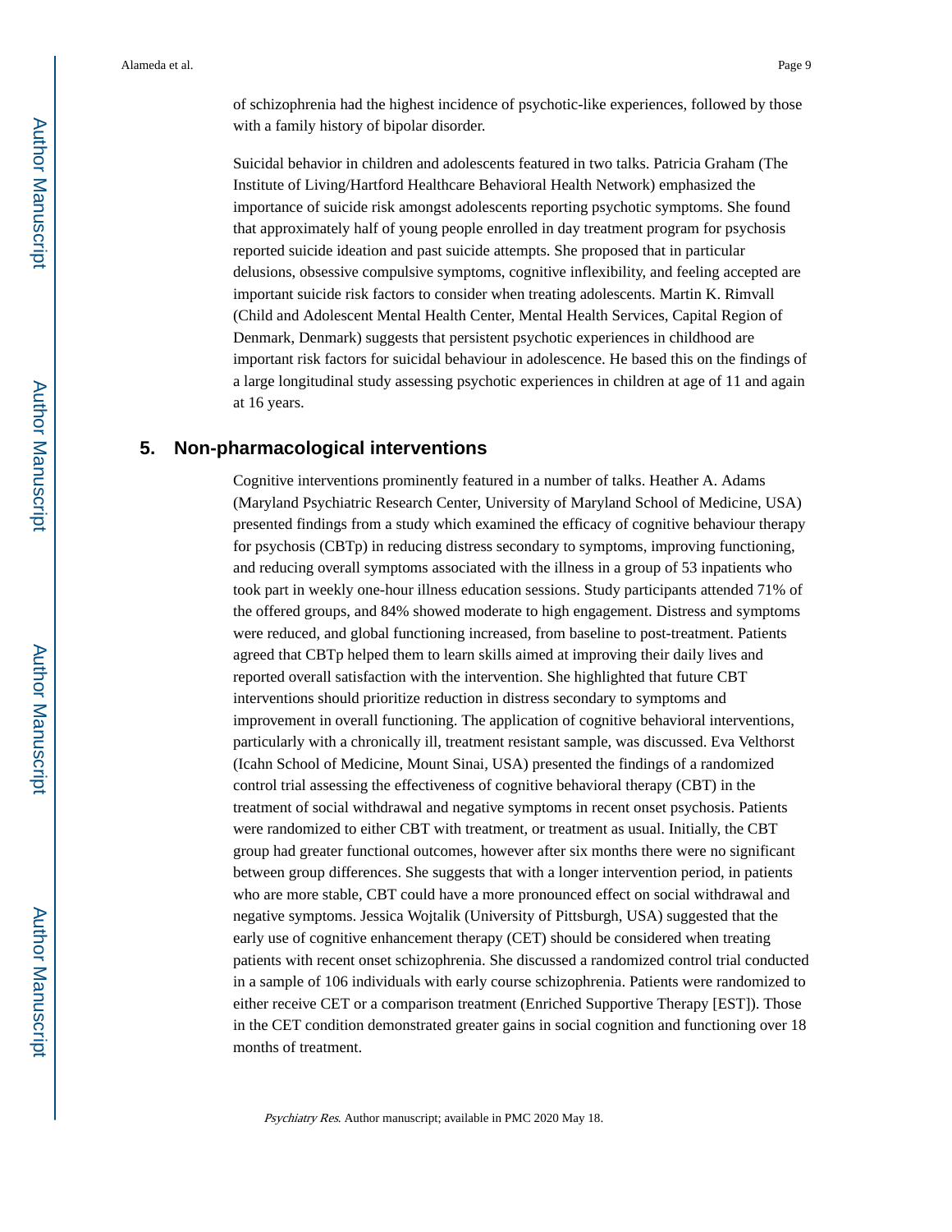of schizophrenia had the highest incidence of psychotic-like experiences, followed by those with a family history of bipolar disorder.

Suicidal behavior in children and adolescents featured in two talks. Patricia Graham (The Institute of Living/Hartford Healthcare Behavioral Health Network) emphasized the importance of suicide risk amongst adolescents reporting psychotic symptoms. She found that approximately half of young people enrolled in day treatment program for psychosis reported suicide ideation and past suicide attempts. She proposed that in particular delusions, obsessive compulsive symptoms, cognitive inflexibility, and feeling accepted are important suicide risk factors to consider when treating adolescents. Martin K. Rimvall (Child and Adolescent Mental Health Center, Mental Health Services, Capital Region of Denmark, Denmark) suggests that persistent psychotic experiences in childhood are important risk factors for suicidal behaviour in adolescence. He based this on the findings of a large longitudinal study assessing psychotic experiences in children at age of 11 and again at 16 years.

## 5. Non-pharmacological interventions

Cognitive interventions prominently featured in a number of talks. Heather A. Adams (Maryland Psychiatric Research Center, University of Maryland School of Medicine, USA) presented findings from a study which examined the efficacy of cognitive behaviour therapy for psychosis (CBTp) in reducing distress secondary to symptoms, improving functioning, and reducing overall symptoms associated with the illness in a group of 53 inpatients who took part in weekly one-hour illness education sessions. Study participants attended 71% of the offered groups, and 84% showed moderate to high engagement. Distress and symptoms were reduced, and global functioning increased, from baseline to post-treatment. Patients agreed that CBTp helped them to learn skills aimed at improving their daily lives and reported overall satisfaction with the intervention. She highlighted that future CBT interventions should prioritize reduction in distress secondary to symptoms and improvement in overall functioning. The application of cognitive behavioral interventions, particularly with a chronically ill, treatment resistant sample, was discussed. Eva Velthorst (Icahn School of Medicine, Mount Sinai, USA) presented the findings of a randomized control trial assessing the effectiveness of cognitive behavioral therapy (CBT) in the treatment of social withdrawal and negative symptoms in recent onset psychosis. Patients were randomized to either CBT with treatment, or treatment as usual. Initially, the CBT group had greater functional outcomes, however after six months there were no significant between group differences. She suggests that with a longer intervention period, in patients who are more stable, CBT could have a more pronounced effect on social withdrawal and negative symptoms. Jessica Wojtalik (University of Pittsburgh, USA) suggested that the early use of cognitive enhancement therapy (CET) should be considered when treating patients with recent onset schizophrenia. She discussed a randomized control trial conducted in a sample of 106 individuals with early course schizophrenia. Patients were randomized to either receive CET or a comparison treatment (Enriched Supportive Therapy [EST]). Those in the CET condition demonstrated greater gains in social cognition and functioning over 18 months of treatment.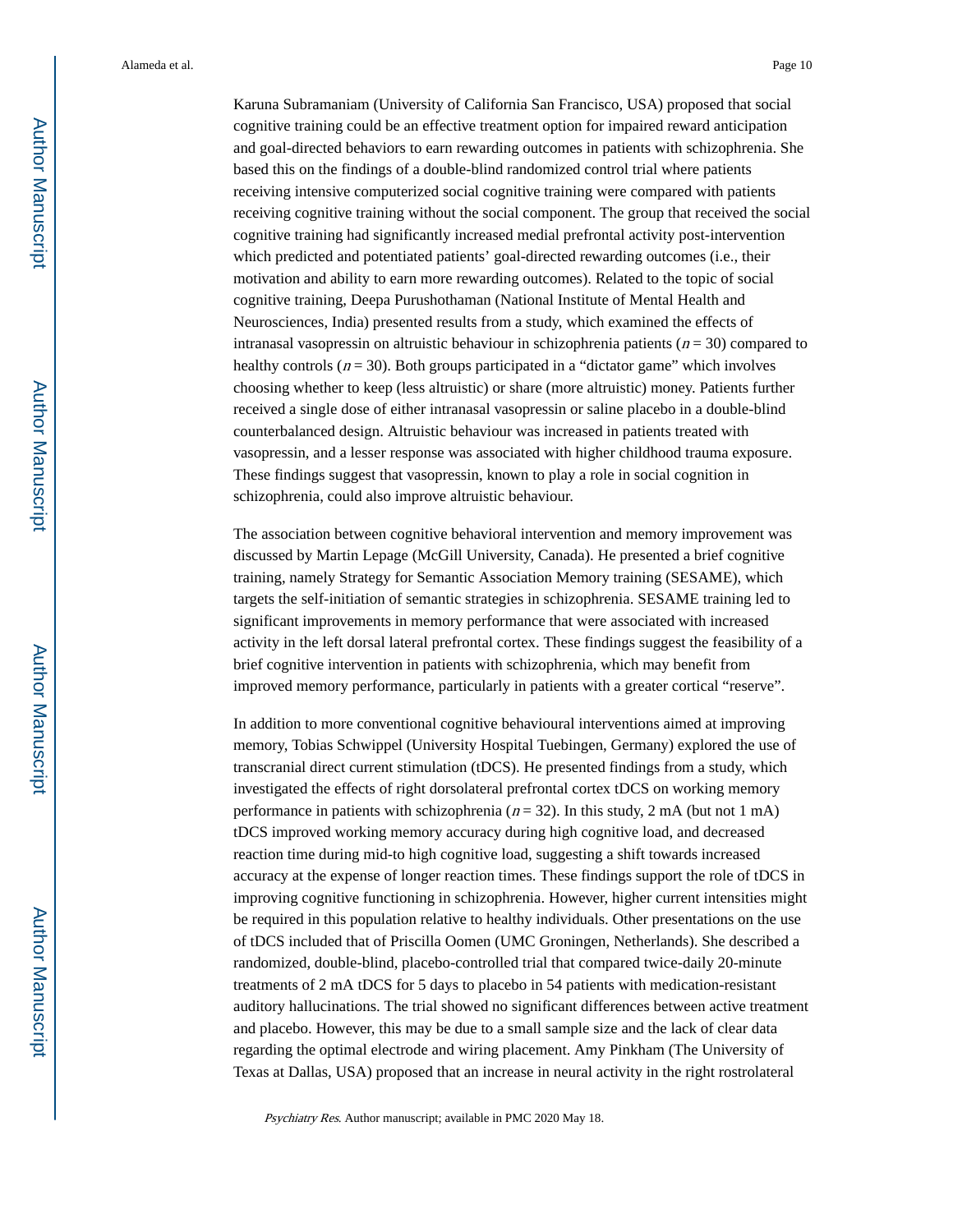Karuna Subramaniam (University of California San Francisco, USA) proposed that social cognitive training could be an effective treatment option for impaired reward anticipation and goal-directed behaviors to earn rewarding outcomes in patients with schizophrenia. She based this on the findings of a double-blind randomized control trial where patients receiving intensive computerized social cognitive training were compared with patients receiving cognitive training without the social component. The group that received the social cognitive training had significantly increased medial prefrontal activity post-intervention which predicted and potentiated patients' goal-directed rewarding outcomes (i.e., their motivation and ability to earn more rewarding outcomes). Related to the topic of social cognitive training, Deepa Purushothaman (National Institute of Mental Health and Neurosciences, India) presented results from a study, which examined the effects of intranasal vasopressin on altruistic behaviour in schizophrenia patients ($n = 30$) compared to healthy controls ($n = 30$). Both groups participated in a "dictator game" which involves choosing whether to keep (less altruistic) or share (more altruistic) money. Patients further received a single dose of either intranasal vasopressin or saline placebo in a double-blind counterbalanced design. Altruistic behaviour was increased in patients treated with vasopressin, and a lesser response was associated with higher childhood trauma exposure. These findings suggest that vasopressin, known to play a role in social cognition in schizophrenia, could also improve altruistic behaviour.

The association between cognitive behavioral intervention and memory improvement was discussed by Martin Lepage (McGill University, Canada). He presented a brief cognitive training, namely Strategy for Semantic Association Memory training (SESAME), which targets the self-initiation of semantic strategies in schizophrenia. SESAME training led to significant improvements in memory performance that were associated with increased activity in the left dorsal lateral prefrontal cortex. These findings suggest the feasibility of a brief cognitive intervention in patients with schizophrenia, which may benefit from improved memory performance, particularly in patients with a greater cortical "reserve".

In addition to more conventional cognitive behavioural interventions aimed at improving memory, Tobias Schwippel (University Hospital Tuebingen, Germany) explored the use of transcranial direct current stimulation (tDCS). He presented findings from a study, which investigated the effects of right dorsolateral prefrontal cortex tDCS on working memory performance in patients with schizophrenia ($n = 32$). In this study, 2 mA (but not 1 mA) tDCS improved working memory accuracy during high cognitive load, and decreased reaction time during mid-to high cognitive load, suggesting a shift towards increased accuracy at the expense of longer reaction times. These findings support the role of tDCS in improving cognitive functioning in schizophrenia. However, higher current intensities might be required in this population relative to healthy individuals. Other presentations on the use of tDCS included that of Priscilla Oomen (UMC Groningen, Netherlands). She described a randomized, double-blind, placebo-controlled trial that compared twice-daily 20-minute treatments of 2 mA tDCS for 5 days to placebo in 54 patients with medication-resistant auditory hallucinations. The trial showed no significant differences between active treatment and placebo. However, this may be due to a small sample size and the lack of clear data regarding the optimal electrode and wiring placement. Amy Pinkham (The University of Texas at Dallas, USA) proposed that an increase in neural activity in the right rostrolateral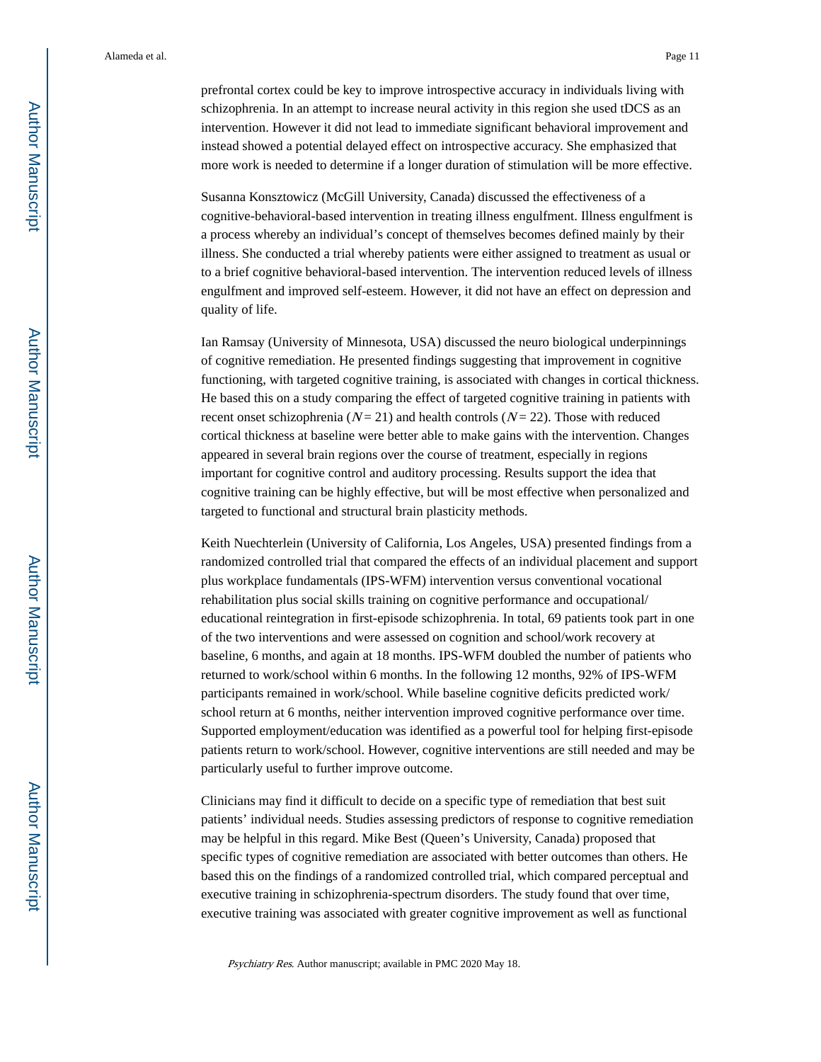prefrontal cortex could be key to improve introspective accuracy in individuals living with schizophrenia. In an attempt to increase neural activity in this region she used tDCS as an intervention. However it did not lead to immediate significant behavioral improvement and instead showed a potential delayed effect on introspective accuracy. She emphasized that more work is needed to determine if a longer duration of stimulation will be more effective.

Susanna Konsztowicz (McGill University, Canada) discussed the effectiveness of a cognitive-behavioral-based intervention in treating illness engulfment. Illness engulfment is a process whereby an individual's concept of themselves becomes defined mainly by their illness. She conducted a trial whereby patients were either assigned to treatment as usual or to a brief cognitive behavioral-based intervention. The intervention reduced levels of illness engulfment and improved self-esteem. However, it did not have an effect on depression and quality of life.

Ian Ramsay (University of Minnesota, USA) discussed the neuro biological underpinnings of cognitive remediation. He presented findings suggesting that improvement in cognitive functioning, with targeted cognitive training, is associated with changes in cortical thickness. He based this on a study comparing the effect of targeted cognitive training in patients with recent onset schizophrenia ($N = 21$) and health controls ($N = 22$). Those with reduced cortical thickness at baseline were better able to make gains with the intervention. Changes appeared in several brain regions over the course of treatment, especially in regions important for cognitive control and auditory processing. Results support the idea that cognitive training can be highly effective, but will be most effective when personalized and targeted to functional and structural brain plasticity methods.

Keith Nuechterlein (University of California, Los Angeles, USA) presented findings from a randomized controlled trial that compared the effects of an individual placement and support plus workplace fundamentals (IPS-WFM) intervention versus conventional vocational rehabilitation plus social skills training on cognitive performance and occupational/educational reintegration in first-episode schizophrenia. In total, 69 patients took part in one of the two interventions and were assessed on cognition and school/work recovery at baseline, 6 months, and again at 18 months. IPS-WFM doubled the number of patients who returned to work/school within 6 months. In the following 12 months, 92% of IPS-WFM participants remained in work/school. While baseline cognitive deficits predicted work/school return at 6 months, neither intervention improved cognitive performance over time. Supported employment/education was identified as a powerful tool for helping first-episode patients return to work/school. However, cognitive interventions are still needed and may be particularly useful to further improve outcome.

Clinicians may find it difficult to decide on a specific type of remediation that best suit patients' individual needs. Studies assessing predictors of response to cognitive remediation may be helpful in this regard. Mike Best (Queen's University, Canada) proposed that specific types of cognitive remediation are associated with better outcomes than others. He based this on the findings of a randomized controlled trial, which compared perceptual and executive training in schizophrenia-spectrum disorders. The study found that over time, executive training was associated with greater cognitive improvement as well as functional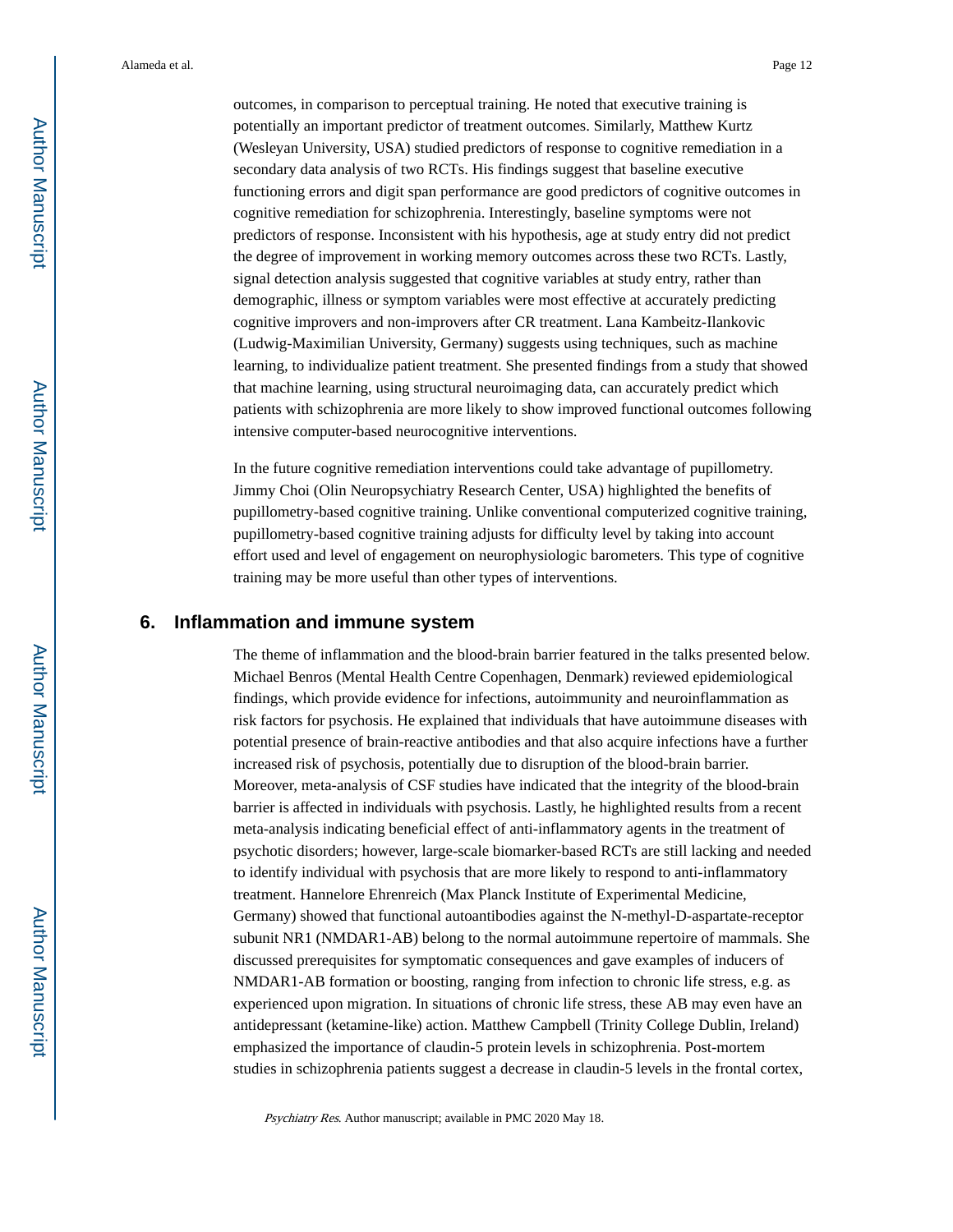outcomes, in comparison to perceptual training. He noted that executive training is potentially an important predictor of treatment outcomes. Similarly, Matthew Kurtz (Wesleyan University, USA) studied predictors of response to cognitive remediation in a secondary data analysis of two RCTs. His findings suggest that baseline executive functioning errors and digit span performance are good predictors of cognitive outcomes in cognitive remediation for schizophrenia. Interestingly, baseline symptoms were not predictors of response. Inconsistent with his hypothesis, age at study entry did not predict the degree of improvement in working memory outcomes across these two RCTs. Lastly, signal detection analysis suggested that cognitive variables at study entry, rather than demographic, illness or symptom variables were most effective at accurately predicting cognitive improvers and non-improvers after CR treatment. Lana Kambeitz-Ilankovic (Ludwig-Maximilian University, Germany) suggests using techniques, such as machine learning, to individualize patient treatment. She presented findings from a study that showed that machine learning, using structural neuroimaging data, can accurately predict which patients with schizophrenia are more likely to show improved functional outcomes following intensive computer-based neurocognitive interventions.

In the future cognitive remediation interventions could take advantage of pupillometry. Jimmy Choi (Olin Neuropsychiatry Research Center, USA) highlighted the benefits of pupillometry-based cognitive training. Unlike conventional computerized cognitive training, pupillometry-based cognitive training adjusts for difficulty level by taking into account effort used and level of engagement on neurophysiologic barometers. This type of cognitive training may be more useful than other types of interventions.

## 6. Inflammation and immune system

The theme of inflammation and the blood-brain barrier featured in the talks presented below. Michael Benros (Mental Health Centre Copenhagen, Denmark) reviewed epidemiological findings, which provide evidence for infections, autoimmunity and neuroinflammation as risk factors for psychosis. He explained that individuals that have autoimmune diseases with potential presence of brain-reactive antibodies and that also acquire infections have a further increased risk of psychosis, potentially due to disruption of the blood-brain barrier. Moreover, meta-analysis of CSF studies have indicated that the integrity of the blood-brain barrier is affected in individuals with psychosis. Lastly, he highlighted results from a recent meta-analysis indicating beneficial effect of anti-inflammatory agents in the treatment of psychotic disorders; however, large-scale biomarker-based RCTs are still lacking and needed to identify individual with psychosis that are more likely to respond to anti-inflammatory treatment. Hannelore Ehrenreich (Max Planck Institute of Experimental Medicine, Germany) showed that functional autoantibodies against the N-methyl-D-aspartate-receptor subunit NR1 (NMDAR1-AB) belong to the normal autoimmune repertoire of mammals. She discussed prerequisites for symptomatic consequences and gave examples of inducers of NMDAR1-AB formation or boosting, ranging from infection to chronic life stress, e.g. as experienced upon migration. In situations of chronic life stress, these AB may even have an antidepressant (ketamine-like) action. Matthew Campbell (Trinity College Dublin, Ireland) emphasized the importance of claudin-5 protein levels in schizophrenia. Post-mortem studies in schizophrenia patients suggest a decrease in claudin-5 levels in the frontal cortex,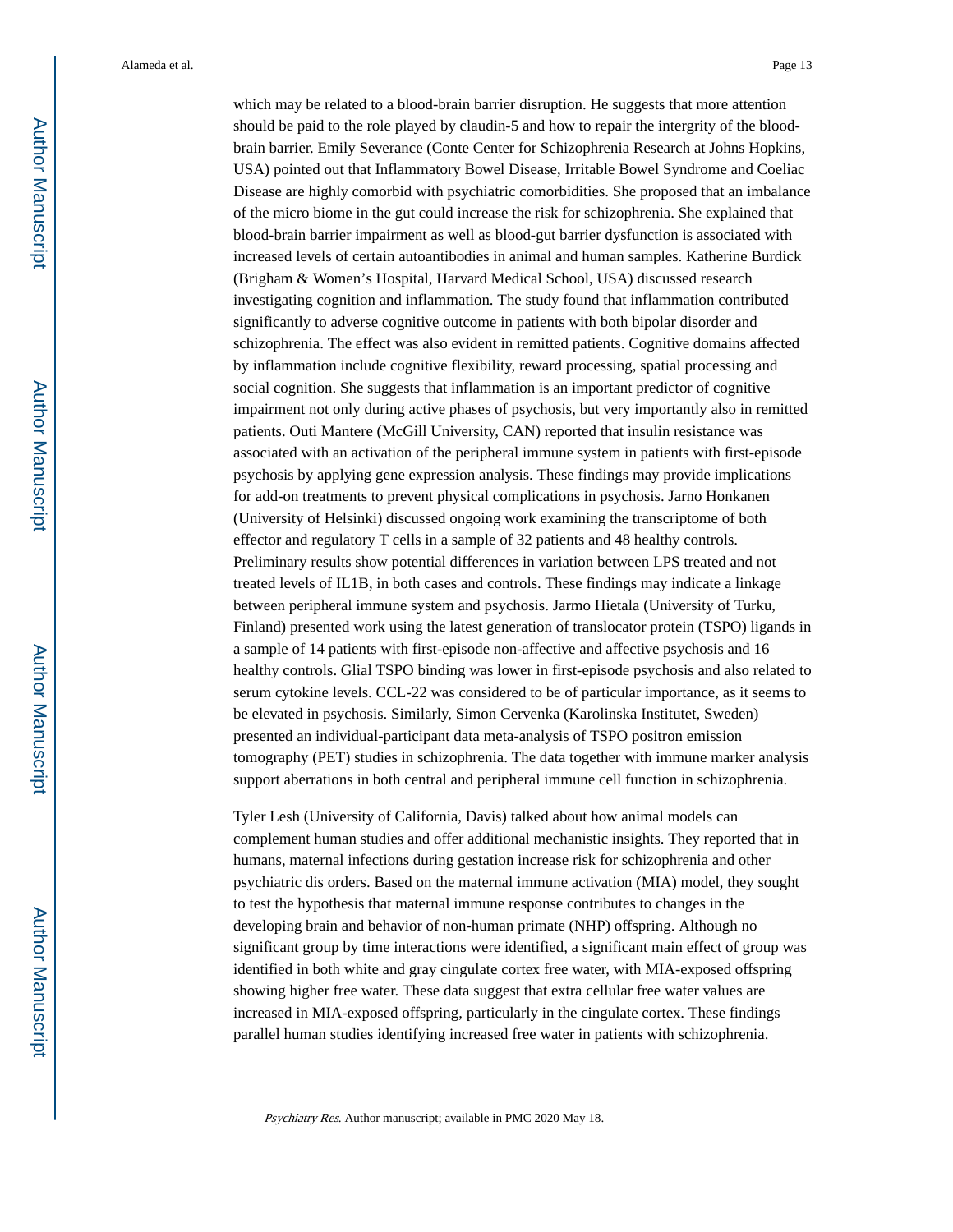which may be related to a blood-brain barrier disruption. He suggests that more attention should be paid to the role played by claudin-5 and how to repair the intergrity of the blood-brain barrier. Emily Severance (Conte Center for Schizophrenia Research at Johns Hopkins, USA) pointed out that Inflammatory Bowel Disease, Irritable Bowel Syndrome and Coeliac Disease are highly comorbid with psychiatric comorbidities. She proposed that an imbalance of the micro biome in the gut could increase the risk for schizophrenia. She explained that blood-brain barrier impairment as well as blood-gut barrier dysfunction is associated with increased levels of certain autoantibodies in animal and human samples. Katherine Burdick (Brigham & Women's Hospital, Harvard Medical School, USA) discussed research investigating cognition and inflammation. The study found that inflammation contributed significantly to adverse cognitive outcome in patients with both bipolar disorder and schizophrenia. The effect was also evident in remitted patients. Cognitive domains affected by inflammation include cognitive flexibility, reward processing, spatial processing and social cognition. She suggests that inflammation is an important predictor of cognitive impairment not only during active phases of psychosis, but very importantly also in remitted patients. Outi Mantere (McGill University, CAN) reported that insulin resistance was associated with an activation of the peripheral immune system in patients with first-episode psychosis by applying gene expression analysis. These findings may provide implications for add-on treatments to prevent physical complications in psychosis. Jarno Honkanen (University of Helsinki) discussed ongoing work examining the transcriptome of both effector and regulatory T cells in a sample of 32 patients and 48 healthy controls. Preliminary results show potential differences in variation between LPS treated and not treated levels of IL1B, in both cases and controls. These findings may indicate a linkage between peripheral immune system and psychosis. Jarmo Hietala (University of Turku, Finland) presented work using the latest generation of translocator protein (TSPO) ligands in a sample of 14 patients with first-episode non-affective and affective psychosis and 16 healthy controls. Glial TSPO binding was lower in first-episode psychosis and also related to serum cytokine levels. CCL-22 was considered to be of particular importance, as it seems to be elevated in psychosis. Similarly, Simon Cervenka (Karolinska Institutet, Sweden) presented an individual-participant data meta-analysis of TSPO positron emission tomography (PET) studies in schizophrenia. The data together with immune marker analysis support aberrations in both central and peripheral immune cell function in schizophrenia.

Tyler Lesh (University of California, Davis) talked about how animal models can complement human studies and offer additional mechanistic insights. They reported that in humans, maternal infections during gestation increase risk for schizophrenia and other psychiatric dis orders. Based on the maternal immune activation (MIA) model, they sought to test the hypothesis that maternal immune response contributes to changes in the developing brain and behavior of non-human primate (NHP) offspring. Although no significant group by time interactions were identified, a significant main effect of group was identified in both white and gray cingulate cortex free water, with MIA-exposed offspring showing higher free water. These data suggest that extra cellular free water values are increased in MIA-exposed offspring, particularly in the cingulate cortex. These findings parallel human studies identifying increased free water in patients with schizophrenia.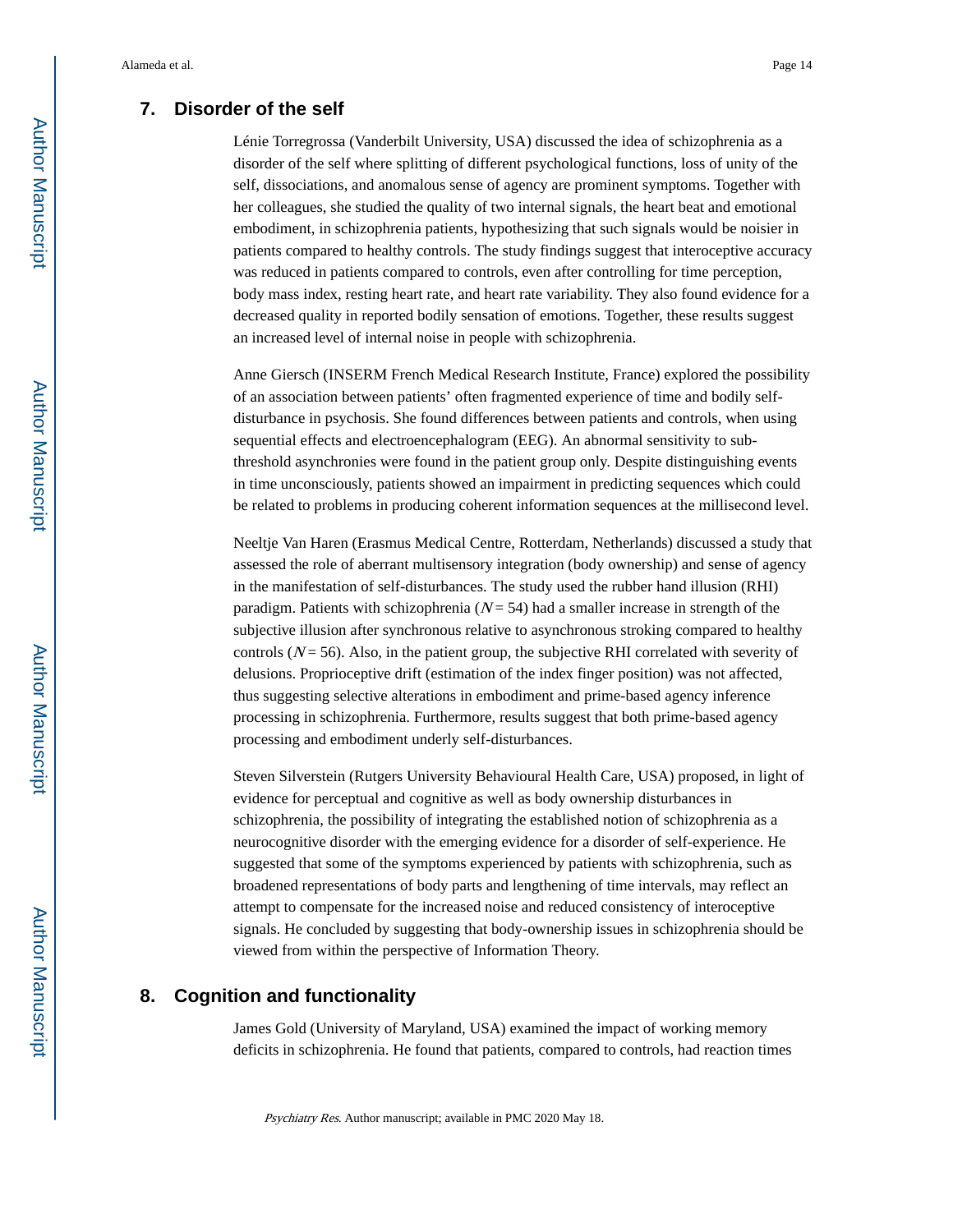## 7. Disorder of the self

Lénie Torregrossa (Vanderbilt University, USA) discussed the idea of schizophrenia as a disorder of the self where splitting of different psychological functions, loss of unity of the self, dissociations, and anomalous sense of agency are prominent symptoms. Together with her colleagues, she studied the quality of two internal signals, the heart beat and emotional embodiment, in schizophrenia patients, hypothesizing that such signals would be noisier in patients compared to healthy controls. The study findings suggest that interoceptive accuracy was reduced in patients compared to controls, even after controlling for time perception, body mass index, resting heart rate, and heart rate variability. They also found evidence for a decreased quality in reported bodily sensation of emotions. Together, these results suggest an increased level of internal noise in people with schizophrenia.

Anne Giersch (INSERM French Medical Research Institute, France) explored the possibility of an association between patients' often fragmented experience of time and bodily self-disturbance in psychosis. She found differences between patients and controls, when using sequential effects and electroencephalogram (EEG). An abnormal sensitivity to sub-threshold asynchronies were found in the patient group only. Despite distinguishing events in time unconsciously, patients showed an impairment in predicting sequences which could be related to problems in producing coherent information sequences at the millisecond level.

Neeltje Van Haren (Erasmus Medical Centre, Rotterdam, Netherlands) discussed a study that assessed the role of aberrant multisensory integration (body ownership) and sense of agency in the manifestation of self-disturbances. The study used the rubber hand illusion (RHI) paradigm. Patients with schizophrenia ($N = 54$) had a smaller increase in strength of the subjective illusion after synchronous relative to asynchronous stroking compared to healthy controls ($N = 56$). Also, in the patient group, the subjective RHI correlated with severity of delusions. Proprioceptive drift (estimation of the index finger position) was not affected, thus suggesting selective alterations in embodiment and prime-based agency inference processing in schizophrenia. Furthermore, results suggest that both prime-based agency processing and embodiment underly self-disturbances.

Steven Silverstein (Rutgers University Behavioural Health Care, USA) proposed, in light of evidence for perceptual and cognitive as well as body ownership disturbances in schizophrenia, the possibility of integrating the established notion of schizophrenia as a neurocognitive disorder with the emerging evidence for a disorder of self-experience. He suggested that some of the symptoms experienced by patients with schizophrenia, such as broadened representations of body parts and lengthening of time intervals, may reflect an attempt to compensate for the increased noise and reduced consistency of interoceptive signals. He concluded by suggesting that body-ownership issues in schizophrenia should be viewed from within the perspective of Information Theory.

## 8. Cognition and functionality

James Gold (University of Maryland, USA) examined the impact of working memory deficits in schizophrenia. He found that patients, compared to controls, had reaction times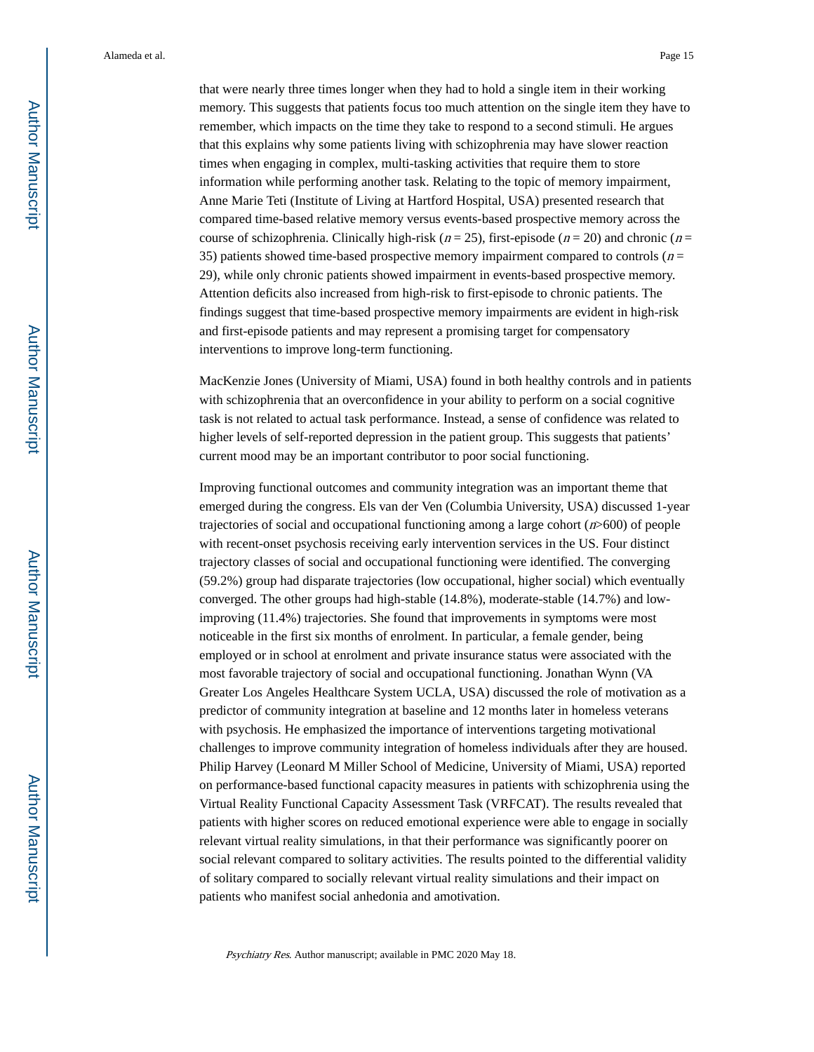that were nearly three times longer when they had to hold a single item in their working memory. This suggests that patients focus too much attention on the single item they have to remember, which impacts on the time they take to respond to a second stimuli. He argues that this explains why some patients living with schizophrenia may have slower reaction times when engaging in complex, multi-tasking activities that require them to store information while performing another task. Relating to the topic of memory impairment, Anne Marie Teti (Institute of Living at Hartford Hospital, USA) presented research that compared time-based relative memory versus events-based prospective memory across the course of schizophrenia. Clinically high-risk ($n = 25$), first-episode ($n = 20$) and chronic ($n = 35$) patients showed time-based prospective memory impairment compared to controls ($n = 29$), while only chronic patients showed impairment in events-based prospective memory. Attention deficits also increased from high-risk to first-episode to chronic patients. The findings suggest that time-based prospective memory impairments are evident in high-risk and first-episode patients and may represent a promising target for compensatory interventions to improve long-term functioning.

MacKenzie Jones (University of Miami, USA) found in both healthy controls and in patients with schizophrenia that an overconfidence in your ability to perform on a social cognitive task is not related to actual task performance. Instead, a sense of confidence was related to higher levels of self-reported depression in the patient group. This suggests that patients' current mood may be an important contributor to poor social functioning.

Improving functional outcomes and community integration was an important theme that emerged during the congress. Els van der Ven (Columbia University, USA) discussed 1-year trajectories of social and occupational functioning among a large cohort ($n$>600) of people with recent-onset psychosis receiving early intervention services in the US. Four distinct trajectory classes of social and occupational functioning were identified. The converging (59.2%) group had disparate trajectories (low occupational, higher social) which eventually converged. The other groups had high-stable (14.8%), moderate-stable (14.7%) and low-improving (11.4%) trajectories. She found that improvements in symptoms were most noticeable in the first six months of enrolment. In particular, a female gender, being employed or in school at enrolment and private insurance status were associated with the most favorable trajectory of social and occupational functioning. Jonathan Wynn (VA Greater Los Angeles Healthcare System UCLA, USA) discussed the role of motivation as a predictor of community integration at baseline and 12 months later in homeless veterans with psychosis. He emphasized the importance of interventions targeting motivational challenges to improve community integration of homeless individuals after they are housed. Philip Harvey (Leonard M Miller School of Medicine, University of Miami, USA) reported on performance-based functional capacity measures in patients with schizophrenia using the Virtual Reality Functional Capacity Assessment Task (VRFCAT). The results revealed that patients with higher scores on reduced emotional experience were able to engage in socially relevant virtual reality simulations, in that their performance was significantly poorer on social relevant compared to solitary activities. The results pointed to the differential validity of solitary compared to socially relevant virtual reality simulations and their impact on patients who manifest social anhedonia and amotivation.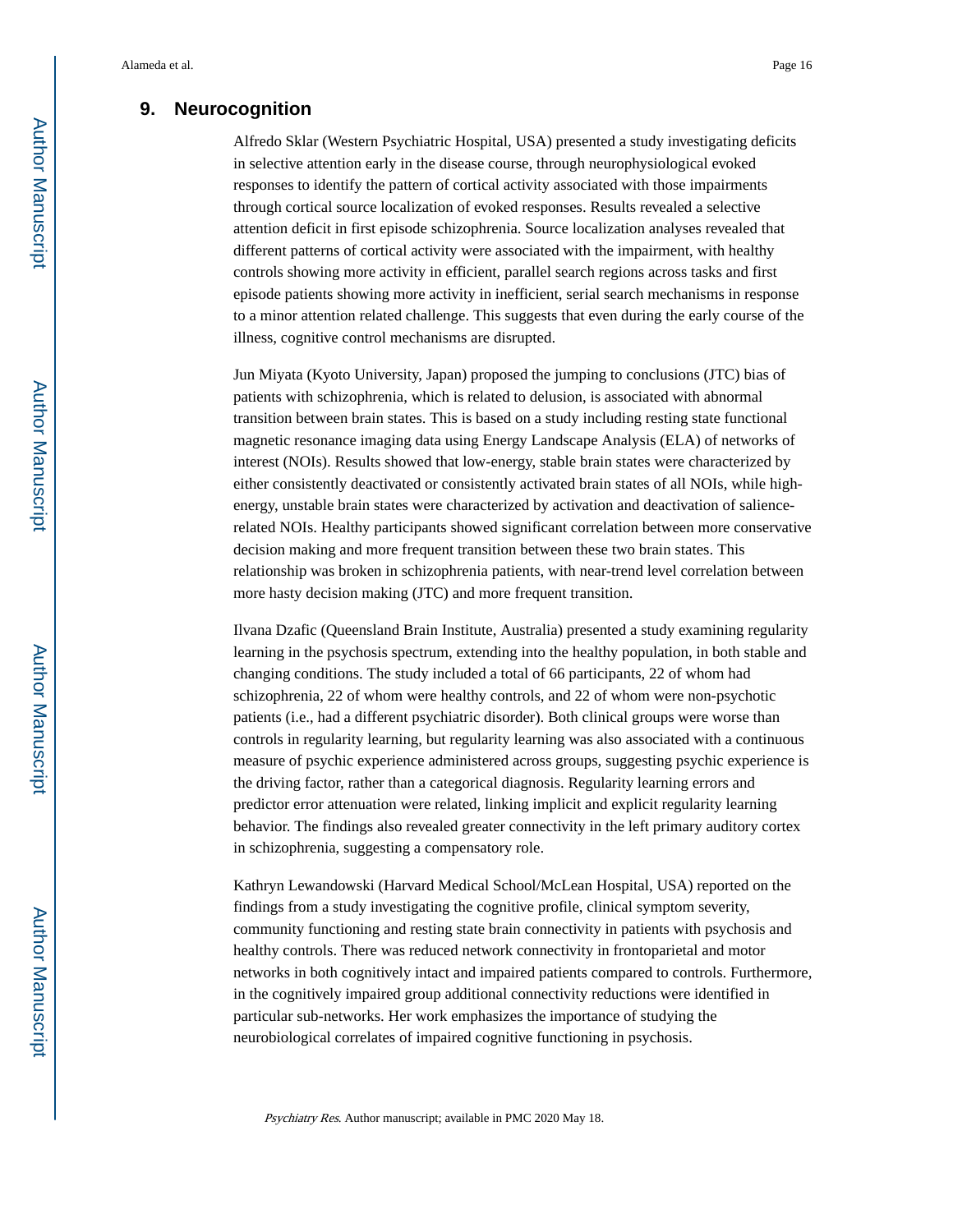## 9. Neurocognition

Alfredo Sklar (Western Psychiatric Hospital, USA) presented a study investigating deficits in selective attention early in the disease course, through neurophysiological evoked responses to identify the pattern of cortical activity associated with those impairments through cortical source localization of evoked responses. Results revealed a selective attention deficit in first episode schizophrenia. Source localization analyses revealed that different patterns of cortical activity were associated with the impairment, with healthy controls showing more activity in efficient, parallel search regions across tasks and first episode patients showing more activity in inefficient, serial search mechanisms in response to a minor attention related challenge. This suggests that even during the early course of the illness, cognitive control mechanisms are disrupted.

Jun Miyata (Kyoto University, Japan) proposed the jumping to conclusions (JTC) bias of patients with schizophrenia, which is related to delusion, is associated with abnormal transition between brain states. This is based on a study including resting state functional magnetic resonance imaging data using Energy Landscape Analysis (ELA) of networks of interest (NOIs). Results showed that low-energy, stable brain states were characterized by either consistently deactivated or consistently activated brain states of all NOIs, while high-energy, unstable brain states were characterized by activation and deactivation of salience-related NOIs. Healthy participants showed significant correlation between more conservative decision making and more frequent transition between these two brain states. This relationship was broken in schizophrenia patients, with near-trend level correlation between more hasty decision making (JTC) and more frequent transition.

Ilvana Dzafic (Queensland Brain Institute, Australia) presented a study examining regularity learning in the psychosis spectrum, extending into the healthy population, in both stable and changing conditions. The study included a total of 66 participants, 22 of whom had schizophrenia, 22 of whom were healthy controls, and 22 of whom were non-psychotic patients (i.e., had a different psychiatric disorder). Both clinical groups were worse than controls in regularity learning, but regularity learning was also associated with a continuous measure of psychic experience administered across groups, suggesting psychic experience is the driving factor, rather than a categorical diagnosis. Regularity learning errors and predictor error attenuation were related, linking implicit and explicit regularity learning behavior. The findings also revealed greater connectivity in the left primary auditory cortex in schizophrenia, suggesting a compensatory role.

Kathryn Lewandowski (Harvard Medical School/McLean Hospital, USA) reported on the findings from a study investigating the cognitive profile, clinical symptom severity, community functioning and resting state brain connectivity in patients with psychosis and healthy controls. There was reduced network connectivity in frontoparietal and motor networks in both cognitively intact and impaired patients compared to controls. Furthermore, in the cognitively impaired group additional connectivity reductions were identified in particular sub-networks. Her work emphasizes the importance of studying the neurobiological correlates of impaired cognitive functioning in psychosis.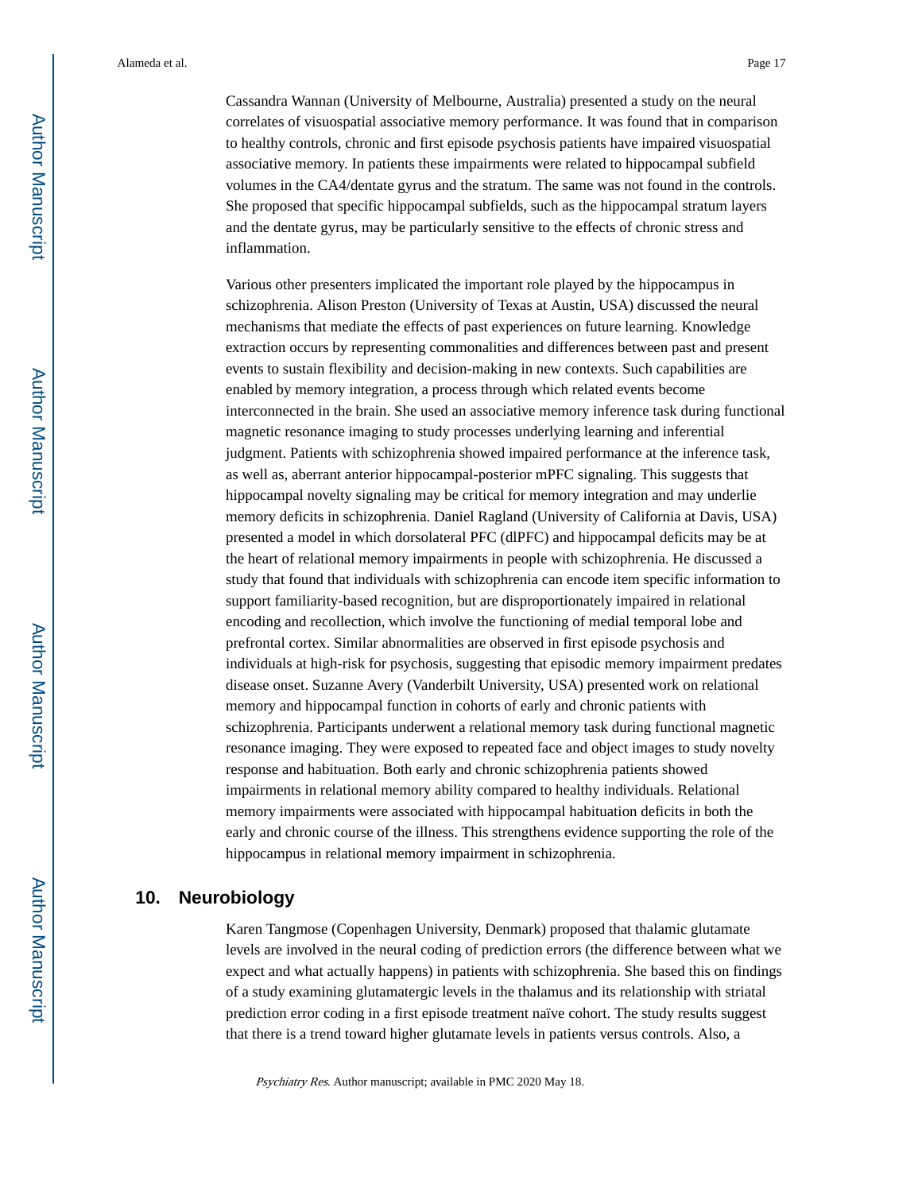Cassandra Wannan (University of Melbourne, Australia) presented a study on the neural correlates of visuospatial associative memory performance. It was found that in comparison to healthy controls, chronic and first episode psychosis patients have impaired visuospatial associative memory. In patients these impairments were related to hippocampal subfield volumes in the CA4/dentate gyrus and the stratum. The same was not found in the controls. She proposed that specific hippocampal subfields, such as the hippocampal stratum layers and the dentate gyrus, may be particularly sensitive to the effects of chronic stress and inflammation.

Various other presenters implicated the important role played by the hippocampus in schizophrenia. Alison Preston (University of Texas at Austin, USA) discussed the neural mechanisms that mediate the effects of past experiences on future learning. Knowledge extraction occurs by representing commonalities and differences between past and present events to sustain flexibility and decision-making in new contexts. Such capabilities are enabled by memory integration, a process through which related events become interconnected in the brain. She used an associative memory inference task during functional magnetic resonance imaging to study processes underlying learning and inferential judgment. Patients with schizophrenia showed impaired performance at the inference task, as well as, aberrant anterior hippocampal-posterior mPFC signaling. This suggests that hippocampal novelty signaling may be critical for memory integration and may underlie memory deficits in schizophrenia. Daniel Ragland (University of California at Davis, USA) presented a model in which dorsolateral PFC (dlPFC) and hippocampal deficits may be at the heart of relational memory impairments in people with schizophrenia. He discussed a study that found that individuals with schizophrenia can encode item specific information to support familiarity-based recognition, but are disproportionately impaired in relational encoding and recollection, which involve the functioning of medial temporal lobe and prefrontal cortex. Similar abnormalities are observed in first episode psychosis and individuals at high-risk for psychosis, suggesting that episodic memory impairment predates disease onset. Suzanne Avery (Vanderbilt University, USA) presented work on relational memory and hippocampal function in cohorts of early and chronic patients with schizophrenia. Participants underwent a relational memory task during functional magnetic resonance imaging. They were exposed to repeated face and object images to study novelty response and habituation. Both early and chronic schizophrenia patients showed impairments in relational memory ability compared to healthy individuals. Relational memory impairments were associated with hippocampal habituation deficits in both the early and chronic course of the illness. This strengthens evidence supporting the role of the hippocampus in relational memory impairment in schizophrenia.

## 10. Neurobiology

Karen Tangmose (Copenhagen University, Denmark) proposed that thalamic glutamate levels are involved in the neural coding of prediction errors (the difference between what we expect and what actually happens) in patients with schizophrenia. She based this on findings of a study examining glutamatergic levels in the thalamus and its relationship with striatal prediction error coding in a first episode treatment naïve cohort. The study results suggest that there is a trend toward higher glutamate levels in patients versus controls. Also, a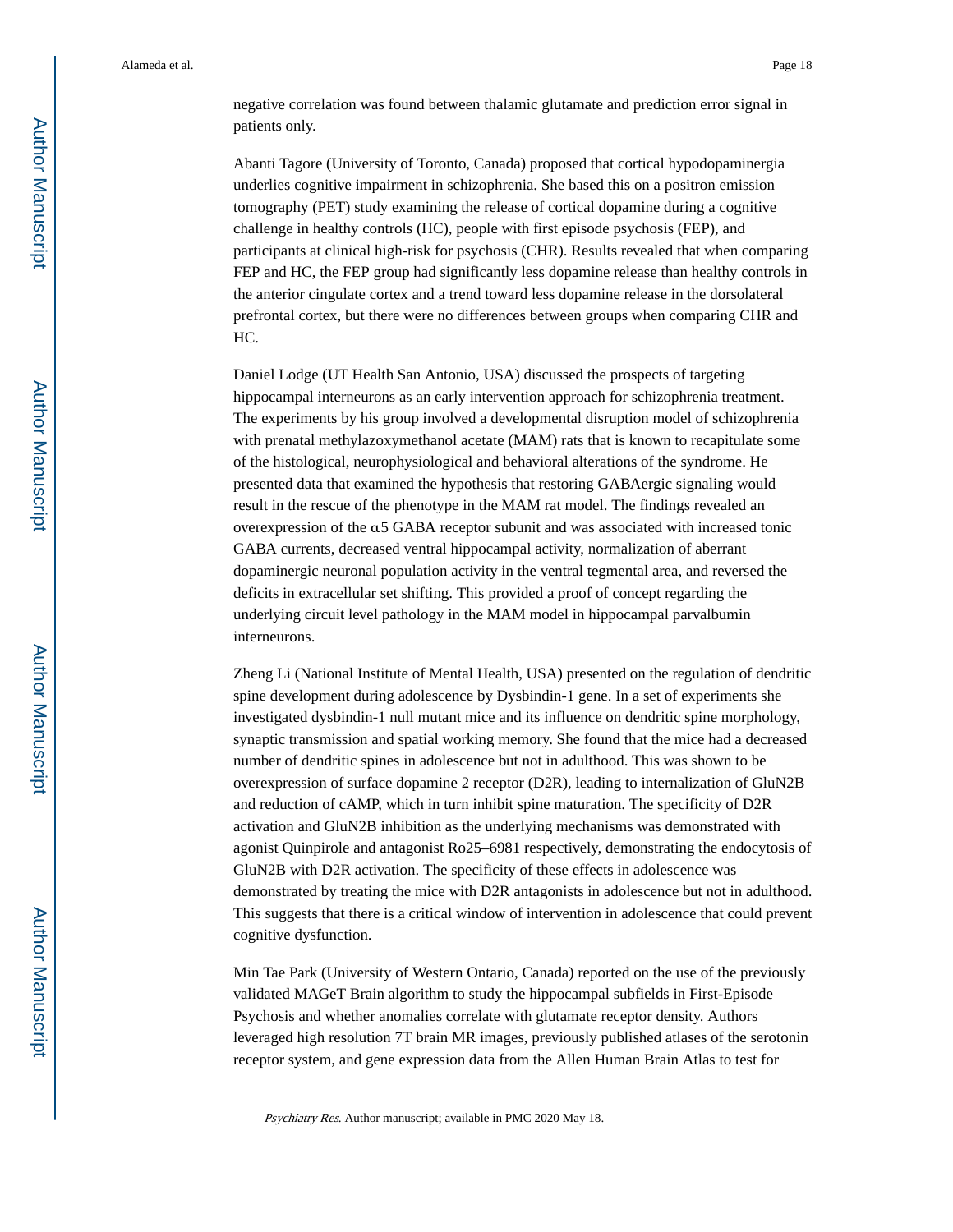negative correlation was found between thalamic glutamate and prediction error signal in patients only.

Abanti Tagore (University of Toronto, Canada) proposed that cortical hypodopaminergia underlies cognitive impairment in schizophrenia. She based this on a positron emission tomography (PET) study examining the release of cortical dopamine during a cognitive challenge in healthy controls (HC), people with first episode psychosis (FEP), and participants at clinical high-risk for psychosis (CHR). Results revealed that when comparing FEP and HC, the FEP group had significantly less dopamine release than healthy controls in the anterior cingulate cortex and a trend toward less dopamine release in the dorsolateral prefrontal cortex, but there were no differences between groups when comparing CHR and HC.

Daniel Lodge (UT Health San Antonio, USA) discussed the prospects of targeting hippocampal interneurons as an early intervention approach for schizophrenia treatment. The experiments by his group involved a developmental disruption model of schizophrenia with prenatal methylazoxymethanol acetate (MAM) rats that is known to recapitulate some of the histological, neurophysiological and behavioral alterations of the syndrome. He presented data that examined the hypothesis that restoring GABAergic signaling would result in the rescue of the phenotype in the MAM rat model. The findings revealed an overexpression of the α5 GABA receptor subunit and was associated with increased tonic GABA currents, decreased ventral hippocampal activity, normalization of aberrant dopaminergic neuronal population activity in the ventral tegmental area, and reversed the deficits in extracellular set shifting. This provided a proof of concept regarding the underlying circuit level pathology in the MAM model in hippocampal parvalbumin interneurons.

Zheng Li (National Institute of Mental Health, USA) presented on the regulation of dendritic spine development during adolescence by Dysbindin-1 gene. In a set of experiments she investigated dysbindin-1 null mutant mice and its influence on dendritic spine morphology, synaptic transmission and spatial working memory. She found that the mice had a decreased number of dendritic spines in adolescence but not in adulthood. This was shown to be overexpression of surface dopamine 2 receptor (D2R), leading to internalization of GluN2B and reduction of cAMP, which in turn inhibit spine maturation. The specificity of D2R activation and GluN2B inhibition as the underlying mechanisms was demonstrated with agonist Quinpirole and antagonist Ro25–6981 respectively, demonstrating the endocytosis of GluN2B with D2R activation. The specificity of these effects in adolescence was demonstrated by treating the mice with D2R antagonists in adolescence but not in adulthood. This suggests that there is a critical window of intervention in adolescence that could prevent cognitive dysfunction.

Min Tae Park (University of Western Ontario, Canada) reported on the use of the previously validated MAGeT Brain algorithm to study the hippocampal subfields in First-Episode Psychosis and whether anomalies correlate with glutamate receptor density. Authors leveraged high resolution 7T brain MR images, previously published atlases of the serotonin receptor system, and gene expression data from the Allen Human Brain Atlas to test for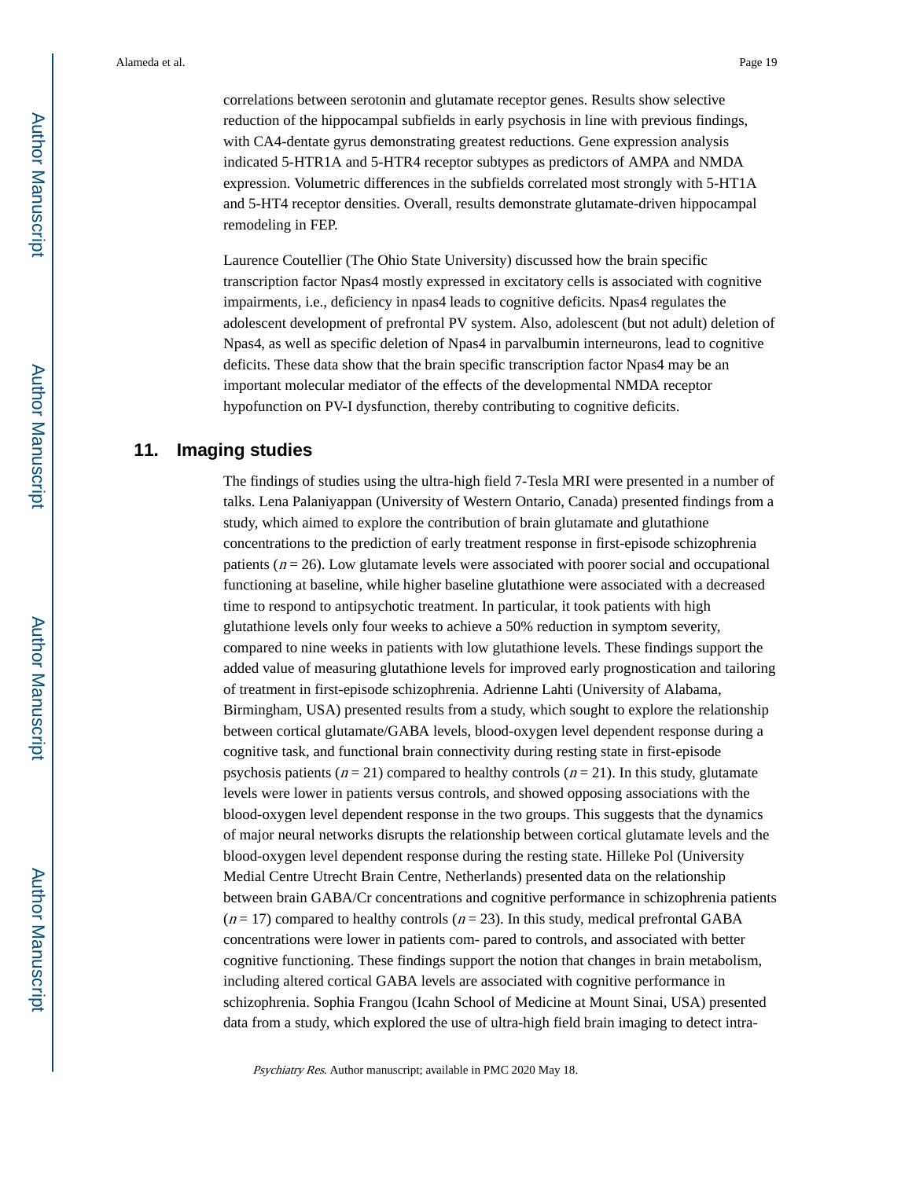correlations between serotonin and glutamate receptor genes. Results show selective reduction of the hippocampal subfields in early psychosis in line with previous findings, with CA4-dentate gyrus demonstrating greatest reductions. Gene expression analysis indicated 5-HTR1A and 5-HTR4 receptor subtypes as predictors of AMPA and NMDA expression. Volumetric differences in the subfields correlated most strongly with 5-HT1A and 5-HT4 receptor densities. Overall, results demonstrate glutamate-driven hippocampal remodeling in FEP.

Laurence Coutellier (The Ohio State University) discussed how the brain specific transcription factor Npas4 mostly expressed in excitatory cells is associated with cognitive impairments, i.e., deficiency in npas4 leads to cognitive deficits. Npas4 regulates the adolescent development of prefrontal PV system. Also, adolescent (but not adult) deletion of Npas4, as well as specific deletion of Npas4 in parvalbumin interneurons, lead to cognitive deficits. These data show that the brain specific transcription factor Npas4 may be an important molecular mediator of the effects of the developmental NMDA receptor hypofunction on PV-I dysfunction, thereby contributing to cognitive deficits.

## 11. Imaging studies

The findings of studies using the ultra-high field 7-Tesla MRI were presented in a number of talks. Lena Palaniyappan (University of Western Ontario, Canada) presented findings from a study, which aimed to explore the contribution of brain glutamate and glutathione concentrations to the prediction of early treatment response in first-episode schizophrenia patients ($n = 26$). Low glutamate levels were associated with poorer social and occupational functioning at baseline, while higher baseline glutathione were associated with a decreased time to respond to antipsychotic treatment. In particular, it took patients with high glutathione levels only four weeks to achieve a 50% reduction in symptom severity, compared to nine weeks in patients with low glutathione levels. These findings support the added value of measuring glutathione levels for improved early prognostication and tailoring of treatment in first-episode schizophrenia. Adrienne Lahti (University of Alabama, Birmingham, USA) presented results from a study, which sought to explore the relationship between cortical glutamate/GABA levels, blood-oxygen level dependent response during a cognitive task, and functional brain connectivity during resting state in first-episode psychosis patients ($n = 21$) compared to healthy controls ($n = 21$). In this study, glutamate levels were lower in patients versus controls, and showed opposing associations with the blood-oxygen level dependent response in the two groups. This suggests that the dynamics of major neural networks disrupts the relationship between cortical glutamate levels and the blood-oxygen level dependent response during the resting state. Hilleke Pol (University Medial Centre Utrecht Brain Centre, Netherlands) presented data on the relationship between brain GABA/Cr concentrations and cognitive performance in schizophrenia patients ($n = 17$) compared to healthy controls ($n = 23$). In this study, medical prefrontal GABA concentrations were lower in patients com- pared to controls, and associated with better cognitive functioning. These findings support the notion that changes in brain metabolism, including altered cortical GABA levels are associated with cognitive performance in schizophrenia. Sophia Frangou (Icahn School of Medicine at Mount Sinai, USA) presented data from a study, which explored the use of ultra-high field brain imaging to detect intra-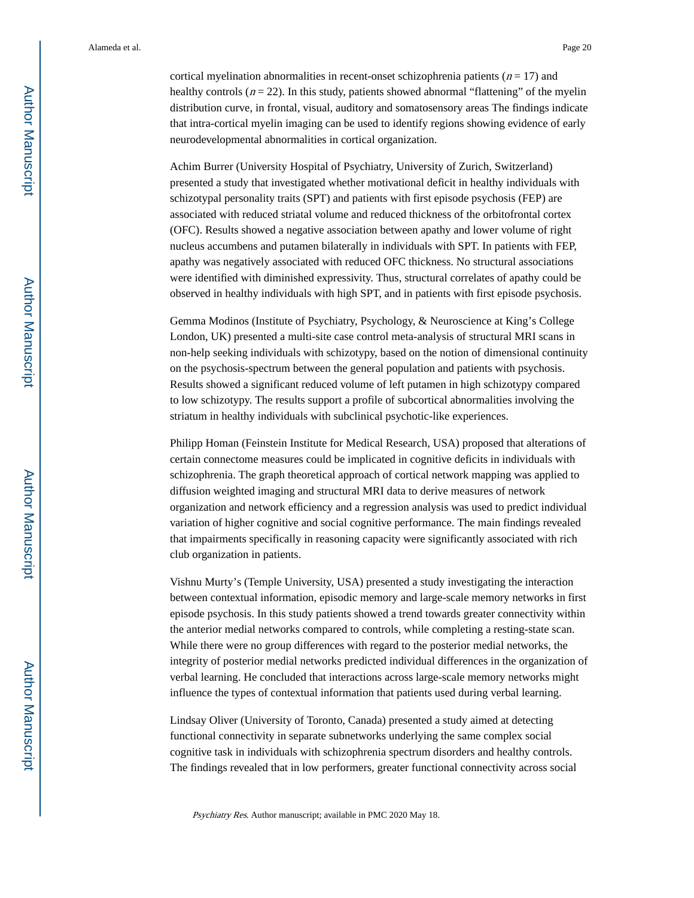cortical myelination abnormalities in recent-onset schizophrenia patients ($n = 17$) and healthy controls ($n = 22$). In this study, patients showed abnormal "flattening" of the myelin distribution curve, in frontal, visual, auditory and somatosensory areas The findings indicate that intra-cortical myelin imaging can be used to identify regions showing evidence of early neurodevelopmental abnormalities in cortical organization.

Achim Burrer (University Hospital of Psychiatry, University of Zurich, Switzerland) presented a study that investigated whether motivational deficit in healthy individuals with schizotypal personality traits (SPT) and patients with first episode psychosis (FEP) are associated with reduced striatal volume and reduced thickness of the orbitofrontal cortex (OFC). Results showed a negative association between apathy and lower volume of right nucleus accumbens and putamen bilaterally in individuals with SPT. In patients with FEP, apathy was negatively associated with reduced OFC thickness. No structural associations were identified with diminished expressivity. Thus, structural correlates of apathy could be observed in healthy individuals with high SPT, and in patients with first episode psychosis.

Gemma Modinos (Institute of Psychiatry, Psychology, & Neuroscience at King's College London, UK) presented a multi-site case control meta-analysis of structural MRI scans in non-help seeking individuals with schizotypy, based on the notion of dimensional continuity on the psychosis-spectrum between the general population and patients with psychosis. Results showed a significant reduced volume of left putamen in high schizotypy compared to low schizotypy. The results support a profile of subcortical abnormalities involving the striatum in healthy individuals with subclinical psychotic-like experiences.

Philipp Homan (Feinstein Institute for Medical Research, USA) proposed that alterations of certain connectome measures could be implicated in cognitive deficits in individuals with schizophrenia. The graph theoretical approach of cortical network mapping was applied to diffusion weighted imaging and structural MRI data to derive measures of network organization and network efficiency and a regression analysis was used to predict individual variation of higher cognitive and social cognitive performance. The main findings revealed that impairments specifically in reasoning capacity were significantly associated with rich club organization in patients.

Vishnu Murty's (Temple University, USA) presented a study investigating the interaction between contextual information, episodic memory and large-scale memory networks in first episode psychosis. In this study patients showed a trend towards greater connectivity within the anterior medial networks compared to controls, while completing a resting-state scan. While there were no group differences with regard to the posterior medial networks, the integrity of posterior medial networks predicted individual differences in the organization of verbal learning. He concluded that interactions across large-scale memory networks might influence the types of contextual information that patients used during verbal learning.

Lindsay Oliver (University of Toronto, Canada) presented a study aimed at detecting functional connectivity in separate subnetworks underlying the same complex social cognitive task in individuals with schizophrenia spectrum disorders and healthy controls. The findings revealed that in low performers, greater functional connectivity across social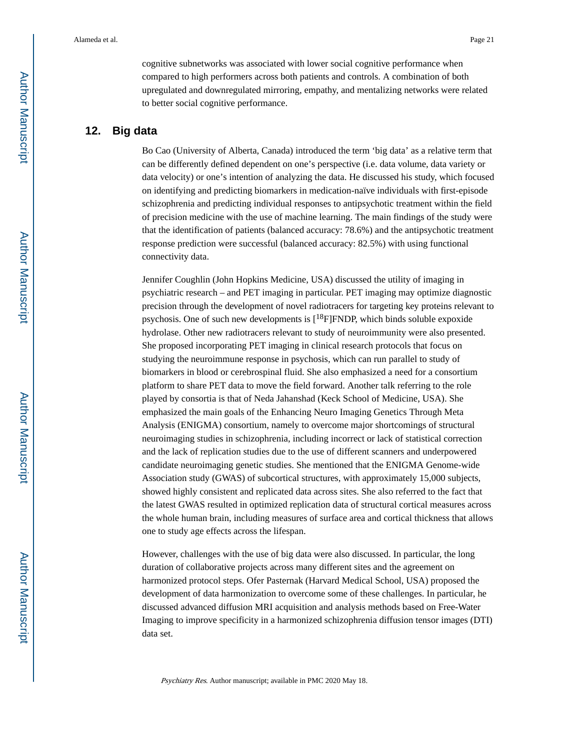cognitive subnetworks was associated with lower social cognitive performance when compared to high performers across both patients and controls. A combination of both upregulated and downregulated mirroring, empathy, and mentalizing networks were related to better social cognitive performance.

## 12. Big data

Bo Cao (University of Alberta, Canada) introduced the term 'big data' as a relative term that can be differently defined dependent on one's perspective (i.e. data volume, data variety or data velocity) or one's intention of analyzing the data. He discussed his study, which focused on identifying and predicting biomarkers in medication-naïve individuals with first-episode schizophrenia and predicting individual responses to antipsychotic treatment within the field of precision medicine with the use of machine learning. The main findings of the study were that the identification of patients (balanced accuracy: 78.6%) and the antipsychotic treatment response prediction were successful (balanced accuracy: 82.5%) with using functional connectivity data.

Jennifer Coughlin (John Hopkins Medicine, USA) discussed the utility of imaging in psychiatric research – and PET imaging in particular. PET imaging may optimize diagnostic precision through the development of novel radiotracers for targeting key proteins relevant to psychosis. One of such new developments is [$^{18}$F]FNDP, which binds soluble expoxide hydrolase. Other new radiotracers relevant to study of neuroimmunity were also presented. She proposed incorporating PET imaging in clinical research protocols that focus on studying the neuroimmune response in psychosis, which can run parallel to study of biomarkers in blood or cerebrospinal fluid. She also emphasized a need for a consortium platform to share PET data to move the field forward. Another talk referring to the role played by consortia is that of Neda Jahanshad (Keck School of Medicine, USA). She emphasized the main goals of the Enhancing Neuro Imaging Genetics Through Meta Analysis (ENIGMA) consortium, namely to overcome major shortcomings of structural neuroimaging studies in schizophrenia, including incorrect or lack of statistical correction and the lack of replication studies due to the use of different scanners and underpowered candidate neuroimaging genetic studies. She mentioned that the ENIGMA Genome-wide Association study (GWAS) of subcortical structures, with approximately 15,000 subjects, showed highly consistent and replicated data across sites. She also referred to the fact that the latest GWAS resulted in optimized replication data of structural cortical measures across the whole human brain, including measures of surface area and cortical thickness that allows one to study age effects across the lifespan.

However, challenges with the use of big data were also discussed. In particular, the long duration of collaborative projects across many different sites and the agreement on harmonized protocol steps. Ofer Pasternak (Harvard Medical School, USA) proposed the development of data harmonization to overcome some of these challenges. In particular, he discussed advanced diffusion MRI acquisition and analysis methods based on Free-Water Imaging to improve specificity in a harmonized schizophrenia diffusion tensor images (DTI) data set.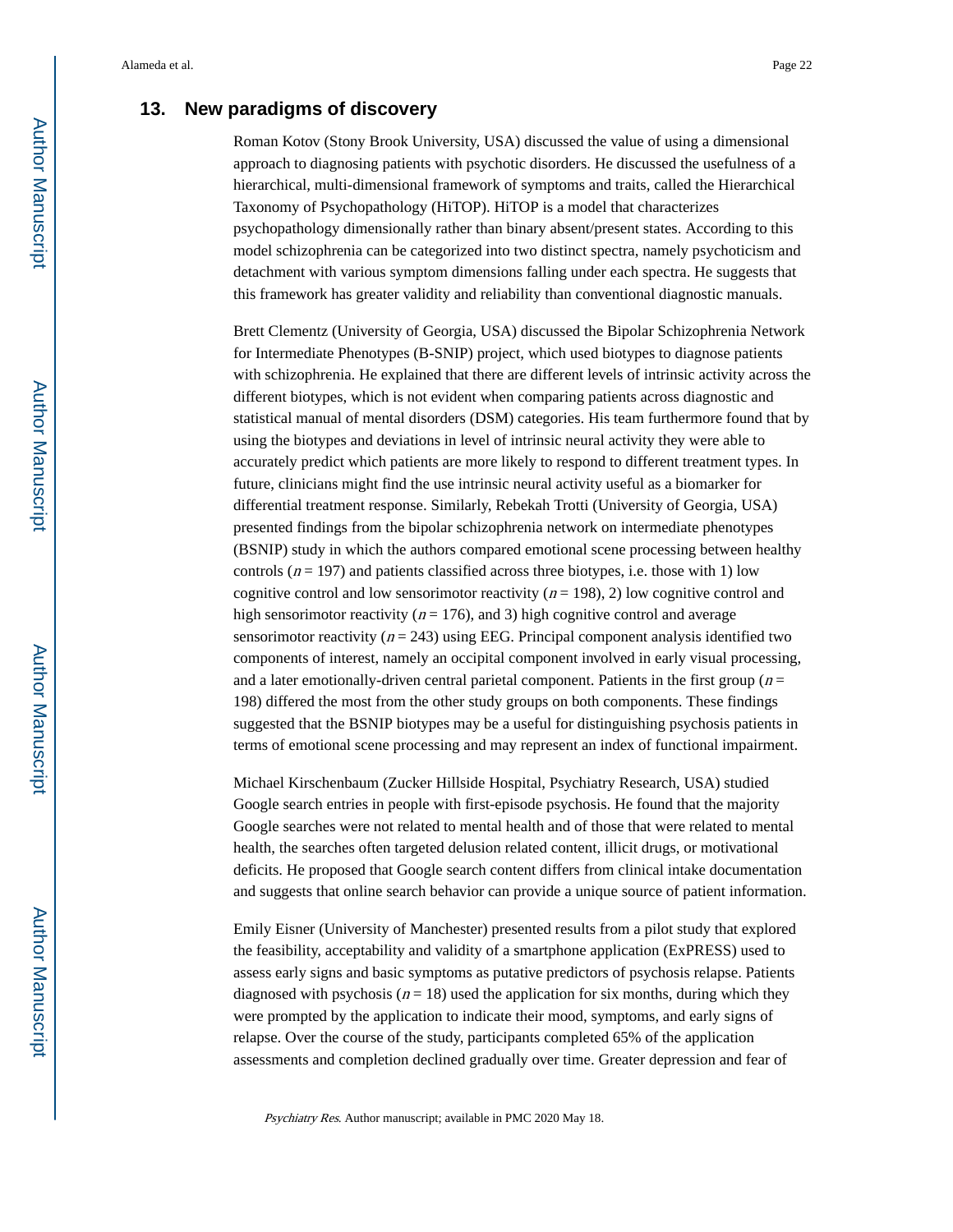## 13. New paradigms of discovery

Roman Kotov (Stony Brook University, USA) discussed the value of using a dimensional approach to diagnosing patients with psychotic disorders. He discussed the usefulness of a hierarchical, multi-dimensional framework of symptoms and traits, called the Hierarchical Taxonomy of Psychopathology (HiTOP). HiTOP is a model that characterizes psychopathology dimensionally rather than binary absent/present states. According to this model schizophrenia can be categorized into two distinct spectra, namely psychoticism and detachment with various symptom dimensions falling under each spectra. He suggests that this framework has greater validity and reliability than conventional diagnostic manuals.

Brett Clementz (University of Georgia, USA) discussed the Bipolar Schizophrenia Network for Intermediate Phenotypes (B-SNIP) project, which used biotypes to diagnose patients with schizophrenia. He explained that there are different levels of intrinsic activity across the different biotypes, which is not evident when comparing patients across diagnostic and statistical manual of mental disorders (DSM) categories. His team furthermore found that by using the biotypes and deviations in level of intrinsic neural activity they were able to accurately predict which patients are more likely to respond to different treatment types. In future, clinicians might find the use intrinsic neural activity useful as a biomarker for differential treatment response. Similarly, Rebekah Trotti (University of Georgia, USA) presented findings from the bipolar schizophrenia network on intermediate phenotypes (BSNIP) study in which the authors compared emotional scene processing between healthy controls ($n = 197$) and patients classified across three biotypes, i.e. those with 1) low cognitive control and low sensorimotor reactivity ($n = 198$), 2) low cognitive control and high sensorimotor reactivity ($n = 176$), and 3) high cognitive control and average sensorimotor reactivity ($n = 243$) using EEG. Principal component analysis identified two components of interest, namely an occipital component involved in early visual processing, and a later emotionally-driven central parietal component. Patients in the first group ($n = 198$) differed the most from the other study groups on both components. These findings suggested that the BSNIP biotypes may be a useful for distinguishing psychosis patients in terms of emotional scene processing and may represent an index of functional impairment.

Michael Kirschenbaum (Zucker Hillside Hospital, Psychiatry Research, USA) studied Google search entries in people with first-episode psychosis. He found that the majority Google searches were not related to mental health and of those that were related to mental health, the searches often targeted delusion related content, illicit drugs, or motivational deficits. He proposed that Google search content differs from clinical intake documentation and suggests that online search behavior can provide a unique source of patient information.

Emily Eisner (University of Manchester) presented results from a pilot study that explored the feasibility, acceptability and validity of a smartphone application (ExPRESS) used to assess early signs and basic symptoms as putative predictors of psychosis relapse. Patients diagnosed with psychosis ($n = 18$) used the application for six months, during which they were prompted by the application to indicate their mood, symptoms, and early signs of relapse. Over the course of the study, participants completed 65% of the application assessments and completion declined gradually over time. Greater depression and fear of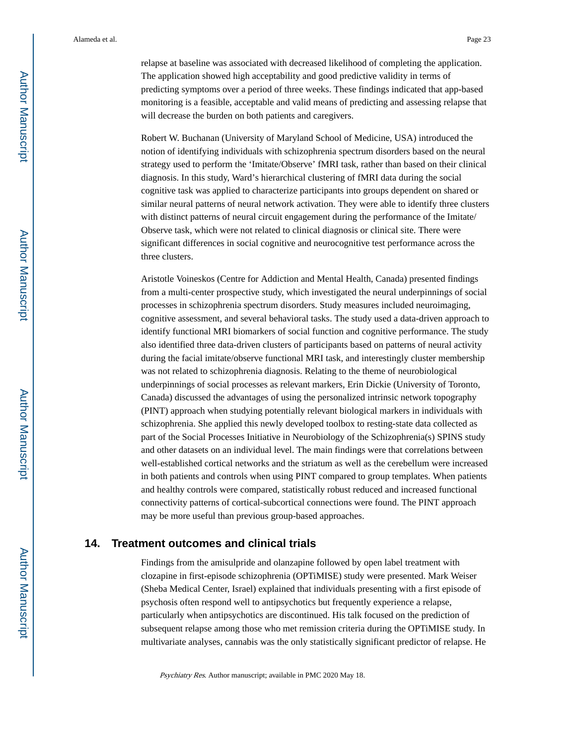relapse at baseline was associated with decreased likelihood of completing the application. The application showed high acceptability and good predictive validity in terms of predicting symptoms over a period of three weeks. These findings indicated that app-based monitoring is a feasible, acceptable and valid means of predicting and assessing relapse that will decrease the burden on both patients and caregivers.

Robert W. Buchanan (University of Maryland School of Medicine, USA) introduced the notion of identifying individuals with schizophrenia spectrum disorders based on the neural strategy used to perform the 'Imitate/Observe' fMRI task, rather than based on their clinical diagnosis. In this study, Ward's hierarchical clustering of fMRI data during the social cognitive task was applied to characterize participants into groups dependent on shared or similar neural patterns of neural network activation. They were able to identify three clusters with distinct patterns of neural circuit engagement during the performance of the Imitate/Observe task, which were not related to clinical diagnosis or clinical site. There were significant differences in social cognitive and neurocognitive test performance across the three clusters.

Aristotle Voineskos (Centre for Addiction and Mental Health, Canada) presented findings from a multi-center prospective study, which investigated the neural underpinnings of social processes in schizophrenia spectrum disorders. Study measures included neuroimaging, cognitive assessment, and several behavioral tasks. The study used a data-driven approach to identify functional MRI biomarkers of social function and cognitive performance. The study also identified three data-driven clusters of participants based on patterns of neural activity during the facial imitate/observe functional MRI task, and interestingly cluster membership was not related to schizophrenia diagnosis. Relating to the theme of neurobiological underpinnings of social processes as relevant markers, Erin Dickie (University of Toronto, Canada) discussed the advantages of using the personalized intrinsic network topography (PINT) approach when studying potentially relevant biological markers in individuals with schizophrenia. She applied this newly developed toolbox to resting-state data collected as part of the Social Processes Initiative in Neurobiology of the Schizophrenia(s) SPINS study and other datasets on an individual level. The main findings were that correlations between well-established cortical networks and the striatum as well as the cerebellum were increased in both patients and controls when using PINT compared to group templates. When patients and healthy controls were compared, statistically robust reduced and increased functional connectivity patterns of cortical-subcortical connections were found. The PINT approach may be more useful than previous group-based approaches.

## 14. Treatment outcomes and clinical trials

Findings from the amisulpride and olanzapine followed by open label treatment with clozapine in first-episode schizophrenia (OPTiMISE) study were presented. Mark Weiser (Sheba Medical Center, Israel) explained that individuals presenting with a first episode of psychosis often respond well to antipsychotics but frequently experience a relapse, particularly when antipsychotics are discontinued. His talk focused on the prediction of subsequent relapse among those who met remission criteria during the OPTiMISE study. In multivariate analyses, cannabis was the only statistically significant predictor of relapse. He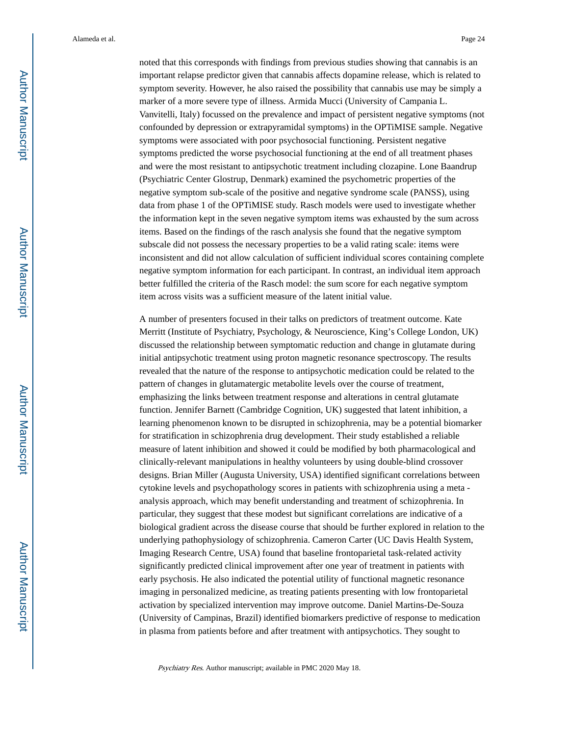noted that this corresponds with findings from previous studies showing that cannabis is an important relapse predictor given that cannabis affects dopamine release, which is related to symptom severity. However, he also raised the possibility that cannabis use may be simply a marker of a more severe type of illness. Armida Mucci (University of Campania L. Vanvitelli, Italy) focussed on the prevalence and impact of persistent negative symptoms (not confounded by depression or extrapyramidal symptoms) in the OPTiMISE sample. Negative symptoms were associated with poor psychosocial functioning. Persistent negative symptoms predicted the worse psychosocial functioning at the end of all treatment phases and were the most resistant to antipsychotic treatment including clozapine. Lone Baandrup (Psychiatric Center Glostrup, Denmark) examined the psychometric properties of the negative symptom sub-scale of the positive and negative syndrome scale (PANSS), using data from phase 1 of the OPTiMISE study. Rasch models were used to investigate whether the information kept in the seven negative symptom items was exhausted by the sum across items. Based on the findings of the rasch analysis she found that the negative symptom subscale did not possess the necessary properties to be a valid rating scale: items were inconsistent and did not allow calculation of sufficient individual scores containing complete negative symptom information for each participant. In contrast, an individual item approach better fulfilled the criteria of the Rasch model: the sum score for each negative symptom item across visits was a sufficient measure of the latent initial value.

A number of presenters focused in their talks on predictors of treatment outcome. Kate Merritt (Institute of Psychiatry, Psychology, & Neuroscience, King's College London, UK) discussed the relationship between symptomatic reduction and change in glutamate during initial antipsychotic treatment using proton magnetic resonance spectroscopy. The results revealed that the nature of the response to antipsychotic medication could be related to the pattern of changes in glutamatergic metabolite levels over the course of treatment, emphasizing the links between treatment response and alterations in central glutamate function. Jennifer Barnett (Cambridge Cognition, UK) suggested that latent inhibition, a learning phenomenon known to be disrupted in schizophrenia, may be a potential biomarker for stratification in schizophrenia drug development. Their study established a reliable measure of latent inhibition and showed it could be modified by both pharmacological and clinically-relevant manipulations in healthy volunteers by using double-blind crossover designs. Brian Miller (Augusta University, USA) identified significant correlations between cytokine levels and psychopathology scores in patients with schizophrenia using a meta - analysis approach, which may benefit understanding and treatment of schizophrenia. In particular, they suggest that these modest but significant correlations are indicative of a biological gradient across the disease course that should be further explored in relation to the underlying pathophysiology of schizophrenia. Cameron Carter (UC Davis Health System, Imaging Research Centre, USA) found that baseline frontoparietal task-related activity significantly predicted clinical improvement after one year of treatment in patients with early psychosis. He also indicated the potential utility of functional magnetic resonance imaging in personalized medicine, as treating patients presenting with low frontoparietal activation by specialized intervention may improve outcome. Daniel Martins-De-Souza (University of Campinas, Brazil) identified biomarkers predictive of response to medication in plasma from patients before and after treatment with antipsychotics. They sought to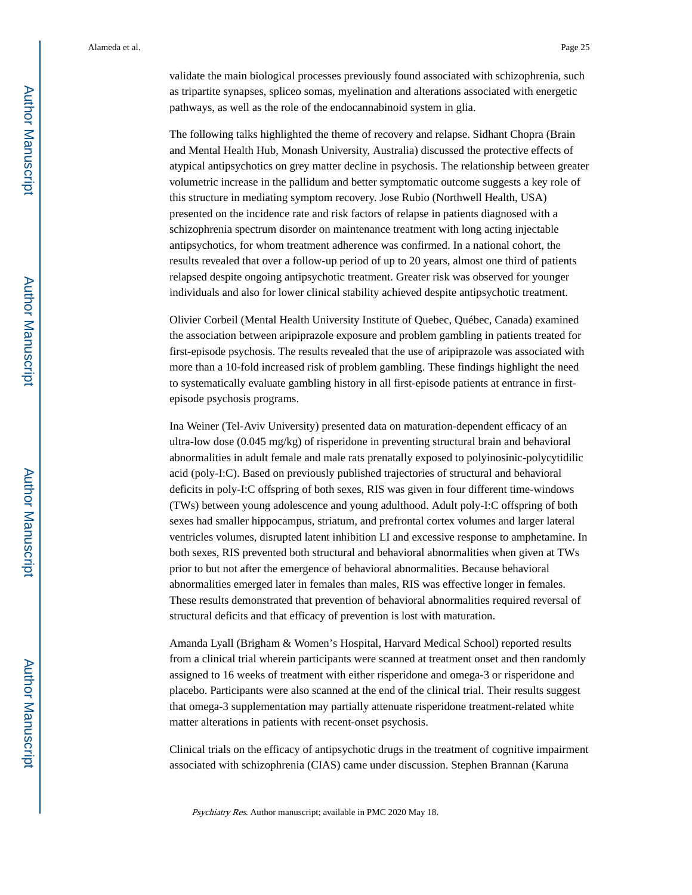validate the main biological processes previously found associated with schizophrenia, such as tripartite synapses, spliceo somas, myelination and alterations associated with energetic pathways, as well as the role of the endocannabinoid system in glia.

The following talks highlighted the theme of recovery and relapse. Sidhant Chopra (Brain and Mental Health Hub, Monash University, Australia) discussed the protective effects of atypical antipsychotics on grey matter decline in psychosis. The relationship between greater volumetric increase in the pallidum and better symptomatic outcome suggests a key role of this structure in mediating symptom recovery. Jose Rubio (Northwell Health, USA) presented on the incidence rate and risk factors of relapse in patients diagnosed with a schizophrenia spectrum disorder on maintenance treatment with long acting injectable antipsychotics, for whom treatment adherence was confirmed. In a national cohort, the results revealed that over a follow-up period of up to 20 years, almost one third of patients relapsed despite ongoing antipsychotic treatment. Greater risk was observed for younger individuals and also for lower clinical stability achieved despite antipsychotic treatment.

Olivier Corbeil (Mental Health University Institute of Quebec, Québec, Canada) examined the association between aripiprazole exposure and problem gambling in patients treated for first-episode psychosis. The results revealed that the use of aripiprazole was associated with more than a 10-fold increased risk of problem gambling. These findings highlight the need to systematically evaluate gambling history in all first-episode patients at entrance in first-episode psychosis programs.

Ina Weiner (Tel-Aviv University) presented data on maturation-dependent efficacy of an ultra-low dose (0.045 mg/kg) of risperidone in preventing structural brain and behavioral abnormalities in adult female and male rats prenatally exposed to polyinosinic-polycytidilic acid (poly-I:C). Based on previously published trajectories of structural and behavioral deficits in poly-I:C offspring of both sexes, RIS was given in four different time-windows (TWs) between young adolescence and young adulthood. Adult poly-I:C offspring of both sexes had smaller hippocampus, striatum, and prefrontal cortex volumes and larger lateral ventricles volumes, disrupted latent inhibition LI and excessive response to amphetamine. In both sexes, RIS prevented both structural and behavioral abnormalities when given at TWs prior to but not after the emergence of behavioral abnormalities. Because behavioral abnormalities emerged later in females than males, RIS was effective longer in females. These results demonstrated that prevention of behavioral abnormalities required reversal of structural deficits and that efficacy of prevention is lost with maturation.

Amanda Lyall (Brigham & Women's Hospital, Harvard Medical School) reported results from a clinical trial wherein participants were scanned at treatment onset and then randomly assigned to 16 weeks of treatment with either risperidone and omega-3 or risperidone and placebo. Participants were also scanned at the end of the clinical trial. Their results suggest that omega-3 supplementation may partially attenuate risperidone treatment-related white matter alterations in patients with recent-onset psychosis.

Clinical trials on the efficacy of antipsychotic drugs in the treatment of cognitive impairment associated with schizophrenia (CIAS) came under discussion. Stephen Brannan (Karuna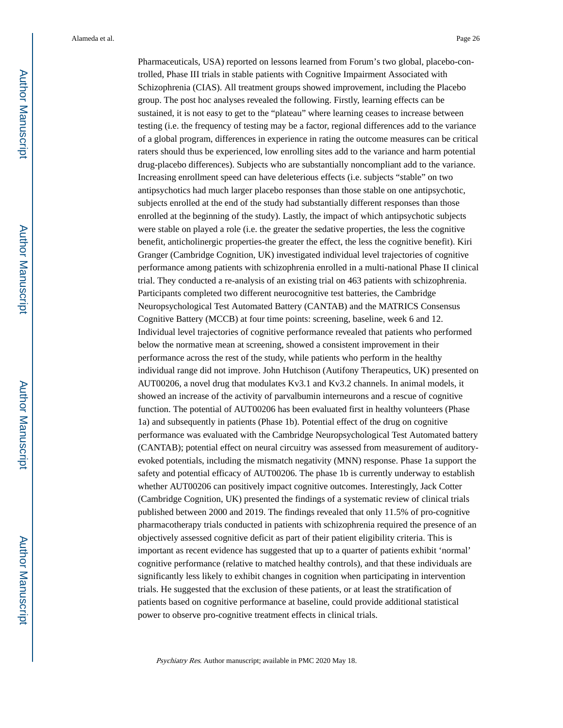Pharmaceuticals, USA) reported on lessons learned from Forum's two global, placebo-controlled, Phase III trials in stable patients with Cognitive Impairment Associated with Schizophrenia (CIAS). All treatment groups showed improvement, including the Placebo group. The post hoc analyses revealed the following. Firstly, learning effects can be sustained, it is not easy to get to the "plateau" where learning ceases to increase between testing (i.e. the frequency of testing may be a factor, regional differences add to the variance of a global program, differences in experience in rating the outcome measures can be critical raters should thus be experienced, low enrolling sites add to the variance and harm potential drug-placebo differences). Subjects who are substantially noncompliant add to the variance. Increasing enrollment speed can have deleterious effects (i.e. subjects "stable" on two antipsychotics had much larger placebo responses than those stable on one antipsychotic, subjects enrolled at the end of the study had substantially different responses than those enrolled at the beginning of the study). Lastly, the impact of which antipsychotic subjects were stable on played a role (i.e. the greater the sedative properties, the less the cognitive benefit, anticholinergic properties-the greater the effect, the less the cognitive benefit). Kiri Granger (Cambridge Cognition, UK) investigated individual level trajectories of cognitive performance among patients with schizophrenia enrolled in a multi-national Phase II clinical trial. They conducted a re-analysis of an existing trial on 463 patients with schizophrenia. Participants completed two different neurocognitive test batteries, the Cambridge Neuropsychological Test Automated Battery (CANTAB) and the MATRICS Consensus Cognitive Battery (MCCB) at four time points: screening, baseline, week 6 and 12. Individual level trajectories of cognitive performance revealed that patients who performed below the normative mean at screening, showed a consistent improvement in their performance across the rest of the study, while patients who perform in the healthy individual range did not improve. John Hutchison (Autifony Therapeutics, UK) presented on AUT00206, a novel drug that modulates Kv3.1 and Kv3.2 channels. In animal models, it showed an increase of the activity of parvalbumin interneurons and a rescue of cognitive function. The potential of AUT00206 has been evaluated first in healthy volunteers (Phase 1a) and subsequently in patients (Phase 1b). Potential effect of the drug on cognitive performance was evaluated with the Cambridge Neuropsychological Test Automated battery (CANTAB); potential effect on neural circuitry was assessed from measurement of auditory-evoked potentials, including the mismatch negativity (MNN) response. Phase 1a support the safety and potential efficacy of AUT00206. The phase 1b is currently underway to establish whether AUT00206 can positively impact cognitive outcomes. Interestingly, Jack Cotter (Cambridge Cognition, UK) presented the findings of a systematic review of clinical trials published between 2000 and 2019. The findings revealed that only 11.5% of pro-cognitive pharmacotherapy trials conducted in patients with schizophrenia required the presence of an objectively assessed cognitive deficit as part of their patient eligibility criteria. This is important as recent evidence has suggested that up to a quarter of patients exhibit 'normal' cognitive performance (relative to matched healthy controls), and that these individuals are significantly less likely to exhibit changes in cognition when participating in intervention trials. He suggested that the exclusion of these patients, or at least the stratification of patients based on cognitive performance at baseline, could provide additional statistical power to observe pro-cognitive treatment effects in clinical trials.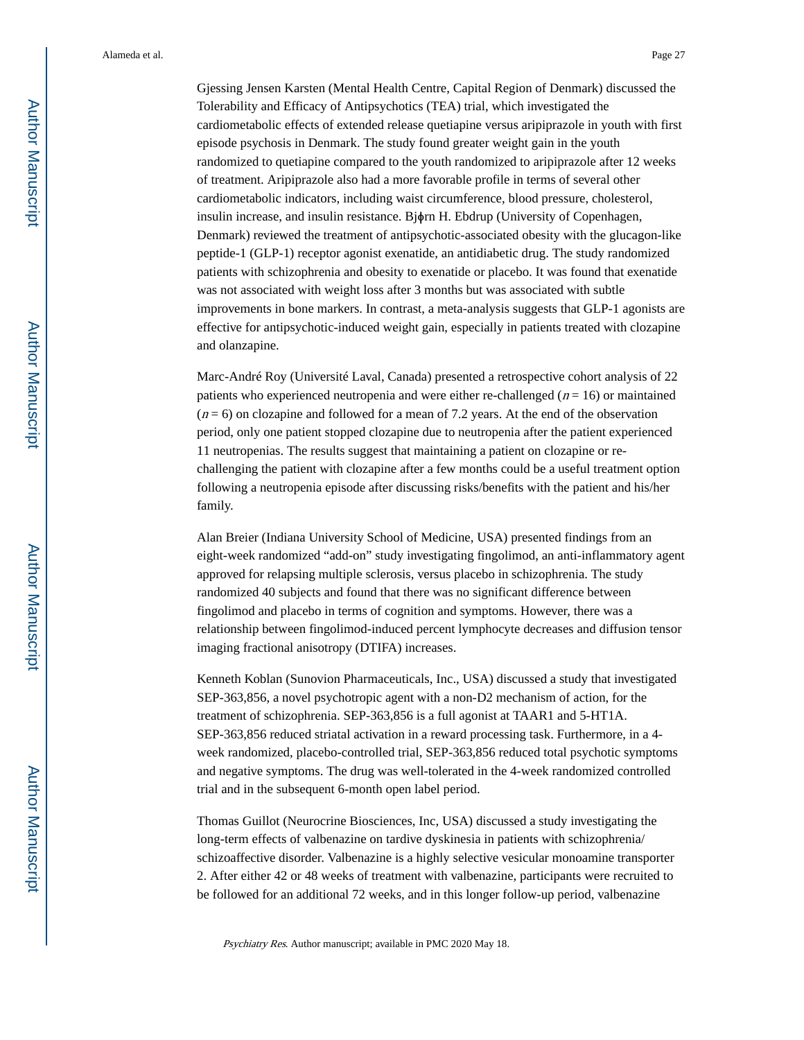Gjessing Jensen Karsten (Mental Health Centre, Capital Region of Denmark) discussed the Tolerability and Efficacy of Antipsychotics (TEA) trial, which investigated the cardiometabolic effects of extended release quetiapine versus aripiprazole in youth with first episode psychosis in Denmark. The study found greater weight gain in the youth randomized to quetiapine compared to the youth randomized to aripiprazole after 12 weeks of treatment. Aripiprazole also had a more favorable profile in terms of several other cardiometabolic indicators, including waist circumference, blood pressure, cholesterol, insulin increase, and insulin resistance. Bjϕrn H. Ebdrup (University of Copenhagen, Denmark) reviewed the treatment of antipsychotic-associated obesity with the glucagon-like peptide-1 (GLP-1) receptor agonist exenatide, an antidiabetic drug. The study randomized patients with schizophrenia and obesity to exenatide or placebo. It was found that exenatide was not associated with weight loss after 3 months but was associated with subtle improvements in bone markers. In contrast, a meta-analysis suggests that GLP-1 agonists are effective for antipsychotic-induced weight gain, especially in patients treated with clozapine and olanzapine.

Marc-André Roy (Université Laval, Canada) presented a retrospective cohort analysis of 22 patients who experienced neutropenia and were either re-challenged ($n = 16$) or maintained ($n = 6$) on clozapine and followed for a mean of 7.2 years. At the end of the observation period, only one patient stopped clozapine due to neutropenia after the patient experienced 11 neutropenias. The results suggest that maintaining a patient on clozapine or re-challenging the patient with clozapine after a few months could be a useful treatment option following a neutropenia episode after discussing risks/benefits with the patient and his/her family.

Alan Breier (Indiana University School of Medicine, USA) presented findings from an eight-week randomized "add-on" study investigating fingolimod, an anti-inflammatory agent approved for relapsing multiple sclerosis, versus placebo in schizophrenia. The study randomized 40 subjects and found that there was no significant difference between fingolimod and placebo in terms of cognition and symptoms. However, there was a relationship between fingolimod-induced percent lymphocyte decreases and diffusion tensor imaging fractional anisotropy (DTIFA) increases.

Kenneth Koblan (Sunovion Pharmaceuticals, Inc., USA) discussed a study that investigated SEP-363,856, a novel psychotropic agent with a non-D2 mechanism of action, for the treatment of schizophrenia. SEP-363,856 is a full agonist at TAAR1 and 5-HT1A. SEP-363,856 reduced striatal activation in a reward processing task. Furthermore, in a 4-week randomized, placebo-controlled trial, SEP-363,856 reduced total psychotic symptoms and negative symptoms. The drug was well-tolerated in the 4-week randomized controlled trial and in the subsequent 6-month open label period.

Thomas Guillot (Neurocrine Biosciences, Inc, USA) discussed a study investigating the long-term effects of valbenazine on tardive dyskinesia in patients with schizophrenia/schizoaffective disorder. Valbenazine is a highly selective vesicular monoamine transporter 2. After either 42 or 48 weeks of treatment with valbenazine, participants were recruited to be followed for an additional 72 weeks, and in this longer follow-up period, valbenazine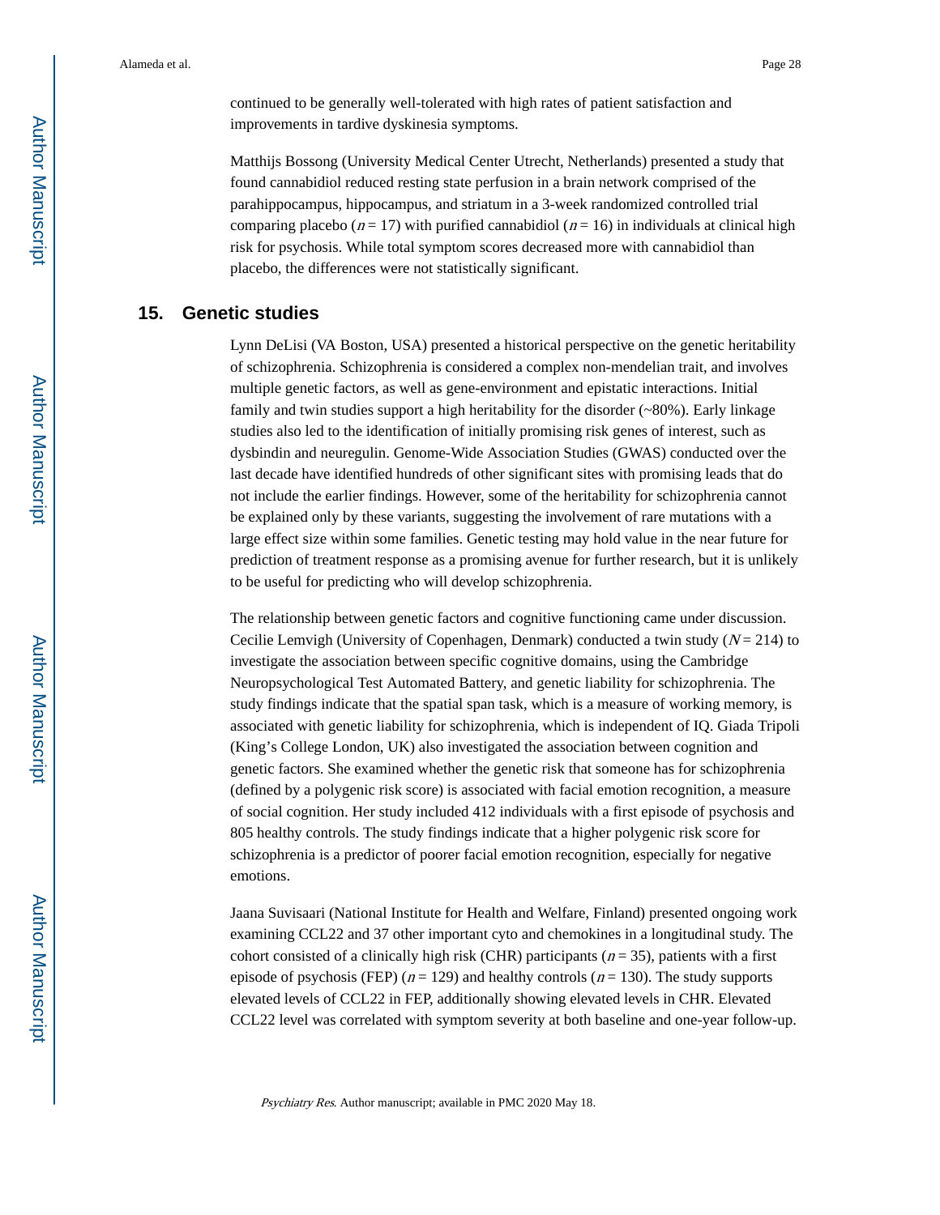continued to be generally well-tolerated with high rates of patient satisfaction and improvements in tardive dyskinesia symptoms.

Matthijs Bossong (University Medical Center Utrecht, Netherlands) presented a study that found cannabidiol reduced resting state perfusion in a brain network comprised of the parahippocampus, hippocampus, and striatum in a 3-week randomized controlled trial comparing placebo ($n = 17$) with purified cannabidiol ($n = 16$) in individuals at clinical high risk for psychosis. While total symptom scores decreased more with cannabidiol than placebo, the differences were not statistically significant.

## 15. Genetic studies

Lynn DeLisi (VA Boston, USA) presented a historical perspective on the genetic heritability of schizophrenia. Schizophrenia is considered a complex non-mendelian trait, and involves multiple genetic factors, as well as gene-environment and epistatic interactions. Initial family and twin studies support a high heritability for the disorder (~80%). Early linkage studies also led to the identification of initially promising risk genes of interest, such as dysbindin and neuregulin. Genome-Wide Association Studies (GWAS) conducted over the last decade have identified hundreds of other significant sites with promising leads that do not include the earlier findings. However, some of the heritability for schizophrenia cannot be explained only by these variants, suggesting the involvement of rare mutations with a large effect size within some families. Genetic testing may hold value in the near future for prediction of treatment response as a promising avenue for further research, but it is unlikely to be useful for predicting who will develop schizophrenia.

The relationship between genetic factors and cognitive functioning came under discussion. Cecilie Lemvigh (University of Copenhagen, Denmark) conducted a twin study ($N = 214$) to investigate the association between specific cognitive domains, using the Cambridge Neuropsychological Test Automated Battery, and genetic liability for schizophrenia. The study findings indicate that the spatial span task, which is a measure of working memory, is associated with genetic liability for schizophrenia, which is independent of IQ. Giada Tripoli (King's College London, UK) also investigated the association between cognition and genetic factors. She examined whether the genetic risk that someone has for schizophrenia (defined by a polygenic risk score) is associated with facial emotion recognition, a measure of social cognition. Her study included 412 individuals with a first episode of psychosis and 805 healthy controls. The study findings indicate that a higher polygenic risk score for schizophrenia is a predictor of poorer facial emotion recognition, especially for negative emotions.

Jaana Suvisaari (National Institute for Health and Welfare, Finland) presented ongoing work examining CCL22 and 37 other important cyto and chemokines in a longitudinal study. The cohort consisted of a clinically high risk (CHR) participants ($n = 35$), patients with a first episode of psychosis (FEP) ($n = 129$) and healthy controls ($n = 130$). The study supports elevated levels of CCL22 in FEP, additionally showing elevated levels in CHR. Elevated CCL22 level was correlated with symptom severity at both baseline and one-year follow-up.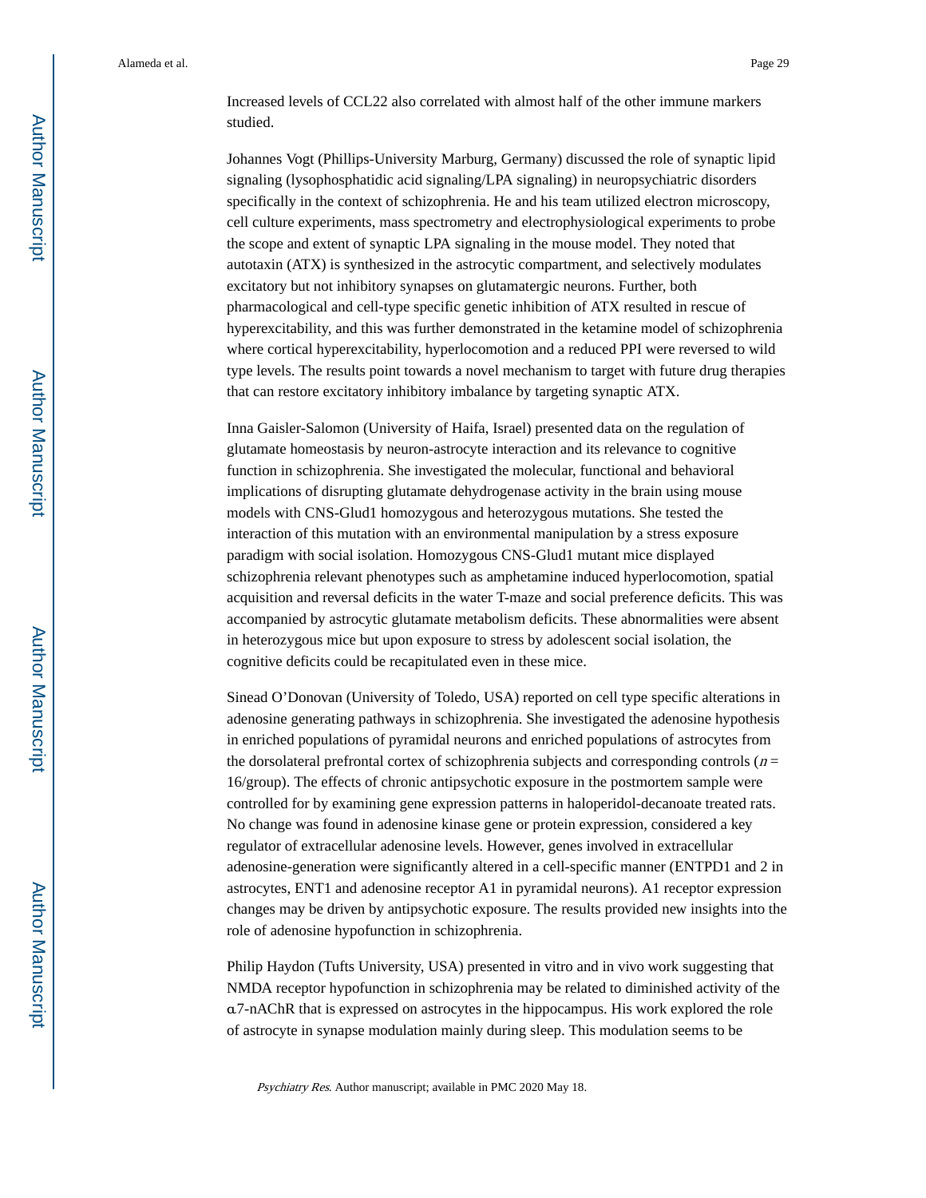Increased levels of CCL22 also correlated with almost half of the other immune markers studied.

Johannes Vogt (Phillips-University Marburg, Germany) discussed the role of synaptic lipid signaling (lysophosphatidic acid signaling/LPA signaling) in neuropsychiatric disorders specifically in the context of schizophrenia. He and his team utilized electron microscopy, cell culture experiments, mass spectrometry and electrophysiological experiments to probe the scope and extent of synaptic LPA signaling in the mouse model. They noted that autotaxin (ATX) is synthesized in the astrocytic compartment, and selectively modulates excitatory but not inhibitory synapses on glutamatergic neurons. Further, both pharmacological and cell-type specific genetic inhibition of ATX resulted in rescue of hyperexcitability, and this was further demonstrated in the ketamine model of schizophrenia where cortical hyperexcitability, hyperlocomotion and a reduced PPI were reversed to wild type levels. The results point towards a novel mechanism to target with future drug therapies that can restore excitatory inhibitory imbalance by targeting synaptic ATX.

Inna Gaisler-Salomon (University of Haifa, Israel) presented data on the regulation of glutamate homeostasis by neuron-astrocyte interaction and its relevance to cognitive function in schizophrenia. She investigated the molecular, functional and behavioral implications of disrupting glutamate dehydrogenase activity in the brain using mouse models with CNS-Glud1 homozygous and heterozygous mutations. She tested the interaction of this mutation with an environmental manipulation by a stress exposure paradigm with social isolation. Homozygous CNS-Glud1 mutant mice displayed schizophrenia relevant phenotypes such as amphetamine induced hyperlocomotion, spatial acquisition and reversal deficits in the water T-maze and social preference deficits. This was accompanied by astrocytic glutamate metabolism deficits. These abnormalities were absent in heterozygous mice but upon exposure to stress by adolescent social isolation, the cognitive deficits could be recapitulated even in these mice.

Sinead O'Donovan (University of Toledo, USA) reported on cell type specific alterations in adenosine generating pathways in schizophrenia. She investigated the adenosine hypothesis in enriched populations of pyramidal neurons and enriched populations of astrocytes from the dorsolateral prefrontal cortex of schizophrenia subjects and corresponding controls ($n$ = 16/group). The effects of chronic antipsychotic exposure in the postmortem sample were controlled for by examining gene expression patterns in haloperidol-decanoate treated rats. No change was found in adenosine kinase gene or protein expression, considered a key regulator of extracellular adenosine levels. However, genes involved in extracellular adenosine-generation were significantly altered in a cell-specific manner (ENTPD1 and 2 in astrocytes, ENT1 and adenosine receptor A1 in pyramidal neurons). A1 receptor expression changes may be driven by antipsychotic exposure. The results provided new insights into the role of adenosine hypofunction in schizophrenia.

Philip Haydon (Tufts University, USA) presented in vitro and in vivo work suggesting that NMDA receptor hypofunction in schizophrenia may be related to diminished activity of the α7-nAChR that is expressed on astrocytes in the hippocampus. His work explored the role of astrocyte in synapse modulation mainly during sleep. This modulation seems to be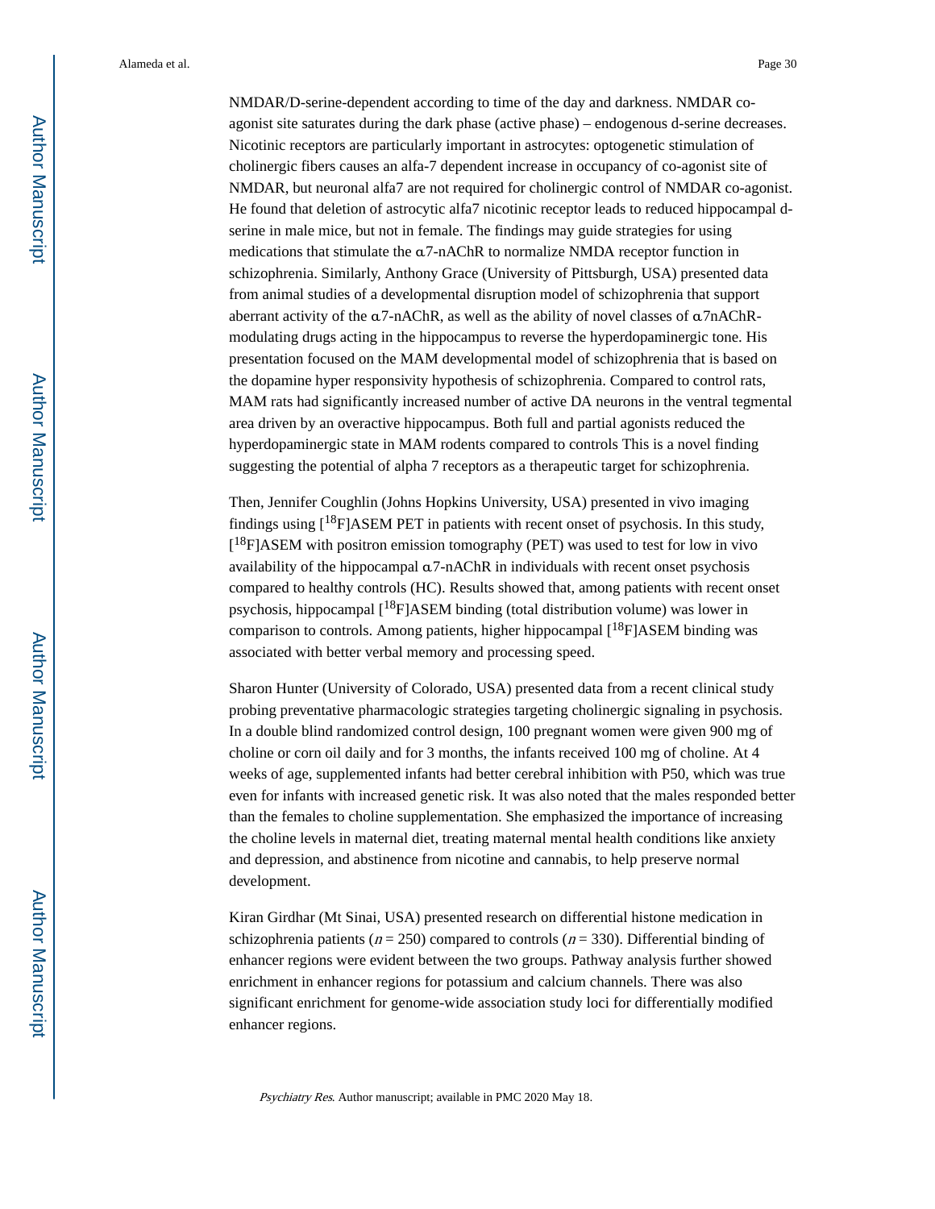NMDAR/D-serine-dependent according to time of the day and darkness. NMDAR co-agonist site saturates during the dark phase (active phase) – endogenous d-serine decreases. Nicotinic receptors are particularly important in astrocytes: optogenetic stimulation of cholinergic fibers causes an alfa-7 dependent increase in occupancy of co-agonist site of NMDAR, but neuronal alfa7 are not required for cholinergic control of NMDAR co-agonist. He found that deletion of astrocytic alfa7 nicotinic receptor leads to reduced hippocampal d-serine in male mice, but not in female. The findings may guide strategies for using medications that stimulate the α7-nAChR to normalize NMDA receptor function in schizophrenia. Similarly, Anthony Grace (University of Pittsburgh, USA) presented data from animal studies of a developmental disruption model of schizophrenia that support aberrant activity of the α7-nAChR, as well as the ability of novel classes of α7nAChR-modulating drugs acting in the hippocampus to reverse the hyperdopaminergic tone. His presentation focused on the MAM developmental model of schizophrenia that is based on the dopamine hyper responsivity hypothesis of schizophrenia. Compared to control rats, MAM rats had significantly increased number of active DA neurons in the ventral tegmental area driven by an overactive hippocampus. Both full and partial agonists reduced the hyperdopaminergic state in MAM rodents compared to controls This is a novel finding suggesting the potential of alpha 7 receptors as a therapeutic target for schizophrenia.

Then, Jennifer Coughlin (Johns Hopkins University, USA) presented in vivo imaging findings using [$^{18}$F]ASEM PET in patients with recent onset of psychosis. In this study, [$^{18}$F]ASEM with positron emission tomography (PET) was used to test for low in vivo availability of the hippocampal α7-nAChR in individuals with recent onset psychosis compared to healthy controls (HC). Results showed that, among patients with recent onset psychosis, hippocampal [$^{18}$F]ASEM binding (total distribution volume) was lower in comparison to controls. Among patients, higher hippocampal [$^{18}$F]ASEM binding was associated with better verbal memory and processing speed.

Sharon Hunter (University of Colorado, USA) presented data from a recent clinical study probing preventative pharmacologic strategies targeting cholinergic signaling in psychosis. In a double blind randomized control design, 100 pregnant women were given 900 mg of choline or corn oil daily and for 3 months, the infants received 100 mg of choline. At 4 weeks of age, supplemented infants had better cerebral inhibition with P50, which was true even for infants with increased genetic risk. It was also noted that the males responded better than the females to choline supplementation. She emphasized the importance of increasing the choline levels in maternal diet, treating maternal mental health conditions like anxiety and depression, and abstinence from nicotine and cannabis, to help preserve normal development.

Kiran Girdhar (Mt Sinai, USA) presented research on differential histone medication in schizophrenia patients ($n = 250$) compared to controls ($n = 330$). Differential binding of enhancer regions were evident between the two groups. Pathway analysis further showed enrichment in enhancer regions for potassium and calcium channels. There was also significant enrichment for genome-wide association study loci for differentially modified enhancer regions.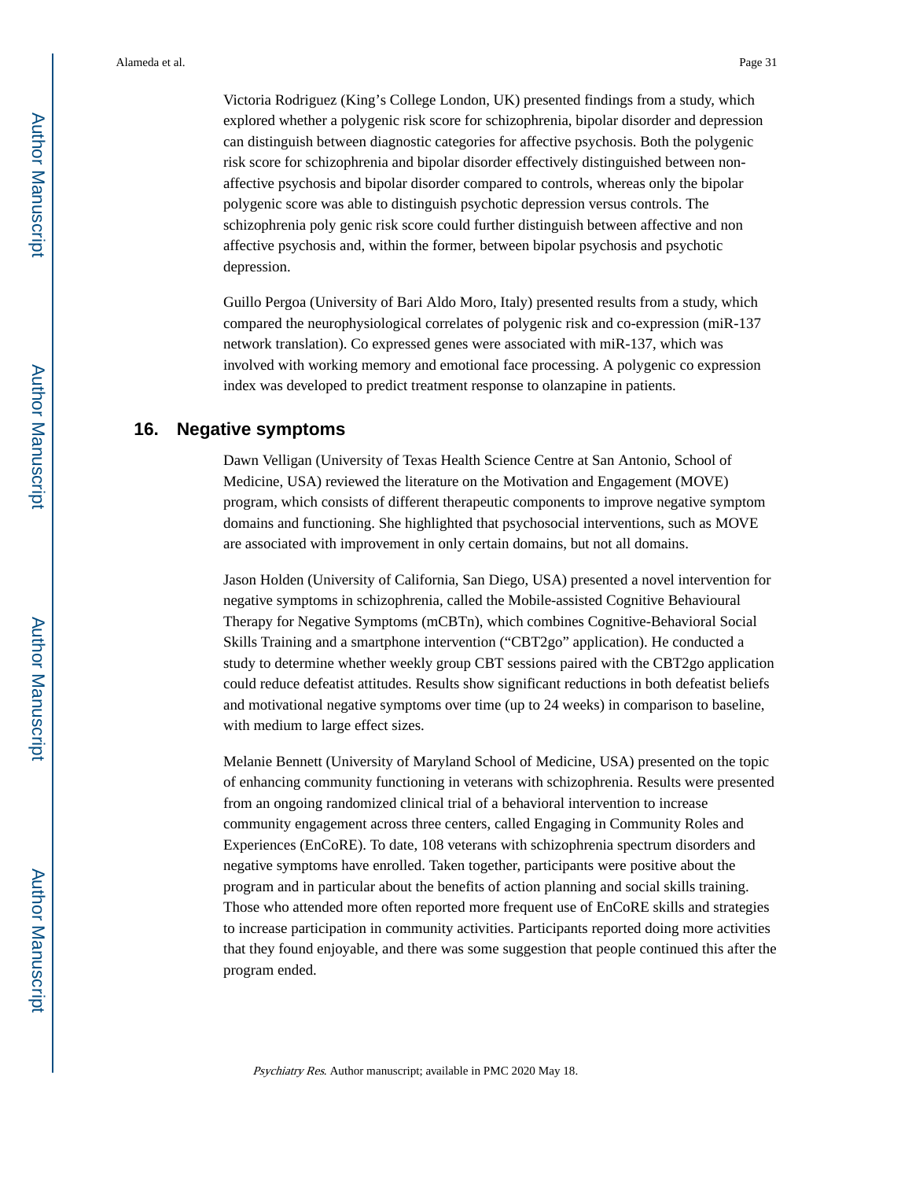Victoria Rodriguez (King's College London, UK) presented findings from a study, which explored whether a polygenic risk score for schizophrenia, bipolar disorder and depression can distinguish between diagnostic categories for affective psychosis. Both the polygenic risk score for schizophrenia and bipolar disorder effectively distinguished between non-affective psychosis and bipolar disorder compared to controls, whereas only the bipolar polygenic score was able to distinguish psychotic depression versus controls. The schizophrenia poly genic risk score could further distinguish between affective and non affective psychosis and, within the former, between bipolar psychosis and psychotic depression.

Guillo Pergoa (University of Bari Aldo Moro, Italy) presented results from a study, which compared the neurophysiological correlates of polygenic risk and co-expression (miR-137 network translation). Co expressed genes were associated with miR-137, which was involved with working memory and emotional face processing. A polygenic co expression index was developed to predict treatment response to olanzapine in patients.

## 16. Negative symptoms

Dawn Velligan (University of Texas Health Science Centre at San Antonio, School of Medicine, USA) reviewed the literature on the Motivation and Engagement (MOVE) program, which consists of different therapeutic components to improve negative symptom domains and functioning. She highlighted that psychosocial interventions, such as MOVE are associated with improvement in only certain domains, but not all domains.

Jason Holden (University of California, San Diego, USA) presented a novel intervention for negative symptoms in schizophrenia, called the Mobile-assisted Cognitive Behavioural Therapy for Negative Symptoms (mCBTn), which combines Cognitive-Behavioral Social Skills Training and a smartphone intervention ("CBT2go" application). He conducted a study to determine whether weekly group CBT sessions paired with the CBT2go application could reduce defeatist attitudes. Results show significant reductions in both defeatist beliefs and motivational negative symptoms over time (up to 24 weeks) in comparison to baseline, with medium to large effect sizes.

Melanie Bennett (University of Maryland School of Medicine, USA) presented on the topic of enhancing community functioning in veterans with schizophrenia. Results were presented from an ongoing randomized clinical trial of a behavioral intervention to increase community engagement across three centers, called Engaging in Community Roles and Experiences (EnCoRE). To date, 108 veterans with schizophrenia spectrum disorders and negative symptoms have enrolled. Taken together, participants were positive about the program and in particular about the benefits of action planning and social skills training. Those who attended more often reported more frequent use of EnCoRE skills and strategies to increase participation in community activities. Participants reported doing more activities that they found enjoyable, and there was some suggestion that people continued this after the program ended.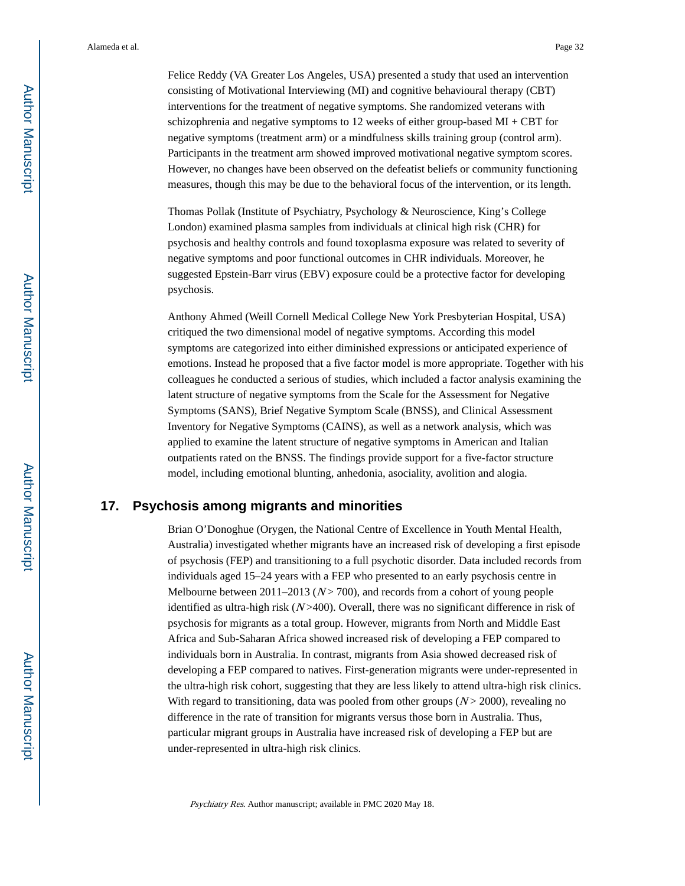Felice Reddy (VA Greater Los Angeles, USA) presented a study that used an intervention consisting of Motivational Interviewing (MI) and cognitive behavioural therapy (CBT) interventions for the treatment of negative symptoms. She randomized veterans with schizophrenia and negative symptoms to 12 weeks of either group-based MI + CBT for negative symptoms (treatment arm) or a mindfulness skills training group (control arm). Participants in the treatment arm showed improved motivational negative symptom scores. However, no changes have been observed on the defeatist beliefs or community functioning measures, though this may be due to the behavioral focus of the intervention, or its length.

Thomas Pollak (Institute of Psychiatry, Psychology & Neuroscience, King's College London) examined plasma samples from individuals at clinical high risk (CHR) for psychosis and healthy controls and found toxoplasma exposure was related to severity of negative symptoms and poor functional outcomes in CHR individuals. Moreover, he suggested Epstein-Barr virus (EBV) exposure could be a protective factor for developing psychosis.

Anthony Ahmed (Weill Cornell Medical College New York Presbyterian Hospital, USA) critiqued the two dimensional model of negative symptoms. According this model symptoms are categorized into either diminished expressions or anticipated experience of emotions. Instead he proposed that a five factor model is more appropriate. Together with his colleagues he conducted a serious of studies, which included a factor analysis examining the latent structure of negative symptoms from the Scale for the Assessment for Negative Symptoms (SANS), Brief Negative Symptom Scale (BNSS), and Clinical Assessment Inventory for Negative Symptoms (CAINS), as well as a network analysis, which was applied to examine the latent structure of negative symptoms in American and Italian outpatients rated on the BNSS. The findings provide support for a five-factor structure model, including emotional blunting, anhedonia, asociality, avolition and alogia.

## 17. Psychosis among migrants and minorities

Brian O'Donoghue (Orygen, the National Centre of Excellence in Youth Mental Health, Australia) investigated whether migrants have an increased risk of developing a first episode of psychosis (FEP) and transitioning to a full psychotic disorder. Data included records from individuals aged 15–24 years with a FEP who presented to an early psychosis centre in Melbourne between 2011–2013 ($N > 700$), and records from a cohort of young people identified as ultra-high risk ($N > 400$). Overall, there was no significant difference in risk of psychosis for migrants as a total group. However, migrants from North and Middle East Africa and Sub-Saharan Africa showed increased risk of developing a FEP compared to individuals born in Australia. In contrast, migrants from Asia showed decreased risk of developing a FEP compared to natives. First-generation migrants were under-represented in the ultra-high risk cohort, suggesting that they are less likely to attend ultra-high risk clinics. With regard to transitioning, data was pooled from other groups ($N > 2000$), revealing no difference in the rate of transition for migrants versus those born in Australia. Thus, particular migrant groups in Australia have increased risk of developing a FEP but are under-represented in ultra-high risk clinics.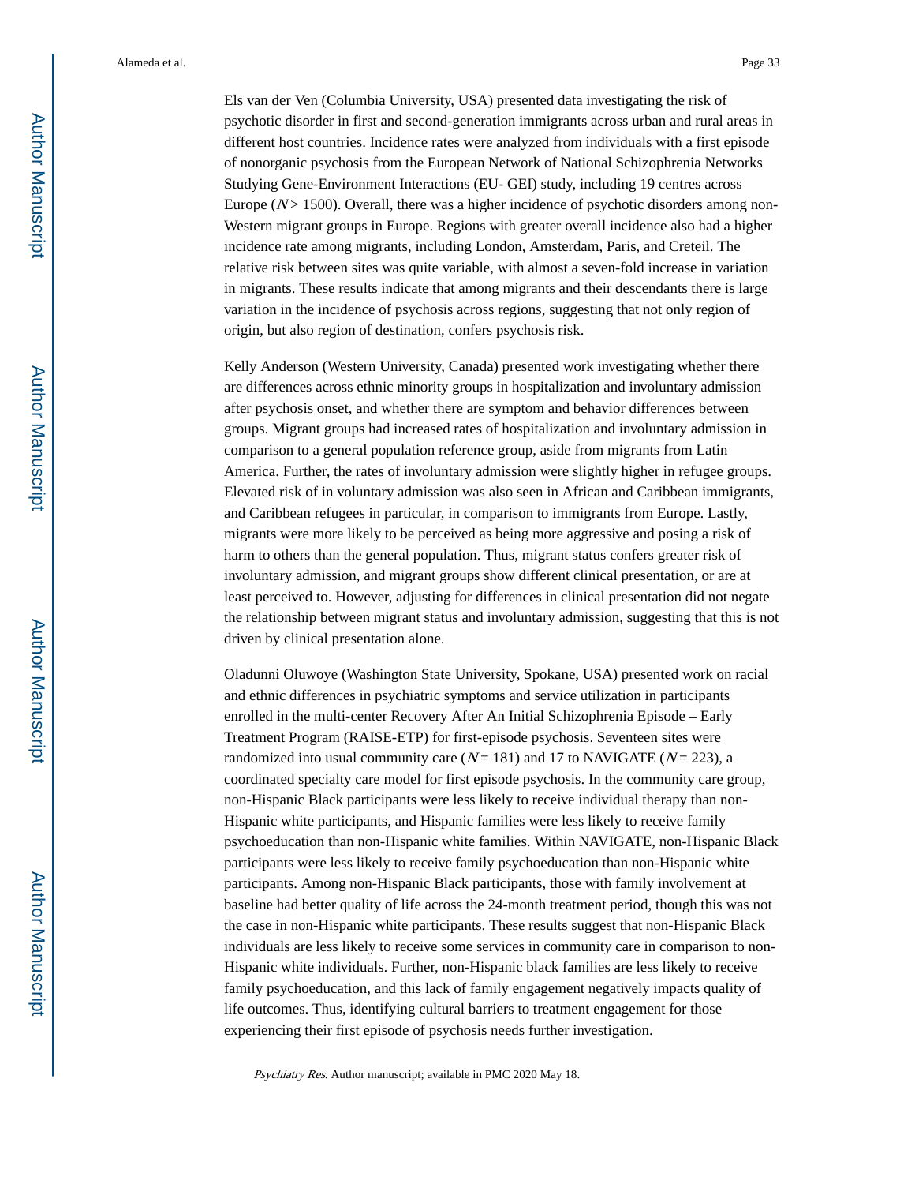Els van der Ven (Columbia University, USA) presented data investigating the risk of psychotic disorder in first and second-generation immigrants across urban and rural areas in different host countries. Incidence rates were analyzed from individuals with a first episode of nonorganic psychosis from the European Network of National Schizophrenia Networks Studying Gene-Environment Interactions (EU- GEI) study, including 19 centres across Europe ($N > 1500$). Overall, there was a higher incidence of psychotic disorders among non-Western migrant groups in Europe. Regions with greater overall incidence also had a higher incidence rate among migrants, including London, Amsterdam, Paris, and Creteil. The relative risk between sites was quite variable, with almost a seven-fold increase in variation in migrants. These results indicate that among migrants and their descendants there is large variation in the incidence of psychosis across regions, suggesting that not only region of origin, but also region of destination, confers psychosis risk.

Kelly Anderson (Western University, Canada) presented work investigating whether there are differences across ethnic minority groups in hospitalization and involuntary admission after psychosis onset, and whether there are symptom and behavior differences between groups. Migrant groups had increased rates of hospitalization and involuntary admission in comparison to a general population reference group, aside from migrants from Latin America. Further, the rates of involuntary admission were slightly higher in refugee groups. Elevated risk of in voluntary admission was also seen in African and Caribbean immigrants, and Caribbean refugees in particular, in comparison to immigrants from Europe. Lastly, migrants were more likely to be perceived as being more aggressive and posing a risk of harm to others than the general population. Thus, migrant status confers greater risk of involuntary admission, and migrant groups show different clinical presentation, or are at least perceived to. However, adjusting for differences in clinical presentation did not negate the relationship between migrant status and involuntary admission, suggesting that this is not driven by clinical presentation alone.

Oladunni Oluwoye (Washington State University, Spokane, USA) presented work on racial and ethnic differences in psychiatric symptoms and service utilization in participants enrolled in the multi-center Recovery After An Initial Schizophrenia Episode – Early Treatment Program (RAISE-ETP) for first-episode psychosis. Seventeen sites were randomized into usual community care ($N = 181$) and 17 to NAVIGATE ($N = 223$), a coordinated specialty care model for first episode psychosis. In the community care group, non-Hispanic Black participants were less likely to receive individual therapy than non-Hispanic white participants, and Hispanic families were less likely to receive family psychoeducation than non-Hispanic white families. Within NAVIGATE, non-Hispanic Black participants were less likely to receive family psychoeducation than non-Hispanic white participants. Among non-Hispanic Black participants, those with family involvement at baseline had better quality of life across the 24-month treatment period, though this was not the case in non-Hispanic white participants. These results suggest that non-Hispanic Black individuals are less likely to receive some services in community care in comparison to non-Hispanic white individuals. Further, non-Hispanic black families are less likely to receive family psychoeducation, and this lack of family engagement negatively impacts quality of life outcomes. Thus, identifying cultural barriers to treatment engagement for those experiencing their first episode of psychosis needs further investigation.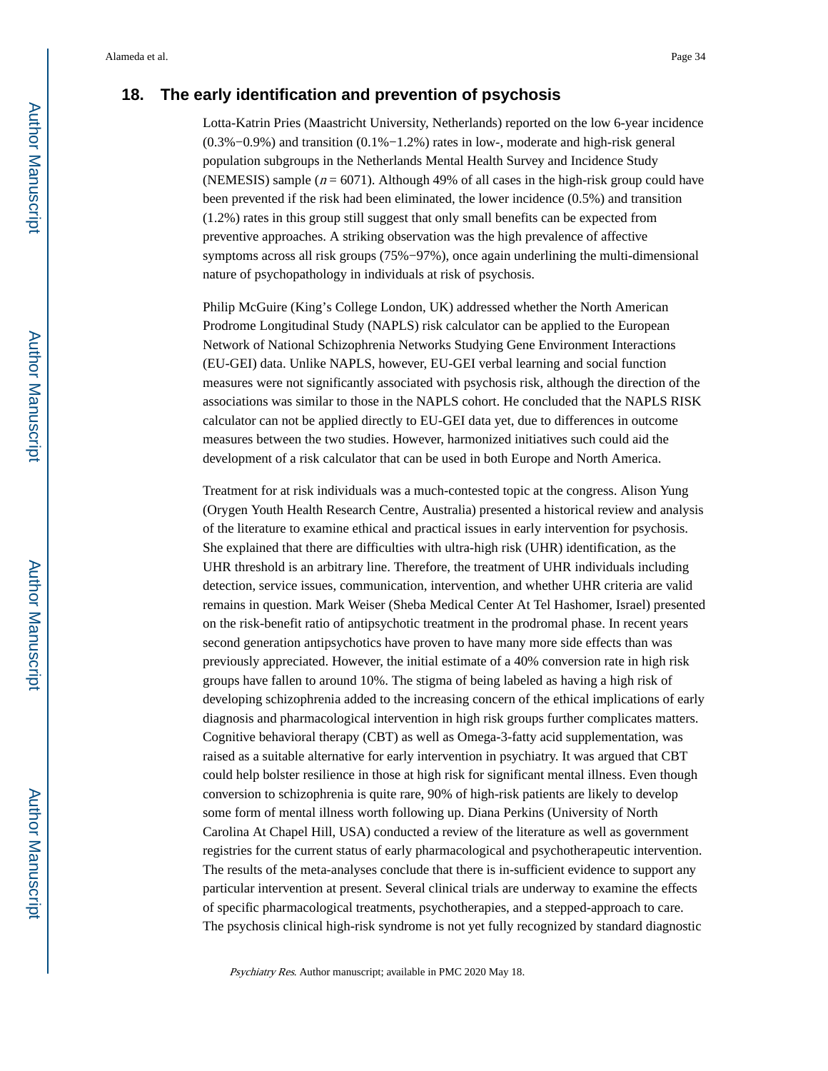## 18. The early identification and prevention of psychosis

Lotta-Katrin Pries (Maastricht University, Netherlands) reported on the low 6-year incidence (0.3%−0.9%) and transition (0.1%−1.2%) rates in low-, moderate and high-risk general population subgroups in the Netherlands Mental Health Survey and Incidence Study (NEMESIS) sample ($n = 6071$). Although 49% of all cases in the high-risk group could have been prevented if the risk had been eliminated, the lower incidence (0.5%) and transition (1.2%) rates in this group still suggest that only small benefits can be expected from preventive approaches. A striking observation was the high prevalence of affective symptoms across all risk groups (75%−97%), once again underlining the multi-dimensional nature of psychopathology in individuals at risk of psychosis.

Philip McGuire (King's College London, UK) addressed whether the North American Prodrome Longitudinal Study (NAPLS) risk calculator can be applied to the European Network of National Schizophrenia Networks Studying Gene Environment Interactions (EU-GEI) data. Unlike NAPLS, however, EU-GEI verbal learning and social function measures were not significantly associated with psychosis risk, although the direction of the associations was similar to those in the NAPLS cohort. He concluded that the NAPLS RISK calculator can not be applied directly to EU-GEI data yet, due to differences in outcome measures between the two studies. However, harmonized initiatives such could aid the development of a risk calculator that can be used in both Europe and North America.

Treatment for at risk individuals was a much-contested topic at the congress. Alison Yung (Orygen Youth Health Research Centre, Australia) presented a historical review and analysis of the literature to examine ethical and practical issues in early intervention for psychosis. She explained that there are difficulties with ultra-high risk (UHR) identification, as the UHR threshold is an arbitrary line. Therefore, the treatment of UHR individuals including detection, service issues, communication, intervention, and whether UHR criteria are valid remains in question. Mark Weiser (Sheba Medical Center At Tel Hashomer, Israel) presented on the risk-benefit ratio of antipsychotic treatment in the prodromal phase. In recent years second generation antipsychotics have proven to have many more side effects than was previously appreciated. However, the initial estimate of a 40% conversion rate in high risk groups have fallen to around 10%. The stigma of being labeled as having a high risk of developing schizophrenia added to the increasing concern of the ethical implications of early diagnosis and pharmacological intervention in high risk groups further complicates matters. Cognitive behavioral therapy (CBT) as well as Omega-3-fatty acid supplementation, was raised as a suitable alternative for early intervention in psychiatry. It was argued that CBT could help bolster resilience in those at high risk for significant mental illness. Even though conversion to schizophrenia is quite rare, 90% of high-risk patients are likely to develop some form of mental illness worth following up. Diana Perkins (University of North Carolina At Chapel Hill, USA) conducted a review of the literature as well as government registries for the current status of early pharmacological and psychotherapeutic intervention. The results of the meta-analyses conclude that there is in-sufficient evidence to support any particular intervention at present. Several clinical trials are underway to examine the effects of specific pharmacological treatments, psychotherapies, and a stepped-approach to care. The psychosis clinical high-risk syndrome is not yet fully recognized by standard diagnostic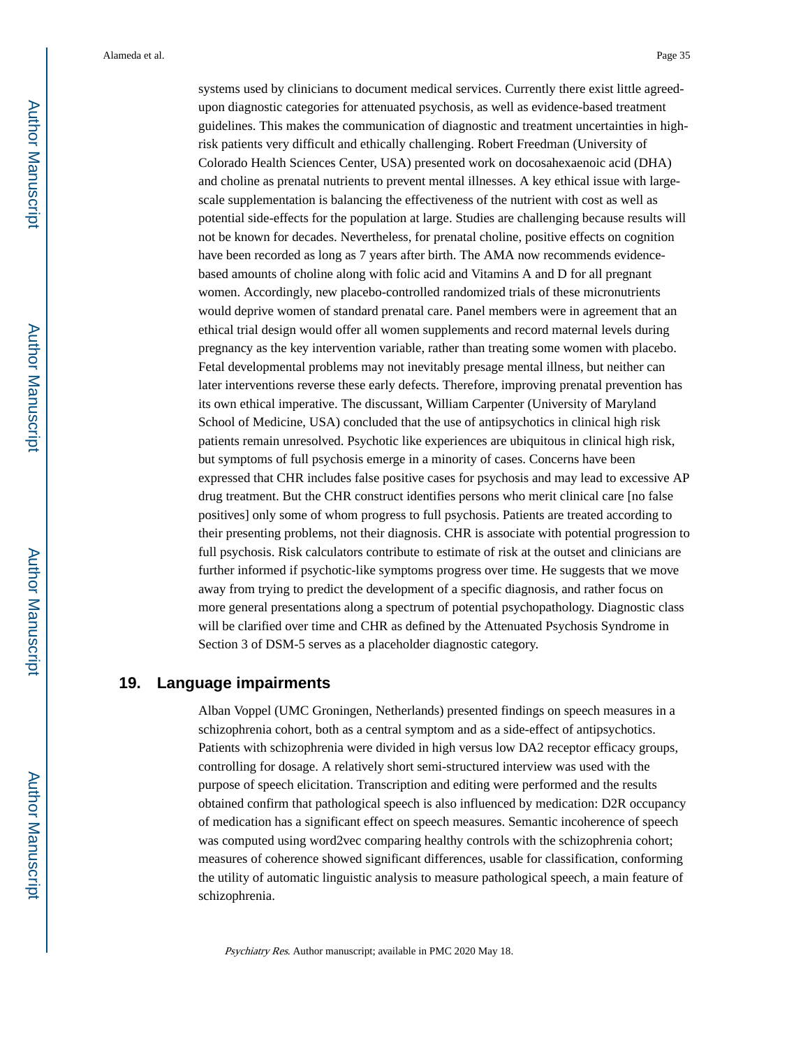systems used by clinicians to document medical services. Currently there exist little agreed-upon diagnostic categories for attenuated psychosis, as well as evidence-based treatment guidelines. This makes the communication of diagnostic and treatment uncertainties in high-risk patients very difficult and ethically challenging. Robert Freedman (University of Colorado Health Sciences Center, USA) presented work on docosahexaenoic acid (DHA) and choline as prenatal nutrients to prevent mental illnesses. A key ethical issue with large-scale supplementation is balancing the effectiveness of the nutrient with cost as well as potential side-effects for the population at large. Studies are challenging because results will not be known for decades. Nevertheless, for prenatal choline, positive effects on cognition have been recorded as long as 7 years after birth. The AMA now recommends evidence-based amounts of choline along with folic acid and Vitamins A and D for all pregnant women. Accordingly, new placebo-controlled randomized trials of these micronutrients would deprive women of standard prenatal care. Panel members were in agreement that an ethical trial design would offer all women supplements and record maternal levels during pregnancy as the key intervention variable, rather than treating some women with placebo. Fetal developmental problems may not inevitably presage mental illness, but neither can later interventions reverse these early defects. Therefore, improving prenatal prevention has its own ethical imperative. The discussant, William Carpenter (University of Maryland School of Medicine, USA) concluded that the use of antipsychotics in clinical high risk patients remain unresolved. Psychotic like experiences are ubiquitous in clinical high risk, but symptoms of full psychosis emerge in a minority of cases. Concerns have been expressed that CHR includes false positive cases for psychosis and may lead to excessive AP drug treatment. But the CHR construct identifies persons who merit clinical care [no false positives] only some of whom progress to full psychosis. Patients are treated according to their presenting problems, not their diagnosis. CHR is associate with potential progression to full psychosis. Risk calculators contribute to estimate of risk at the outset and clinicians are further informed if psychotic-like symptoms progress over time. He suggests that we move away from trying to predict the development of a specific diagnosis, and rather focus on more general presentations along a spectrum of potential psychopathology. Diagnostic class will be clarified over time and CHR as defined by the Attenuated Psychosis Syndrome in Section 3 of DSM-5 serves as a placeholder diagnostic category.

## 19. Language impairments

Alban Voppel (UMC Groningen, Netherlands) presented findings on speech measures in a schizophrenia cohort, both as a central symptom and as a side-effect of antipsychotics. Patients with schizophrenia were divided in high versus low DA2 receptor efficacy groups, controlling for dosage. A relatively short semi-structured interview was used with the purpose of speech elicitation. Transcription and editing were performed and the results obtained confirm that pathological speech is also influenced by medication: D2R occupancy of medication has a significant effect on speech measures. Semantic incoherence of speech was computed using word2vec comparing healthy controls with the schizophrenia cohort; measures of coherence showed significant differences, usable for classification, conforming the utility of automatic linguistic analysis to measure pathological speech, a main feature of schizophrenia.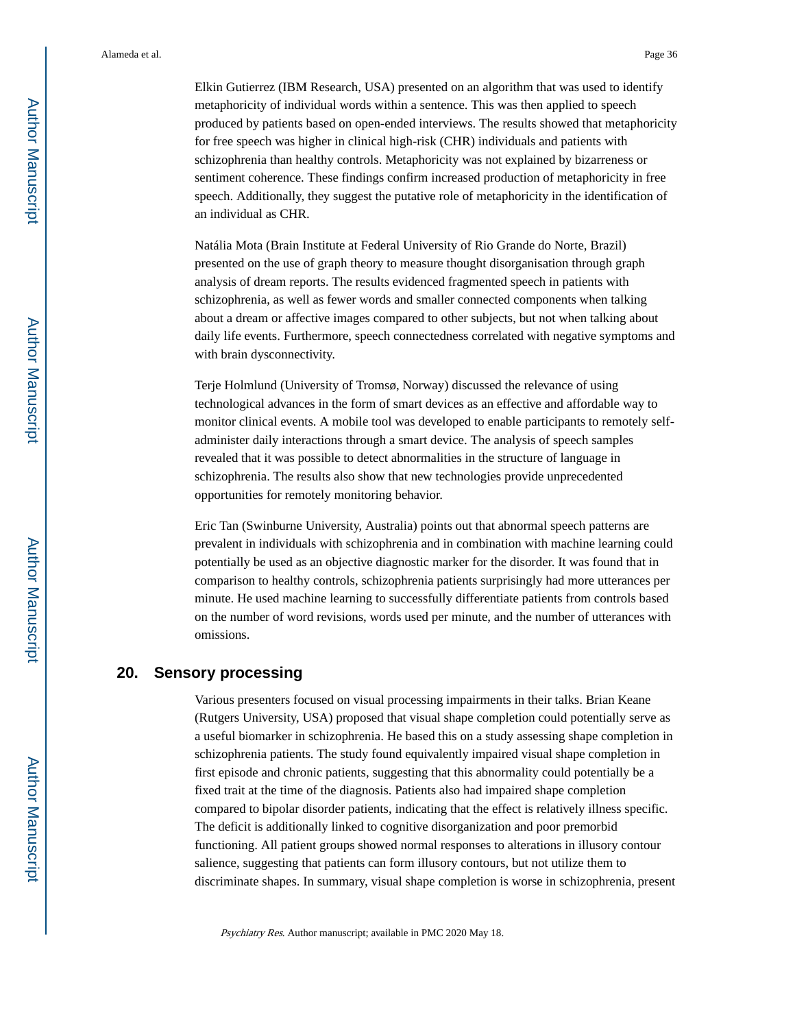Elkin Gutierrez (IBM Research, USA) presented on an algorithm that was used to identify metaphoricity of individual words within a sentence. This was then applied to speech produced by patients based on open-ended interviews. The results showed that metaphoricity for free speech was higher in clinical high-risk (CHR) individuals and patients with schizophrenia than healthy controls. Metaphoricity was not explained by bizarreness or sentiment coherence. These findings confirm increased production of metaphoricity in free speech. Additionally, they suggest the putative role of metaphoricity in the identification of an individual as CHR.

Natália Mota (Brain Institute at Federal University of Rio Grande do Norte, Brazil) presented on the use of graph theory to measure thought disorganisation through graph analysis of dream reports. The results evidenced fragmented speech in patients with schizophrenia, as well as fewer words and smaller connected components when talking about a dream or affective images compared to other subjects, but not when talking about daily life events. Furthermore, speech connectedness correlated with negative symptoms and with brain dysconnectivity.

Terje Holmlund (University of Tromsø, Norway) discussed the relevance of using technological advances in the form of smart devices as an effective and affordable way to monitor clinical events. A mobile tool was developed to enable participants to remotely self-administer daily interactions through a smart device. The analysis of speech samples revealed that it was possible to detect abnormalities in the structure of language in schizophrenia. The results also show that new technologies provide unprecedented opportunities for remotely monitoring behavior.

Eric Tan (Swinburne University, Australia) points out that abnormal speech patterns are prevalent in individuals with schizophrenia and in combination with machine learning could potentially be used as an objective diagnostic marker for the disorder. It was found that in comparison to healthy controls, schizophrenia patients surprisingly had more utterances per minute. He used machine learning to successfully differentiate patients from controls based on the number of word revisions, words used per minute, and the number of utterances with omissions.

## 20. Sensory processing

Various presenters focused on visual processing impairments in their talks. Brian Keane (Rutgers University, USA) proposed that visual shape completion could potentially serve as a useful biomarker in schizophrenia. He based this on a study assessing shape completion in schizophrenia patients. The study found equivalently impaired visual shape completion in first episode and chronic patients, suggesting that this abnormality could potentially be a fixed trait at the time of the diagnosis. Patients also had impaired shape completion compared to bipolar disorder patients, indicating that the effect is relatively illness specific. The deficit is additionally linked to cognitive disorganization and poor premorbid functioning. All patient groups showed normal responses to alterations in illusory contour salience, suggesting that patients can form illusory contours, but not utilize them to discriminate shapes. In summary, visual shape completion is worse in schizophrenia, present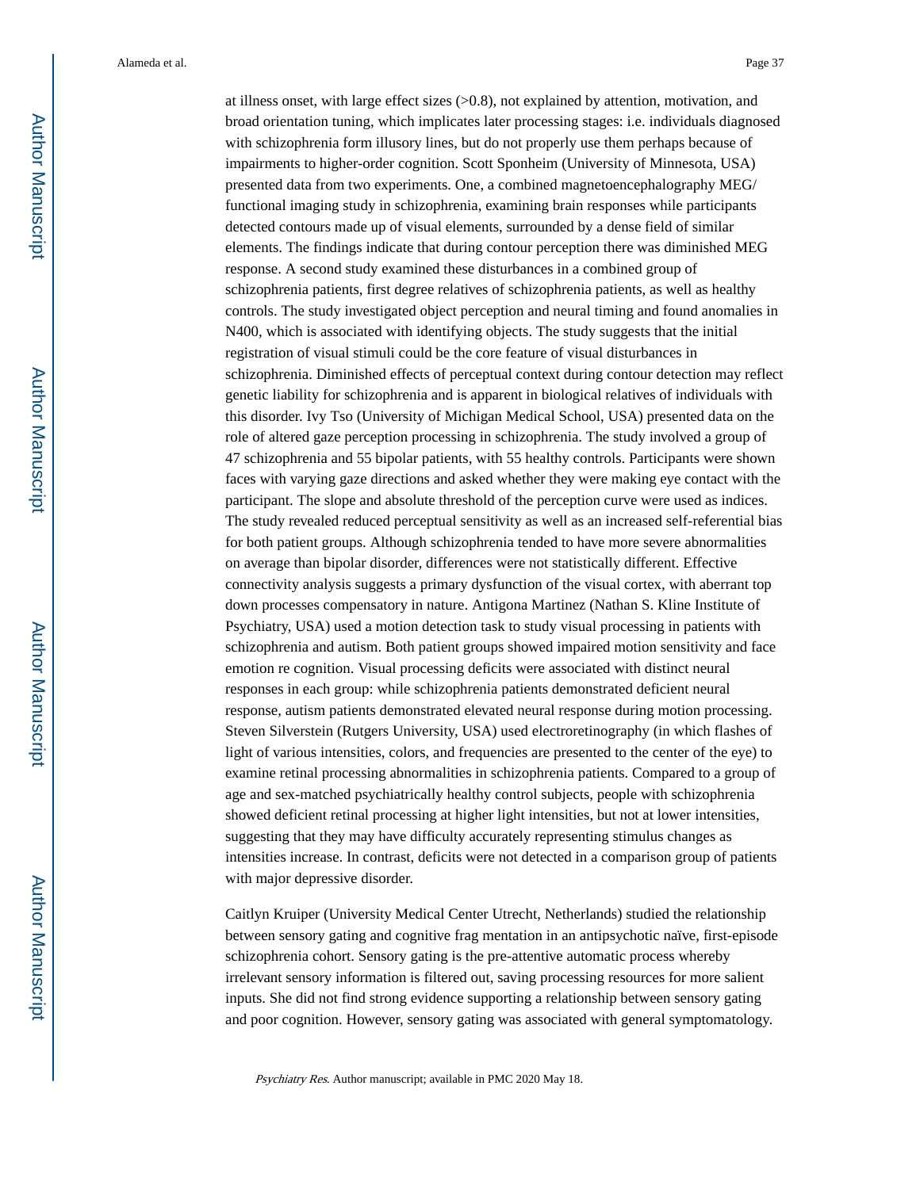at illness onset, with large effect sizes (>0.8), not explained by attention, motivation, and broad orientation tuning, which implicates later processing stages: i.e. individuals diagnosed with schizophrenia form illusory lines, but do not properly use them perhaps because of impairments to higher-order cognition. Scott Sponheim (University of Minnesota, USA) presented data from two experiments. One, a combined magnetoencephalography MEG/ functional imaging study in schizophrenia, examining brain responses while participants detected contours made up of visual elements, surrounded by a dense field of similar elements. The findings indicate that during contour perception there was diminished MEG response. A second study examined these disturbances in a combined group of schizophrenia patients, first degree relatives of schizophrenia patients, as well as healthy controls. The study investigated object perception and neural timing and found anomalies in N400, which is associated with identifying objects. The study suggests that the initial registration of visual stimuli could be the core feature of visual disturbances in schizophrenia. Diminished effects of perceptual context during contour detection may reflect genetic liability for schizophrenia and is apparent in biological relatives of individuals with this disorder. Ivy Tso (University of Michigan Medical School, USA) presented data on the role of altered gaze perception processing in schizophrenia. The study involved a group of 47 schizophrenia and 55 bipolar patients, with 55 healthy controls. Participants were shown faces with varying gaze directions and asked whether they were making eye contact with the participant. The slope and absolute threshold of the perception curve were used as indices. The study revealed reduced perceptual sensitivity as well as an increased self-referential bias for both patient groups. Although schizophrenia tended to have more severe abnormalities on average than bipolar disorder, differences were not statistically different. Effective connectivity analysis suggests a primary dysfunction of the visual cortex, with aberrant top down processes compensatory in nature. Antigona Martinez (Nathan S. Kline Institute of Psychiatry, USA) used a motion detection task to study visual processing in patients with schizophrenia and autism. Both patient groups showed impaired motion sensitivity and face emotion re cognition. Visual processing deficits were associated with distinct neural responses in each group: while schizophrenia patients demonstrated deficient neural response, autism patients demonstrated elevated neural response during motion processing. Steven Silverstein (Rutgers University, USA) used electroretinography (in which flashes of light of various intensities, colors, and frequencies are presented to the center of the eye) to examine retinal processing abnormalities in schizophrenia patients. Compared to a group of age and sex-matched psychiatrically healthy control subjects, people with schizophrenia showed deficient retinal processing at higher light intensities, but not at lower intensities, suggesting that they may have difficulty accurately representing stimulus changes as intensities increase. In contrast, deficits were not detected in a comparison group of patients with major depressive disorder.

Caitlyn Kruiper (University Medical Center Utrecht, Netherlands) studied the relationship between sensory gating and cognitive frag mentation in an antipsychotic naïve, first-episode schizophrenia cohort. Sensory gating is the pre-attentive automatic process whereby irrelevant sensory information is filtered out, saving processing resources for more salient inputs. She did not find strong evidence supporting a relationship between sensory gating and poor cognition. However, sensory gating was associated with general symptomatology.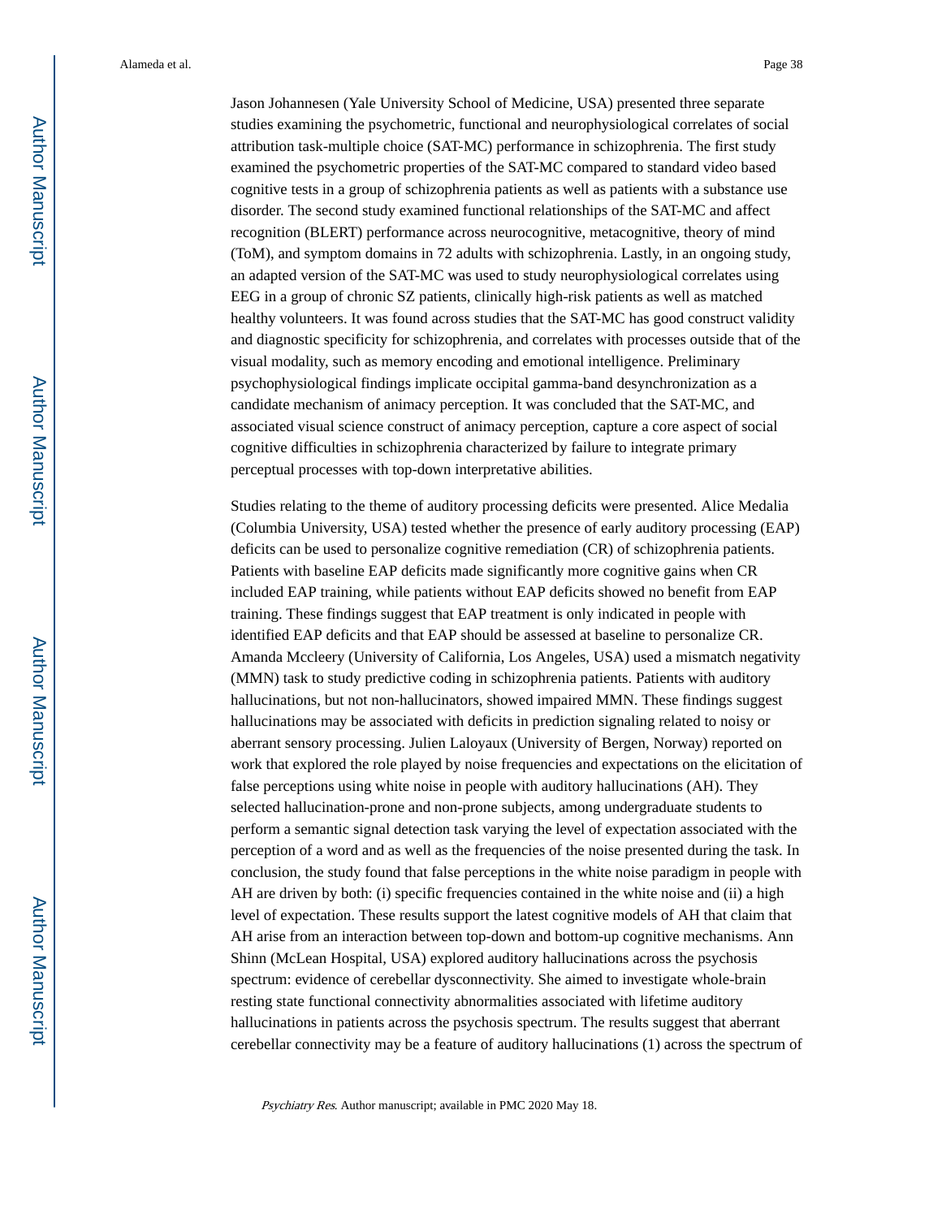Jason Johannesen (Yale University School of Medicine, USA) presented three separate studies examining the psychometric, functional and neurophysiological correlates of social attribution task-multiple choice (SAT-MC) performance in schizophrenia. The first study examined the psychometric properties of the SAT-MC compared to standard video based cognitive tests in a group of schizophrenia patients as well as patients with a substance use disorder. The second study examined functional relationships of the SAT-MC and affect recognition (BLERT) performance across neurocognitive, metacognitive, theory of mind (ToM), and symptom domains in 72 adults with schizophrenia. Lastly, in an ongoing study, an adapted version of the SAT-MC was used to study neurophysiological correlates using EEG in a group of chronic SZ patients, clinically high-risk patients as well as matched healthy volunteers. It was found across studies that the SAT-MC has good construct validity and diagnostic specificity for schizophrenia, and correlates with processes outside that of the visual modality, such as memory encoding and emotional intelligence. Preliminary psychophysiological findings implicate occipital gamma-band desynchronization as a candidate mechanism of animacy perception. It was concluded that the SAT-MC, and associated visual science construct of animacy perception, capture a core aspect of social cognitive difficulties in schizophrenia characterized by failure to integrate primary perceptual processes with top-down interpretative abilities.

Studies relating to the theme of auditory processing deficits were presented. Alice Medalia (Columbia University, USA) tested whether the presence of early auditory processing (EAP) deficits can be used to personalize cognitive remediation (CR) of schizophrenia patients. Patients with baseline EAP deficits made significantly more cognitive gains when CR included EAP training, while patients without EAP deficits showed no benefit from EAP training. These findings suggest that EAP treatment is only indicated in people with identified EAP deficits and that EAP should be assessed at baseline to personalize CR. Amanda Mccleery (University of California, Los Angeles, USA) used a mismatch negativity (MMN) task to study predictive coding in schizophrenia patients. Patients with auditory hallucinations, but not non-hallucinators, showed impaired MMN. These findings suggest hallucinations may be associated with deficits in prediction signaling related to noisy or aberrant sensory processing. Julien Laloyaux (University of Bergen, Norway) reported on work that explored the role played by noise frequencies and expectations on the elicitation of false perceptions using white noise in people with auditory hallucinations (AH). They selected hallucination-prone and non-prone subjects, among undergraduate students to perform a semantic signal detection task varying the level of expectation associated with the perception of a word and as well as the frequencies of the noise presented during the task. In conclusion, the study found that false perceptions in the white noise paradigm in people with AH are driven by both: (i) specific frequencies contained in the white noise and (ii) a high level of expectation. These results support the latest cognitive models of AH that claim that AH arise from an interaction between top-down and bottom-up cognitive mechanisms. Ann Shinn (McLean Hospital, USA) explored auditory hallucinations across the psychosis spectrum: evidence of cerebellar dysconnectivity. She aimed to investigate whole-brain resting state functional connectivity abnormalities associated with lifetime auditory hallucinations in patients across the psychosis spectrum. The results suggest that aberrant cerebellar connectivity may be a feature of auditory hallucinations (1) across the spectrum of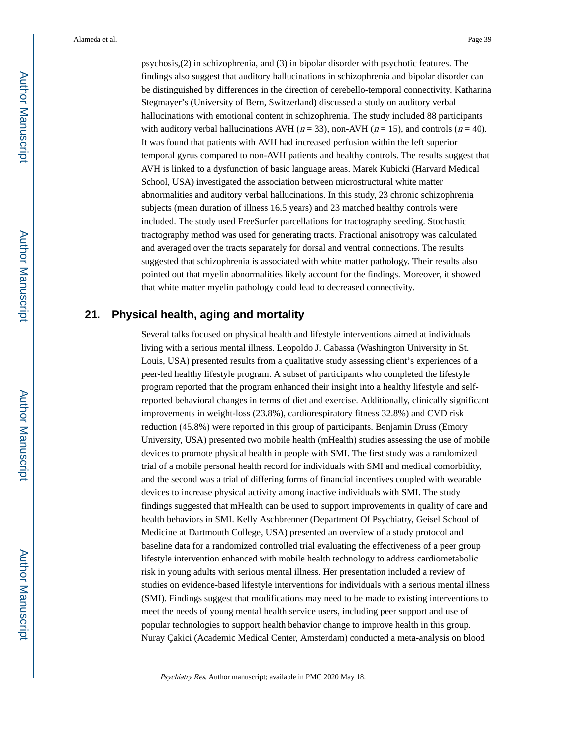psychosis,(2) in schizophrenia, and (3) in bipolar disorder with psychotic features. The findings also suggest that auditory hallucinations in schizophrenia and bipolar disorder can be distinguished by differences in the direction of cerebello-temporal connectivity. Katharina Stegmayer's (University of Bern, Switzerland) discussed a study on auditory verbal hallucinations with emotional content in schizophrenia. The study included 88 participants with auditory verbal hallucinations AVH ($n = 33$), non-AVH ($n = 15$), and controls ($n = 40$). It was found that patients with AVH had increased perfusion within the left superior temporal gyrus compared to non-AVH patients and healthy controls. The results suggest that AVH is linked to a dysfunction of basic language areas. Marek Kubicki (Harvard Medical School, USA) investigated the association between microstructural white matter abnormalities and auditory verbal hallucinations. In this study, 23 chronic schizophrenia subjects (mean duration of illness 16.5 years) and 23 matched healthy controls were included. The study used FreeSurfer parcellations for tractography seeding. Stochastic tractography method was used for generating tracts. Fractional anisotropy was calculated and averaged over the tracts separately for dorsal and ventral connections. The results suggested that schizophrenia is associated with white matter pathology. Their results also pointed out that myelin abnormalities likely account for the findings. Moreover, it showed that white matter myelin pathology could lead to decreased connectivity.

## 21. Physical health, aging and mortality

Several talks focused on physical health and lifestyle interventions aimed at individuals living with a serious mental illness. Leopoldo J. Cabassa (Washington University in St. Louis, USA) presented results from a qualitative study assessing client's experiences of a peer-led healthy lifestyle program. A subset of participants who completed the lifestyle program reported that the program enhanced their insight into a healthy lifestyle and self-reported behavioral changes in terms of diet and exercise. Additionally, clinically significant improvements in weight-loss (23.8%), cardiorespiratory fitness 32.8%) and CVD risk reduction (45.8%) were reported in this group of participants. Benjamin Druss (Emory University, USA) presented two mobile health (mHealth) studies assessing the use of mobile devices to promote physical health in people with SMI. The first study was a randomized trial of a mobile personal health record for individuals with SMI and medical comorbidity, and the second was a trial of differing forms of financial incentives coupled with wearable devices to increase physical activity among inactive individuals with SMI. The study findings suggested that mHealth can be used to support improvements in quality of care and health behaviors in SMI. Kelly Aschbrenner (Department Of Psychiatry, Geisel School of Medicine at Dartmouth College, USA) presented an overview of a study protocol and baseline data for a randomized controlled trial evaluating the effectiveness of a peer group lifestyle intervention enhanced with mobile health technology to address cardiometabolic risk in young adults with serious mental illness. Her presentation included a review of studies on evidence-based lifestyle interventions for individuals with a serious mental illness (SMI). Findings suggest that modifications may need to be made to existing interventions to meet the needs of young mental health service users, including peer support and use of popular technologies to support health behavior change to improve health in this group. Nuray Çakici (Academic Medical Center, Amsterdam) conducted a meta-analysis on blood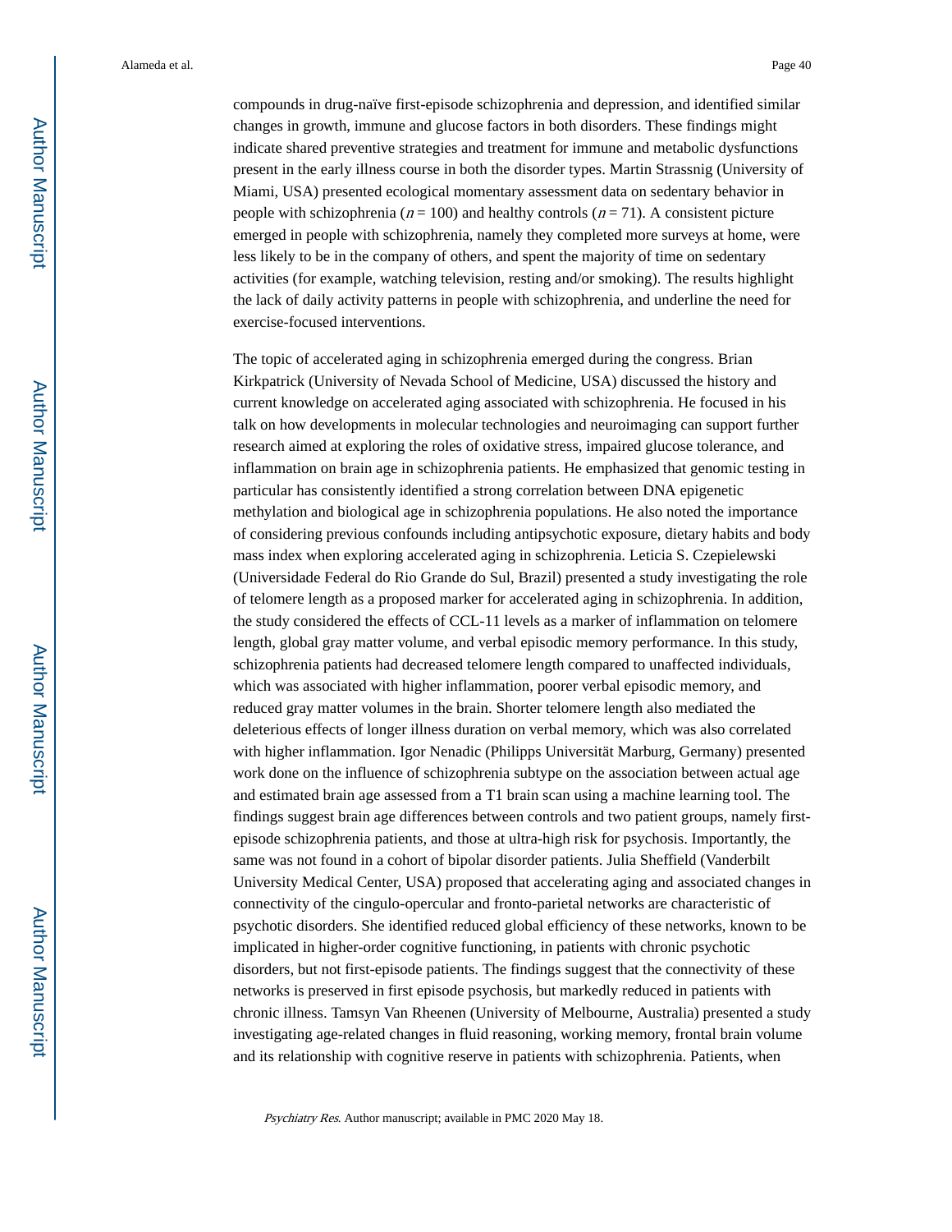compounds in drug-naïve first-episode schizophrenia and depression, and identified similar changes in growth, immune and glucose factors in both disorders. These findings might indicate shared preventive strategies and treatment for immune and metabolic dysfunctions present in the early illness course in both the disorder types. Martin Strassnig (University of Miami, USA) presented ecological momentary assessment data on sedentary behavior in people with schizophrenia ($n = 100$) and healthy controls ($n = 71$). A consistent picture emerged in people with schizophrenia, namely they completed more surveys at home, were less likely to be in the company of others, and spent the majority of time on sedentary activities (for example, watching television, resting and/or smoking). The results highlight the lack of daily activity patterns in people with schizophrenia, and underline the need for exercise-focused interventions.

The topic of accelerated aging in schizophrenia emerged during the congress. Brian Kirkpatrick (University of Nevada School of Medicine, USA) discussed the history and current knowledge on accelerated aging associated with schizophrenia. He focused in his talk on how developments in molecular technologies and neuroimaging can support further research aimed at exploring the roles of oxidative stress, impaired glucose tolerance, and inflammation on brain age in schizophrenia patients. He emphasized that genomic testing in particular has consistently identified a strong correlation between DNA epigenetic methylation and biological age in schizophrenia populations. He also noted the importance of considering previous confounds including antipsychotic exposure, dietary habits and body mass index when exploring accelerated aging in schizophrenia. Leticia S. Czepielewski (Universidade Federal do Rio Grande do Sul, Brazil) presented a study investigating the role of telomere length as a proposed marker for accelerated aging in schizophrenia. In addition, the study considered the effects of CCL-11 levels as a marker of inflammation on telomere length, global gray matter volume, and verbal episodic memory performance. In this study, schizophrenia patients had decreased telomere length compared to unaffected individuals, which was associated with higher inflammation, poorer verbal episodic memory, and reduced gray matter volumes in the brain. Shorter telomere length also mediated the deleterious effects of longer illness duration on verbal memory, which was also correlated with higher inflammation. Igor Nenadic (Philipps Universität Marburg, Germany) presented work done on the influence of schizophrenia subtype on the association between actual age and estimated brain age assessed from a T1 brain scan using a machine learning tool. The findings suggest brain age differences between controls and two patient groups, namely first-episode schizophrenia patients, and those at ultra-high risk for psychosis. Importantly, the same was not found in a cohort of bipolar disorder patients. Julia Sheffield (Vanderbilt University Medical Center, USA) proposed that accelerating aging and associated changes in connectivity of the cingulo-opercular and fronto-parietal networks are characteristic of psychotic disorders. She identified reduced global efficiency of these networks, known to be implicated in higher-order cognitive functioning, in patients with chronic psychotic disorders, but not first-episode patients. The findings suggest that the connectivity of these networks is preserved in first episode psychosis, but markedly reduced in patients with chronic illness. Tamsyn Van Rheenen (University of Melbourne, Australia) presented a study investigating age-related changes in fluid reasoning, working memory, frontal brain volume and its relationship with cognitive reserve in patients with schizophrenia. Patients, when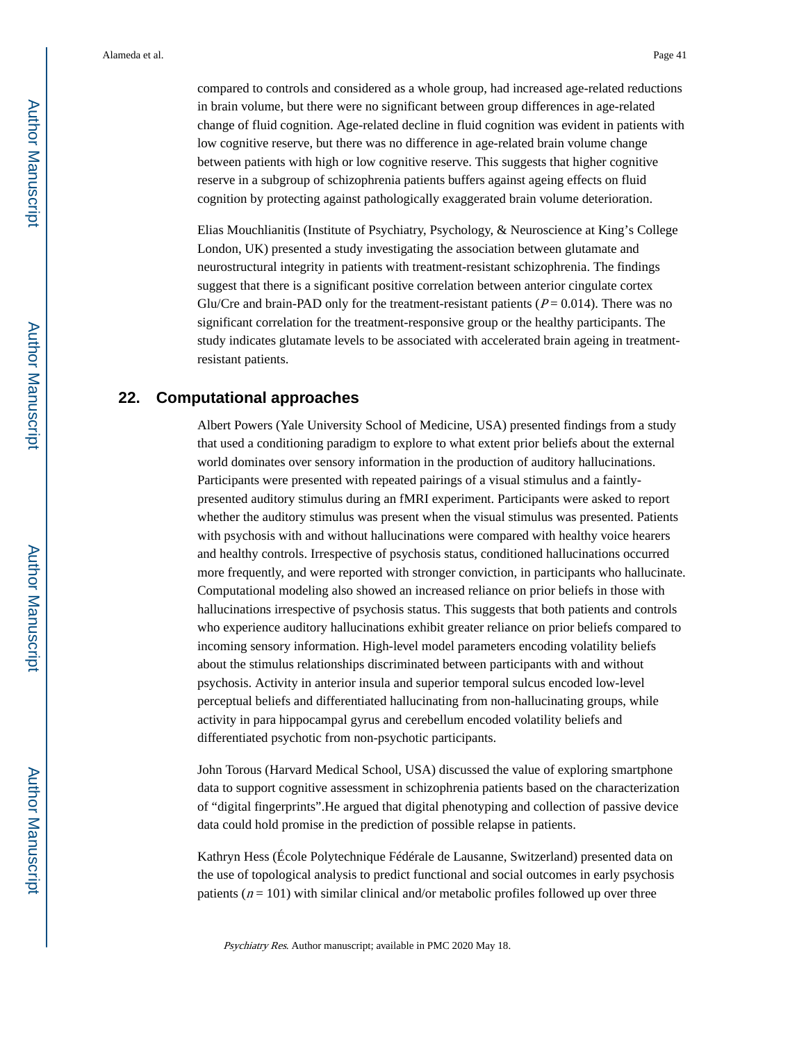compared to controls and considered as a whole group, had increased age-related reductions in brain volume, but there were no significant between group differences in age-related change of fluid cognition. Age-related decline in fluid cognition was evident in patients with low cognitive reserve, but there was no difference in age-related brain volume change between patients with high or low cognitive reserve. This suggests that higher cognitive reserve in a subgroup of schizophrenia patients buffers against ageing effects on fluid cognition by protecting against pathologically exaggerated brain volume deterioration.

Elias Mouchlianitis (Institute of Psychiatry, Psychology, & Neuroscience at King's College London, UK) presented a study investigating the association between glutamate and neurostructural integrity in patients with treatment-resistant schizophrenia. The findings suggest that there is a significant positive correlation between anterior cingulate cortex Glu/Cre and brain-PAD only for the treatment-resistant patients ($P = 0.014$). There was no significant correlation for the treatment-responsive group or the healthy participants. The study indicates glutamate levels to be associated with accelerated brain ageing in treatment-resistant patients.

## 22. Computational approaches

Albert Powers (Yale University School of Medicine, USA) presented findings from a study that used a conditioning paradigm to explore to what extent prior beliefs about the external world dominates over sensory information in the production of auditory hallucinations. Participants were presented with repeated pairings of a visual stimulus and a faintly-presented auditory stimulus during an fMRI experiment. Participants were asked to report whether the auditory stimulus was present when the visual stimulus was presented. Patients with psychosis with and without hallucinations were compared with healthy voice hearers and healthy controls. Irrespective of psychosis status, conditioned hallucinations occurred more frequently, and were reported with stronger conviction, in participants who hallucinate. Computational modeling also showed an increased reliance on prior beliefs in those with hallucinations irrespective of psychosis status. This suggests that both patients and controls who experience auditory hallucinations exhibit greater reliance on prior beliefs compared to incoming sensory information. High-level model parameters encoding volatility beliefs about the stimulus relationships discriminated between participants with and without psychosis. Activity in anterior insula and superior temporal sulcus encoded low-level perceptual beliefs and differentiated hallucinating from non-hallucinating groups, while activity in para hippocampal gyrus and cerebellum encoded volatility beliefs and differentiated psychotic from non-psychotic participants.

John Torous (Harvard Medical School, USA) discussed the value of exploring smartphone data to support cognitive assessment in schizophrenia patients based on the characterization of "digital fingerprints".He argued that digital phenotyping and collection of passive device data could hold promise in the prediction of possible relapse in patients.

Kathryn Hess (École Polytechnique Fédérale de Lausanne, Switzerland) presented data on the use of topological analysis to predict functional and social outcomes in early psychosis patients ($n = 101$) with similar clinical and/or metabolic profiles followed up over three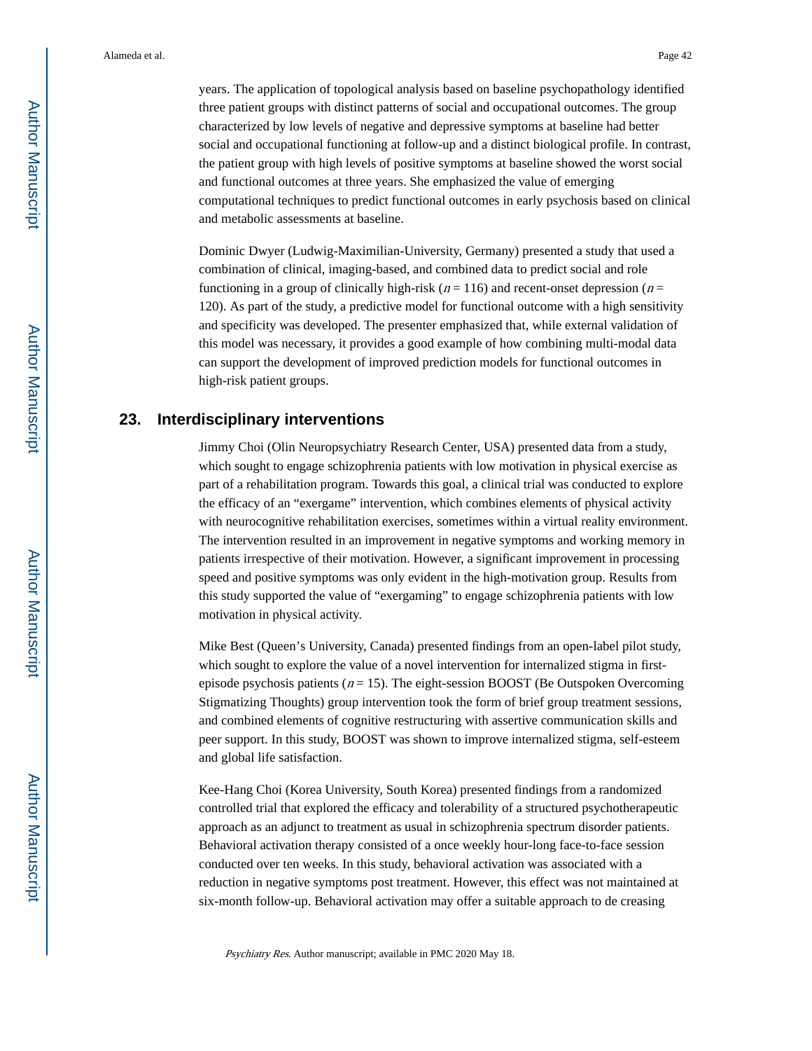years. The application of topological analysis based on baseline psychopathology identified three patient groups with distinct patterns of social and occupational outcomes. The group characterized by low levels of negative and depressive symptoms at baseline had better social and occupational functioning at follow-up and a distinct biological profile. In contrast, the patient group with high levels of positive symptoms at baseline showed the worst social and functional outcomes at three years. She emphasized the value of emerging computational techniques to predict functional outcomes in early psychosis based on clinical and metabolic assessments at baseline.

Dominic Dwyer (Ludwig-Maximilian-University, Germany) presented a study that used a combination of clinical, imaging-based, and combined data to predict social and role functioning in a group of clinically high-risk ($n = 116$) and recent-onset depression ($n = 120$). As part of the study, a predictive model for functional outcome with a high sensitivity and specificity was developed. The presenter emphasized that, while external validation of this model was necessary, it provides a good example of how combining multi-modal data can support the development of improved prediction models for functional outcomes in high-risk patient groups.

## 23. Interdisciplinary interventions

Jimmy Choi (Olin Neuropsychiatry Research Center, USA) presented data from a study, which sought to engage schizophrenia patients with low motivation in physical exercise as part of a rehabilitation program. Towards this goal, a clinical trial was conducted to explore the efficacy of an "exergame" intervention, which combines elements of physical activity with neurocognitive rehabilitation exercises, sometimes within a virtual reality environment. The intervention resulted in an improvement in negative symptoms and working memory in patients irrespective of their motivation. However, a significant improvement in processing speed and positive symptoms was only evident in the high-motivation group. Results from this study supported the value of "exergaming" to engage schizophrenia patients with low motivation in physical activity.

Mike Best (Queen's University, Canada) presented findings from an open-label pilot study, which sought to explore the value of a novel intervention for internalized stigma in first-episode psychosis patients ($n = 15$). The eight-session BOOST (Be Outspoken Overcoming Stigmatizing Thoughts) group intervention took the form of brief group treatment sessions, and combined elements of cognitive restructuring with assertive communication skills and peer support. In this study, BOOST was shown to improve internalized stigma, self-esteem and global life satisfaction.

Kee-Hang Choi (Korea University, South Korea) presented findings from a randomized controlled trial that explored the efficacy and tolerability of a structured psychotherapeutic approach as an adjunct to treatment as usual in schizophrenia spectrum disorder patients. Behavioral activation therapy consisted of a once weekly hour-long face-to-face session conducted over ten weeks. In this study, behavioral activation was associated with a reduction in negative symptoms post treatment. However, this effect was not maintained at six-month follow-up. Behavioral activation may offer a suitable approach to de creasing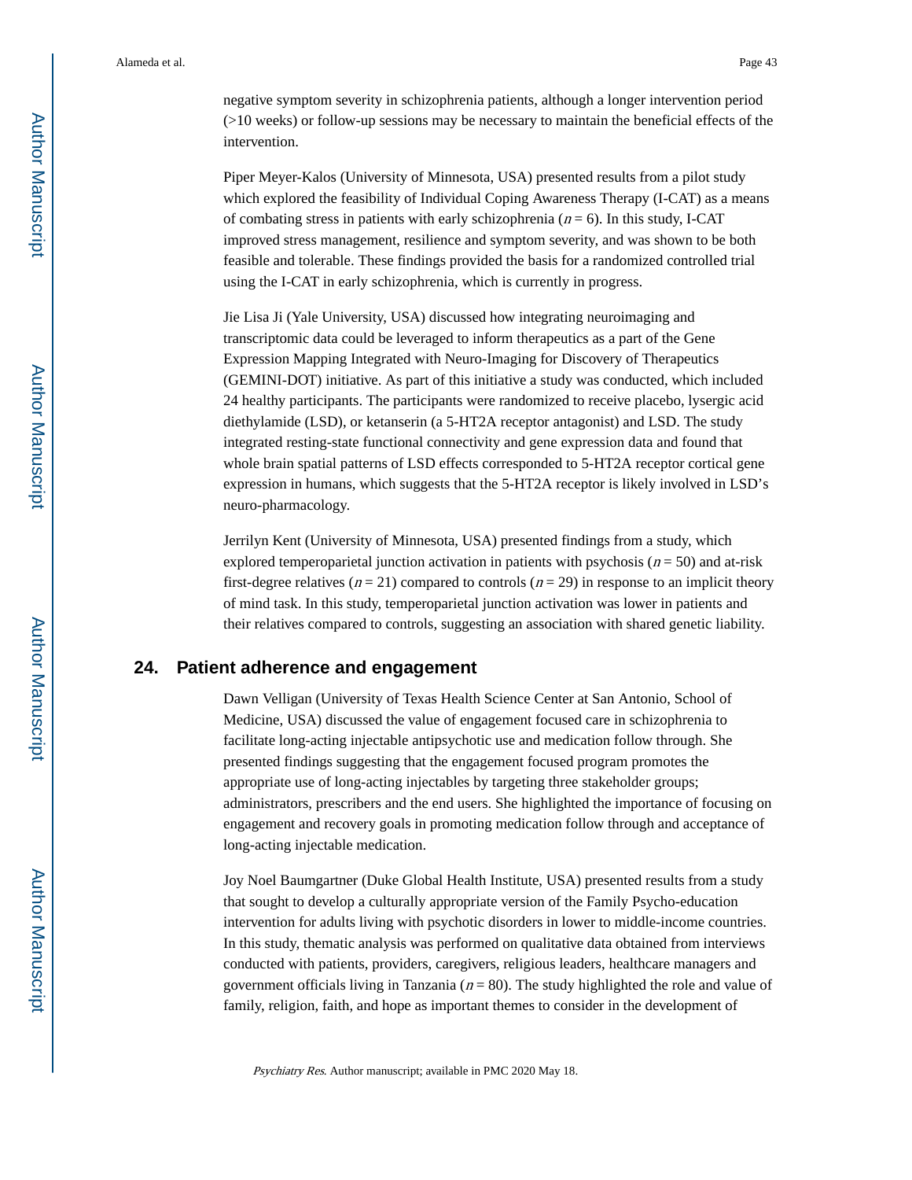negative symptom severity in schizophrenia patients, although a longer intervention period (>10 weeks) or follow-up sessions may be necessary to maintain the beneficial effects of the intervention.

Piper Meyer-Kalos (University of Minnesota, USA) presented results from a pilot study which explored the feasibility of Individual Coping Awareness Therapy (I-CAT) as a means of combating stress in patients with early schizophrenia ($n = 6$). In this study, I-CAT improved stress management, resilience and symptom severity, and was shown to be both feasible and tolerable. These findings provided the basis for a randomized controlled trial using the I-CAT in early schizophrenia, which is currently in progress.

Jie Lisa Ji (Yale University, USA) discussed how integrating neuroimaging and transcriptomic data could be leveraged to inform therapeutics as a part of the Gene Expression Mapping Integrated with Neuro-Imaging for Discovery of Therapeutics (GEMINI-DOT) initiative. As part of this initiative a study was conducted, which included 24 healthy participants. The participants were randomized to receive placebo, lysergic acid diethylamide (LSD), or ketanserin (a 5-HT2A receptor antagonist) and LSD. The study integrated resting-state functional connectivity and gene expression data and found that whole brain spatial patterns of LSD effects corresponded to 5-HT2A receptor cortical gene expression in humans, which suggests that the 5-HT2A receptor is likely involved in LSD's neuro-pharmacology.

Jerrilyn Kent (University of Minnesota, USA) presented findings from a study, which explored temperoparietal junction activation in patients with psychosis ($n = 50$) and at-risk first-degree relatives ($n = 21$) compared to controls ($n = 29$) in response to an implicit theory of mind task. In this study, temperoparietal junction activation was lower in patients and their relatives compared to controls, suggesting an association with shared genetic liability.

## 24. Patient adherence and engagement

Dawn Velligan (University of Texas Health Science Center at San Antonio, School of Medicine, USA) discussed the value of engagement focused care in schizophrenia to facilitate long-acting injectable antipsychotic use and medication follow through. She presented findings suggesting that the engagement focused program promotes the appropriate use of long-acting injectables by targeting three stakeholder groups; administrators, prescribers and the end users. She highlighted the importance of focusing on engagement and recovery goals in promoting medication follow through and acceptance of long-acting injectable medication.

Joy Noel Baumgartner (Duke Global Health Institute, USA) presented results from a study that sought to develop a culturally appropriate version of the Family Psycho-education intervention for adults living with psychotic disorders in lower to middle-income countries. In this study, thematic analysis was performed on qualitative data obtained from interviews conducted with patients, providers, caregivers, religious leaders, healthcare managers and government officials living in Tanzania ($n = 80$). The study highlighted the role and value of family, religion, faith, and hope as important themes to consider in the development of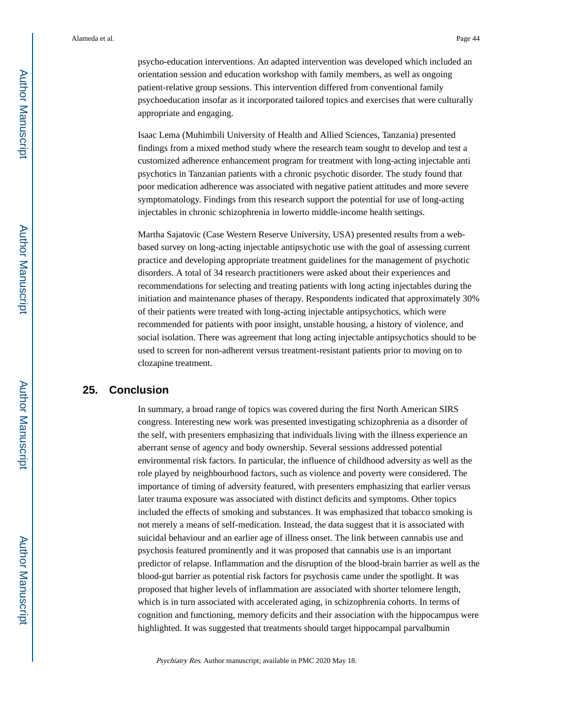psycho-education interventions. An adapted intervention was developed which included an orientation session and education workshop with family members, as well as ongoing patient-relative group sessions. This intervention differed from conventional family psychoeducation insofar as it incorporated tailored topics and exercises that were culturally appropriate and engaging.

Isaac Lema (Muhimbili University of Health and Allied Sciences, Tanzania) presented findings from a mixed method study where the research team sought to develop and test a customized adherence enhancement program for treatment with long-acting injectable anti psychotics in Tanzanian patients with a chronic psychotic disorder. The study found that poor medication adherence was associated with negative patient attitudes and more severe symptomatology. Findings from this research support the potential for use of long-acting injectables in chronic schizophrenia in lowerto middle-income health settings.

Martha Sajatovic (Case Western Reserve University, USA) presented results from a web-based survey on long-acting injectable antipsychotic use with the goal of assessing current practice and developing appropriate treatment guidelines for the management of psychotic disorders. A total of 34 research practitioners were asked about their experiences and recommendations for selecting and treating patients with long acting injectables during the initiation and maintenance phases of therapy. Respondents indicated that approximately 30% of their patients were treated with long-acting injectable antipsychotics, which were recommended for patients with poor insight, unstable housing, a history of violence, and social isolation. There was agreement that long acting injectable antipsychotics should to be used to screen for non-adherent versus treatment-resistant patients prior to moving on to clozapine treatment.

## 25. Conclusion

In summary, a broad range of topics was covered during the first North American SIRS congress. Interesting new work was presented investigating schizophrenia as a disorder of the self, with presenters emphasizing that individuals living with the illness experience an aberrant sense of agency and body ownership. Several sessions addressed potential environmental risk factors. In particular, the influence of childhood adversity as well as the role played by neighbourhood factors, such as violence and poverty were considered. The importance of timing of adversity featured, with presenters emphasizing that earlier versus later trauma exposure was associated with distinct deficits and symptoms. Other topics included the effects of smoking and substances. It was emphasized that tobacco smoking is not merely a means of self-medication. Instead, the data suggest that it is associated with suicidal behaviour and an earlier age of illness onset. The link between cannabis use and psychosis featured prominently and it was proposed that cannabis use is an important predictor of relapse. Inflammation and the disruption of the blood-brain barrier as well as the blood-gut barrier as potential risk factors for psychosis came under the spotlight. It was proposed that higher levels of inflammation are associated with shorter telomere length, which is in turn associated with accelerated aging, in schizophrenia cohorts. In terms of cognition and functioning, memory deficits and their association with the hippocampus were highlighted. It was suggested that treatments should target hippocampal parvalbumin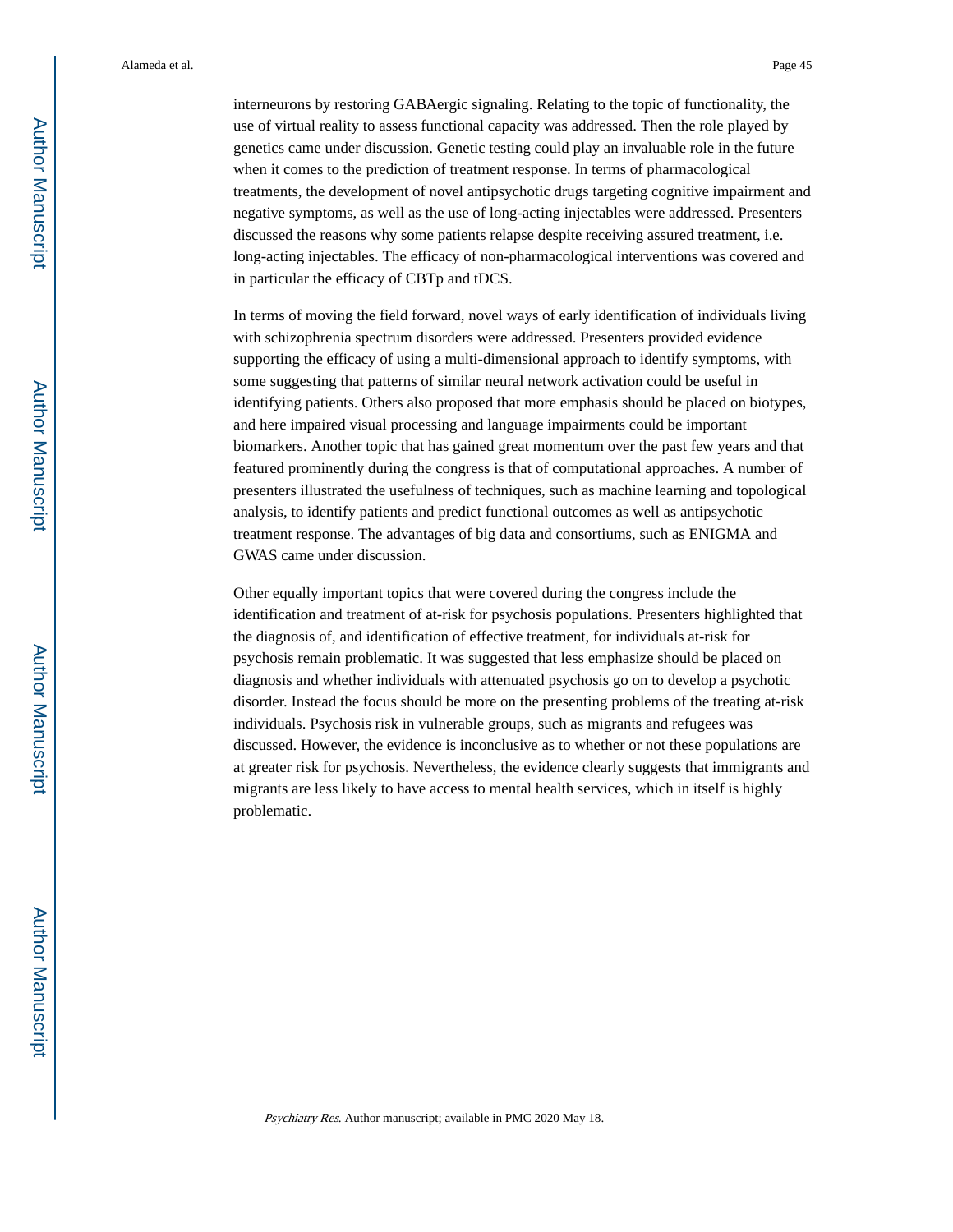interneurons by restoring GABAergic signaling. Relating to the topic of functionality, the use of virtual reality to assess functional capacity was addressed. Then the role played by genetics came under discussion. Genetic testing could play an invaluable role in the future when it comes to the prediction of treatment response. In terms of pharmacological treatments, the development of novel antipsychotic drugs targeting cognitive impairment and negative symptoms, as well as the use of long-acting injectables were addressed. Presenters discussed the reasons why some patients relapse despite receiving assured treatment, i.e. long-acting injectables. The efficacy of non-pharmacological interventions was covered and in particular the efficacy of CBTp and tDCS.

In terms of moving the field forward, novel ways of early identification of individuals living with schizophrenia spectrum disorders were addressed. Presenters provided evidence supporting the efficacy of using a multi-dimensional approach to identify symptoms, with some suggesting that patterns of similar neural network activation could be useful in identifying patients. Others also proposed that more emphasis should be placed on biotypes, and here impaired visual processing and language impairments could be important biomarkers. Another topic that has gained great momentum over the past few years and that featured prominently during the congress is that of computational approaches. A number of presenters illustrated the usefulness of techniques, such as machine learning and topological analysis, to identify patients and predict functional outcomes as well as antipsychotic treatment response. The advantages of big data and consortiums, such as ENIGMA and GWAS came under discussion.

Other equally important topics that were covered during the congress include the identification and treatment of at-risk for psychosis populations. Presenters highlighted that the diagnosis of, and identification of effective treatment, for individuals at-risk for psychosis remain problematic. It was suggested that less emphasize should be placed on diagnosis and whether individuals with attenuated psychosis go on to develop a psychotic disorder. Instead the focus should be more on the presenting problems of the treating at-risk individuals. Psychosis risk in vulnerable groups, such as migrants and refugees was discussed. However, the evidence is inconclusive as to whether or not these populations are at greater risk for psychosis. Nevertheless, the evidence clearly suggests that immigrants and migrants are less likely to have access to mental health services, which in itself is highly problematic.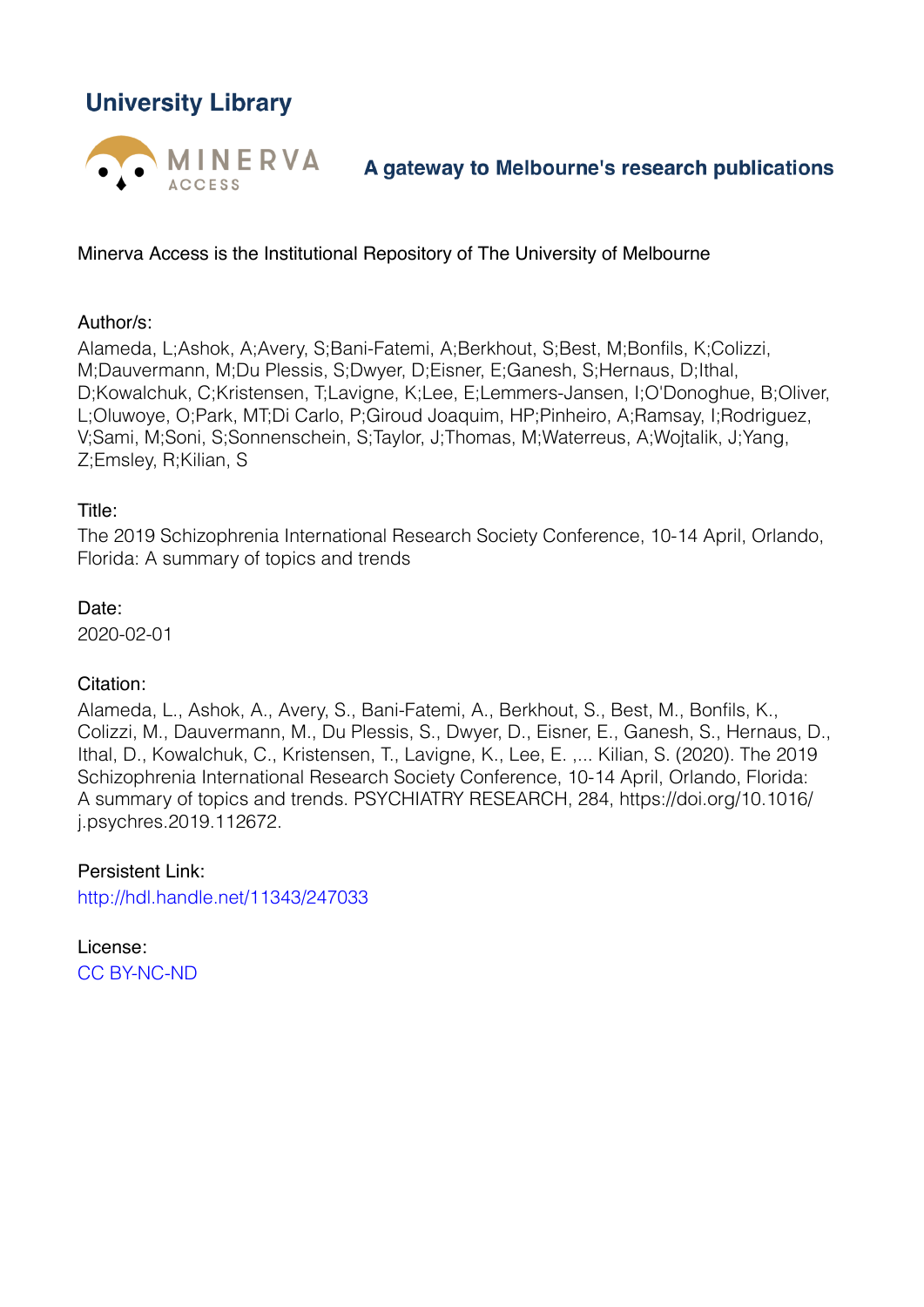# University Library

MINERVA ACCESS

**A gateway to Melbourne's research publications**

Minerva Access is the Institutional Repository of The University of Melbourne

**Author/s:**

Alameda, L;Ashok, A;Avery, S;Bani-Fatemi, A;Berkhout, S;Best, M;Bonfils, K;Colizzi, M;Dauvermann, M;Du Plessis, S;Dwyer, D;Eisner, E;Ganesh, S;Hernaus, D;Ithal, D;Kowalchuk, C;Kristensen, T;Lavigne, K;Lee, E;Lemmers-Jansen, I;O'Donoghue, B;Oliver, L;Oluwoye, O;Park, MT;Di Carlo, P;Giroud Joaquim, HP;Pinheiro, A;Ramsay, I;Rodriguez, V;Sami, M;Soni, S;Sonnenschein, S;Taylor, J;Thomas, M;Waterreus, A;Wojtalik, J;Yang, Z;Emsley, R;Kilian, S

**Title:**

The 2019 Schizophrenia International Research Society Conference, 10-14 April, Orlando, Florida: A summary of topics and trends

**Date:**

2020-02-01

**Citation:**

Alameda, L., Ashok, A., Avery, S., Bani-Fatemi, A., Berkhout, S., Best, M., Bonfils, K., Colizzi, M., Dauvermann, M., Du Plessis, S., Dwyer, D., Eisner, E., Ganesh, S., Hernaus, D., Ithal, D., Kowalchuk, C., Kristensen, T., Lavigne, K., Lee, E. ,... Kilian, S. (2020). The 2019 Schizophrenia International Research Society Conference, 10-14 April, Orlando, Florida: A summary of topics and trends. PSYCHIATRY RESEARCH, 284, https://doi.org/10.1016/j.psychres.2019.112672.

**Persistent Link:**

http://hdl.handle.net/11343/247033

**License:**

CC BY-NC-ND